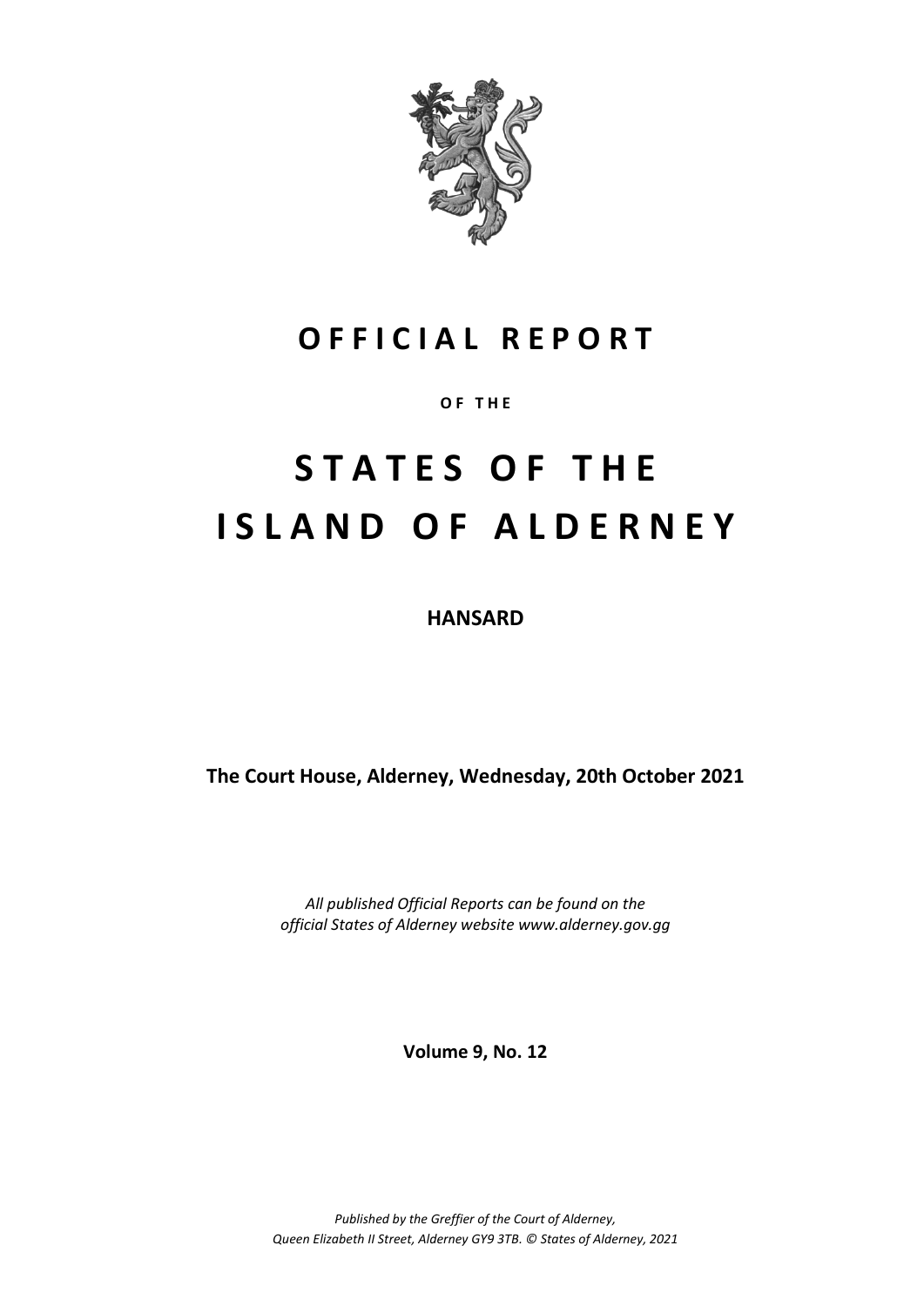# OFFICIAL REPORT

**OF THE**

# STATES OF THE ISLAND OF ALDERNEY

**HANSARD**

**The Court House, Alderney, Wednesday, 20th October 2021**

*All published Official Reports can be found on the official States of Alderney website www.alderney.gov.gg*

**Volume 9, No. 12**

*Published by the Greffier of the Court of Alderney, Queen Elizabeth II Street, Alderney GY9 3TB. © States of Alderney, 2021*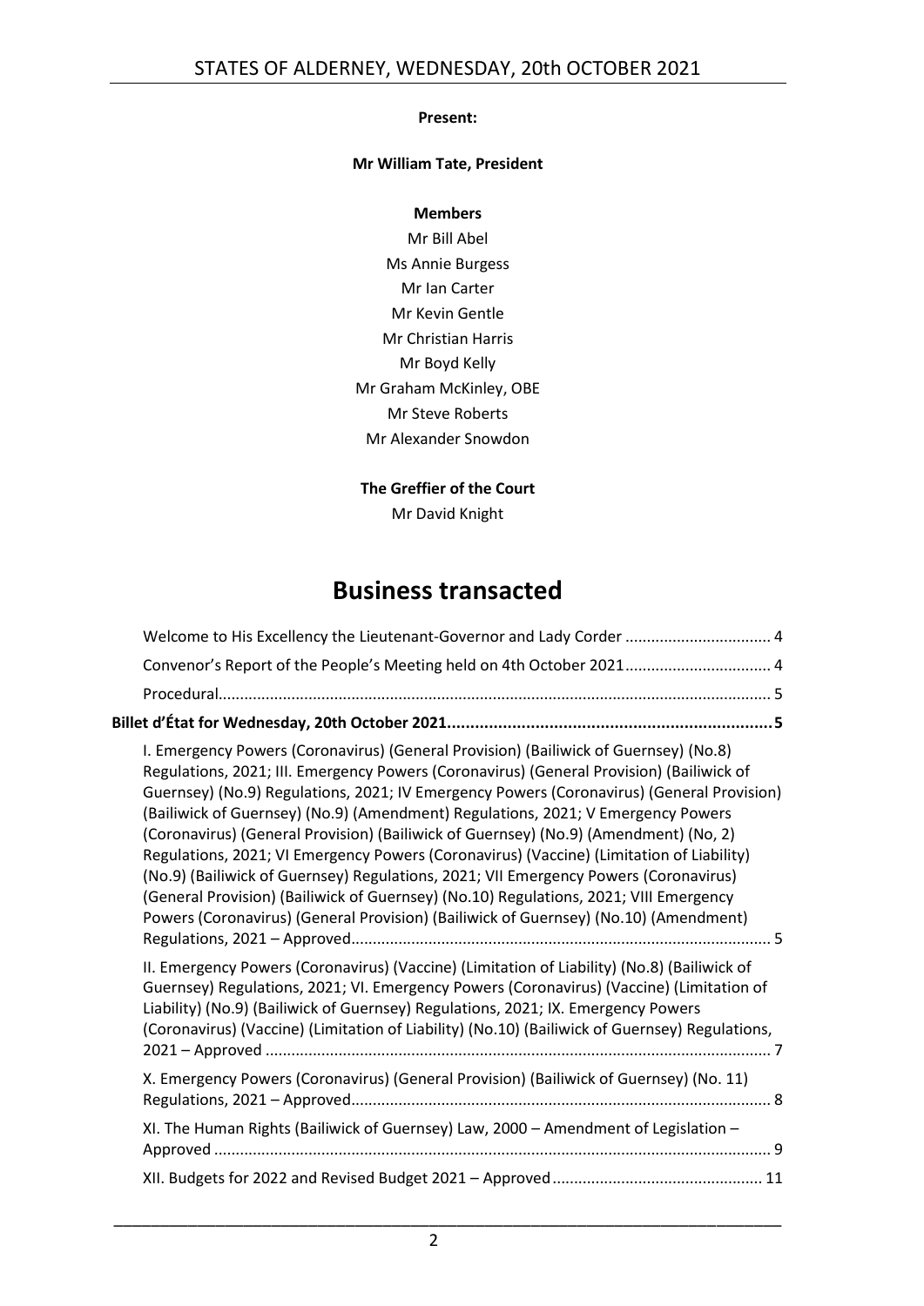**Present:**

**Mr William Tate, President**

**Members**

Mr Bill Abel
Ms Annie Burgess
Mr Ian Carter
Mr Kevin Gentle
Mr Christian Harris
Mr Boyd Kelly
Mr Graham McKinley, OBE
Mr Steve Roberts
Mr Alexander Snowdon

**The Greffier of the Court**

Mr David Knight

# Business transacted

Welcome to His Excellency the Lieutenant-Governor and Lady Corder ................................. 4

Convenor's Report of the People's Meeting held on 4th October 2021................................. 4

Procedural.............................................................................................................. 5

**Billet d'État for Wednesday, 20th October 2021....................................................................5**

I. Emergency Powers (Coronavirus) (General Provision) (Bailiwick of Guernsey) (No.8) Regulations, 2021; III. Emergency Powers (Coronavirus) (General Provision) (Bailiwick of Guernsey) (No.9) Regulations, 2021; IV Emergency Powers (Coronavirus) (General Provision) (Bailiwick of Guernsey) (No.9) (Amendment) Regulations, 2021; V Emergency Powers (Coronavirus) (General Provision) (Bailiwick of Guernsey) (No.9) (Amendment) (No, 2) Regulations, 2021; VI Emergency Powers (Coronavirus) (Vaccine) (Limitation of Liability) (No.9) (Bailiwick of Guernsey) Regulations, 2021; VII Emergency Powers (Coronavirus) (General Provision) (Bailiwick of Guernsey) (No.10) Regulations, 2021; VIII Emergency Powers (Coronavirus) (General Provision) (Bailiwick of Guernsey) (No.10) (Amendment) Regulations, 2021 – Approved................................................................................................ 5

II. Emergency Powers (Coronavirus) (Vaccine) (Limitation of Liability) (No.8) (Bailiwick of Guernsey) Regulations, 2021; VI. Emergency Powers (Coronavirus) (Vaccine) (Limitation of Liability) (No.9) (Bailiwick of Guernsey) Regulations, 2021; IX. Emergency Powers (Coronavirus) (Vaccine) (Limitation of Liability) (No.10) (Bailiwick of Guernsey) Regulations, 2021 – Approved .................................................................................................................... 7

X. Emergency Powers (Coronavirus) (General Provision) (Bailiwick of Guernsey) (No. 11) Regulations, 2021 – Approved................................................................................................ 8

XI. The Human Rights (Bailiwick of Guernsey) Law, 2000 – Amendment of Legislation – Approved ................................................................................................................................ 9

XII. Budgets for 2022 and Revised Budget 2021 – Approved................................................ 11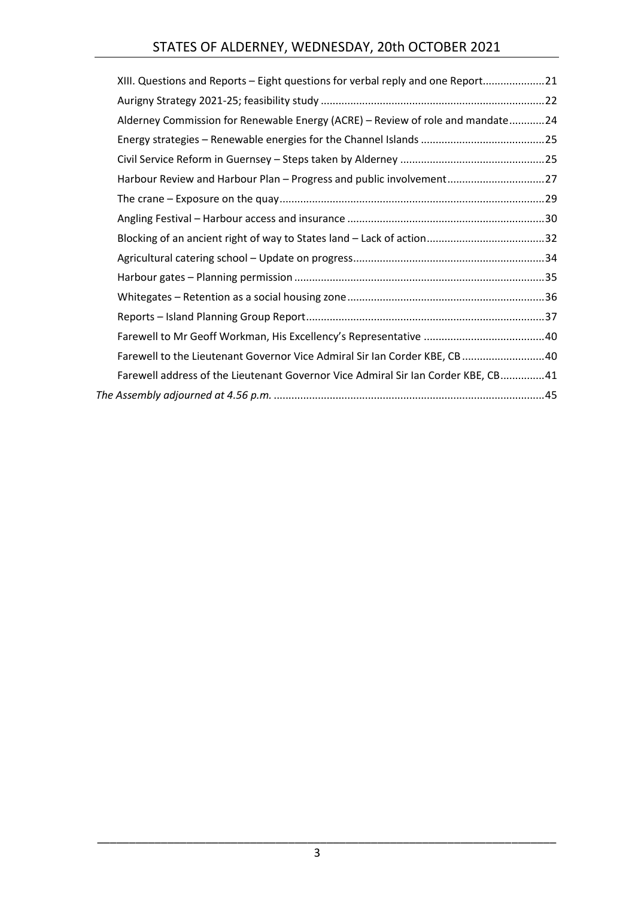XIII. Questions and Reports – Eight questions for verbal reply and one Report.....................21

Aurigny Strategy 2021-25; feasibility study ...........................................................................22

Alderney Commission for Renewable Energy (ACRE) – Review of role and mandate............24

Energy strategies – Renewable energies for the Channel Islands ..........................................25

Civil Service Reform in Guernsey – Steps taken by Alderney .................................................25

Harbour Review and Harbour Plan – Progress and public involvement.................................27

The crane – Exposure on the quay..........................................................................................29

Angling Festival – Harbour access and insurance ..................................................................30

Blocking of an ancient right of way to States land – Lack of action........................................32

Agricultural catering school – Update on progress.................................................................34

Harbour gates – Planning permission ....................................................................................35

Whitegates – Retention as a social housing zone...................................................................36

Reports – Island Planning Group Report.................................................................................37

Farewell to Mr Geoff Workman, His Excellency's Representative .........................................40

Farewell to the Lieutenant Governor Vice Admiral Sir Ian Corder KBE, CB............................40

Farewell address of the Lieutenant Governor Vice Admiral Sir Ian Corder KBE, CB...............41

*The Assembly adjourned at 4.56 p.m.* ...........................................................................................45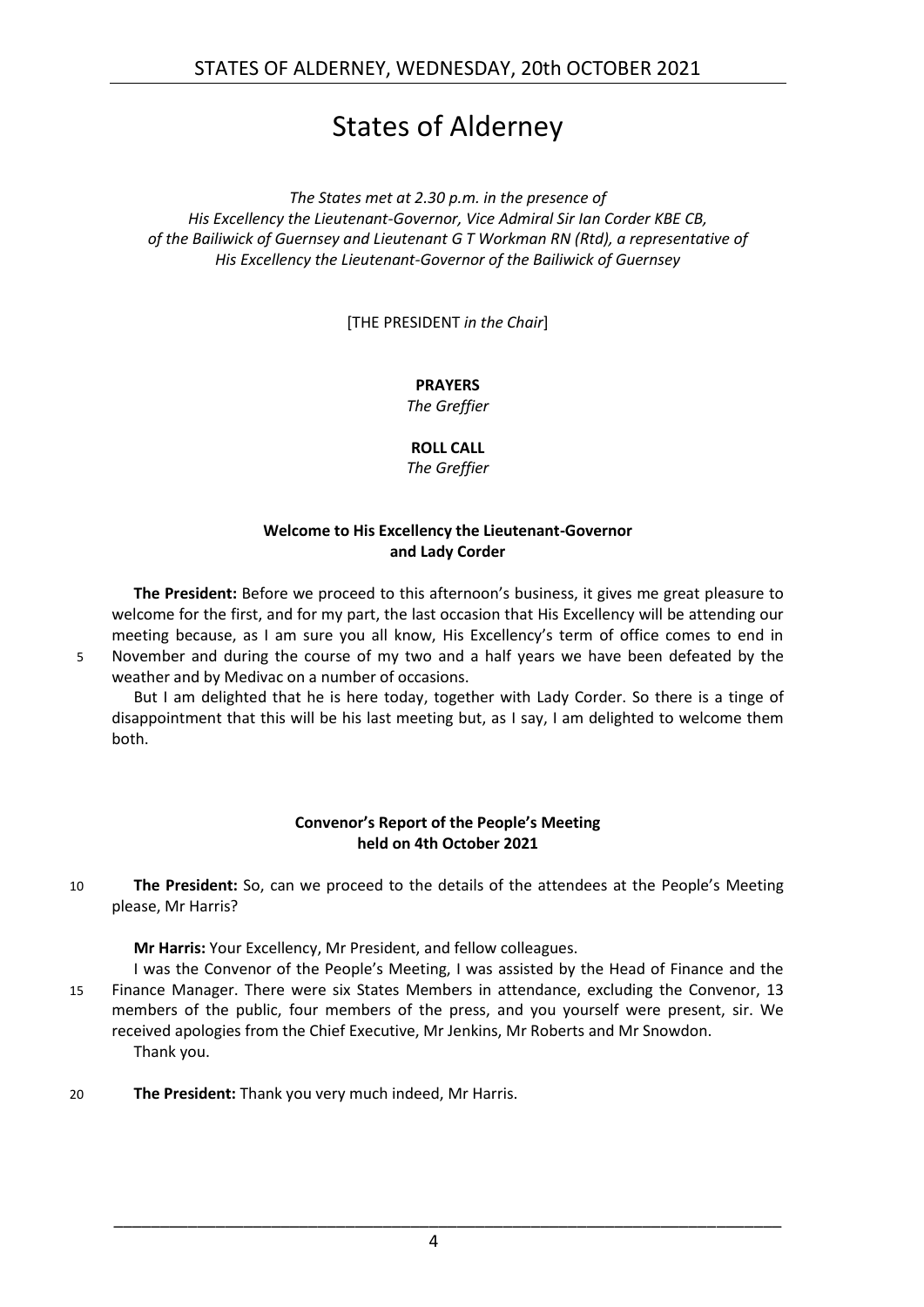# States of Alderney

*The States met at 2.30 p.m. in the presence of*
*His Excellency the Lieutenant-Governor, Vice Admiral Sir Ian Corder KBE CB,*
*of the Bailiwick of Guernsey and Lieutenant G T Workman RN (Rtd), a representative of*
*His Excellency the Lieutenant-Governor of the Bailiwick of Guernsey*

[THE PRESIDENT *in the Chair*]

**PRAYERS**
*The Greffier*

**ROLL CALL**
*The Greffier*

## Welcome to His Excellency the Lieutenant-Governor and Lady Corder

**The President:** Before we proceed to this afternoon's business, it gives me great pleasure to welcome for the first, and for my part, the last occasion that His Excellency will be attending our meeting because, as I am sure you all know, His Excellency's term of office comes to end in November and during the course of my two and a half years we have been defeated by the weather and by Medivac on a number of occasions.

But I am delighted that he is here today, together with Lady Corder. So there is a tinge of disappointment that this will be his last meeting but, as I say, I am delighted to welcome them both.

## Convenor's Report of the People's Meeting held on 4th October 2021

**The President:** So, can we proceed to the details of the attendees at the People's Meeting please, Mr Harris?

**Mr Harris:** Your Excellency, Mr President, and fellow colleagues.

I was the Convenor of the People's Meeting, I was assisted by the Head of Finance and the Finance Manager. There were six States Members in attendance, excluding the Convenor, 13 members of the public, four members of the press, and you yourself were present, sir. We received apologies from the Chief Executive, Mr Jenkins, Mr Roberts and Mr Snowdon.

Thank you.

**The President:** Thank you very much indeed, Mr Harris.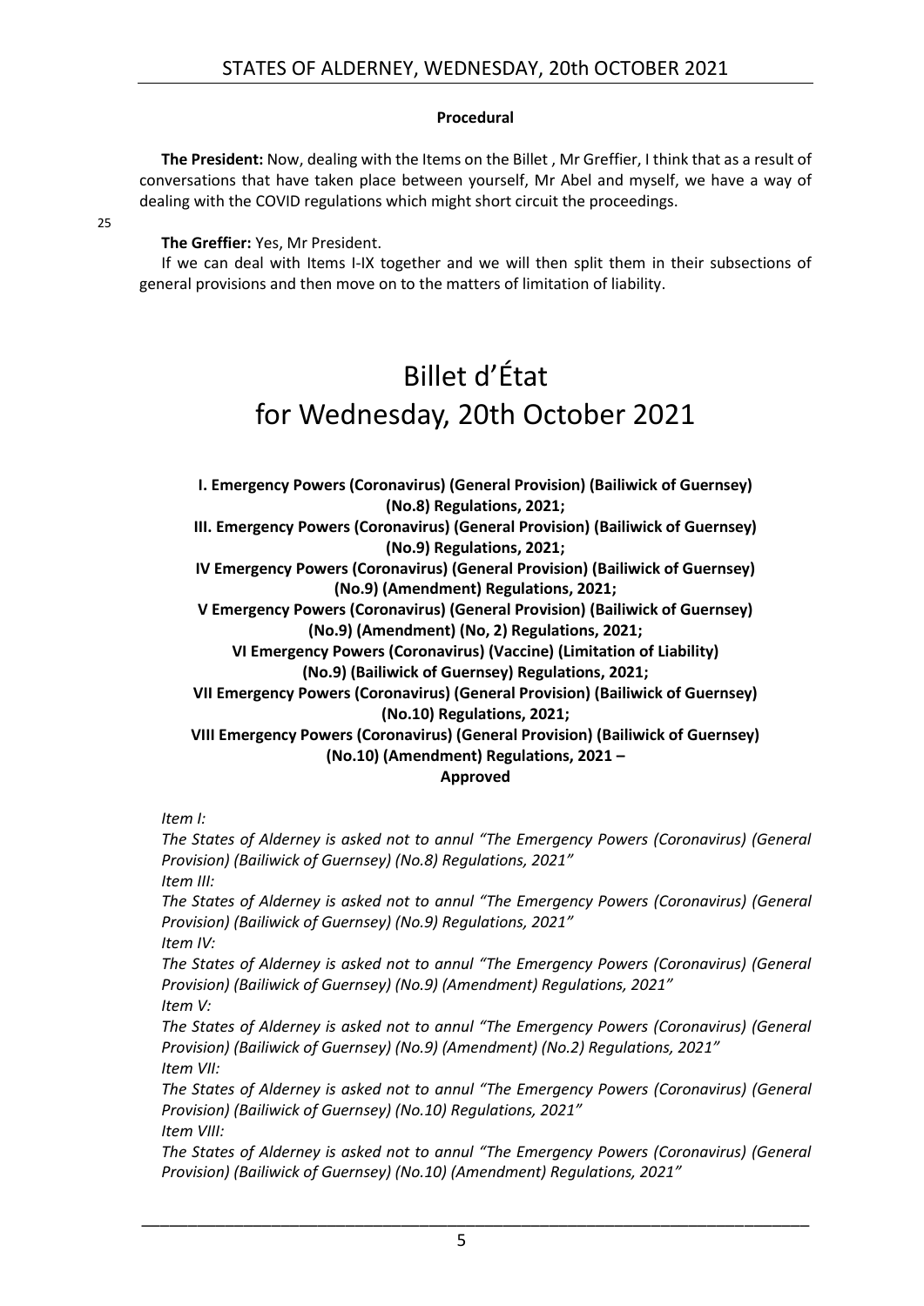**Procedural**

**The President:** Now, dealing with the Items on the Billet , Mr Greffier, I think that as a result of conversations that have taken place between yourself, Mr Abel and myself, we have a way of dealing with the COVID regulations which might short circuit the proceedings.

**The Greffier:** Yes, Mr President.

If we can deal with Items I-IX together and we will then split them in their subsections of general provisions and then move on to the matters of limitation of liability.

# Billet d'État for Wednesday, 20th October 2021

**I. Emergency Powers (Coronavirus) (General Provision) (Bailiwick of Guernsey) (No.8) Regulations, 2021;**
**III. Emergency Powers (Coronavirus) (General Provision) (Bailiwick of Guernsey) (No.9) Regulations, 2021;**
**IV Emergency Powers (Coronavirus) (General Provision) (Bailiwick of Guernsey) (No.9) (Amendment) Regulations, 2021;**
**V Emergency Powers (Coronavirus) (General Provision) (Bailiwick of Guernsey) (No.9) (Amendment) (No, 2) Regulations, 2021;**
**VI Emergency Powers (Coronavirus) (Vaccine) (Limitation of Liability) (No.9) (Bailiwick of Guernsey) Regulations, 2021;**
**VII Emergency Powers (Coronavirus) (General Provision) (Bailiwick of Guernsey) (No.10) Regulations, 2021;**
**VIII Emergency Powers (Coronavirus) (General Provision) (Bailiwick of Guernsey) (No.10) (Amendment) Regulations, 2021 –**
**Approved**

*Item I:*
*The States of Alderney is asked not to annul "The Emergency Powers (Coronavirus) (General Provision) (Bailiwick of Guernsey) (No.8) Regulations, 2021"*
*Item III:*
*The States of Alderney is asked not to annul "The Emergency Powers (Coronavirus) (General Provision) (Bailiwick of Guernsey) (No.9) Regulations, 2021"*
*Item IV:*
*The States of Alderney is asked not to annul "The Emergency Powers (Coronavirus) (General Provision) (Bailiwick of Guernsey) (No.9) (Amendment) Regulations, 2021"*
*Item V:*
*The States of Alderney is asked not to annul "The Emergency Powers (Coronavirus) (General Provision) (Bailiwick of Guernsey) (No.9) (Amendment) (No.2) Regulations, 2021"*
*Item VII:*
*The States of Alderney is asked not to annul "The Emergency Powers (Coronavirus) (General Provision) (Bailiwick of Guernsey) (No.10) Regulations, 2021"*
*Item VIII:*
*The States of Alderney is asked not to annul "The Emergency Powers (Coronavirus) (General Provision) (Bailiwick of Guernsey) (No.10) (Amendment) Regulations, 2021"*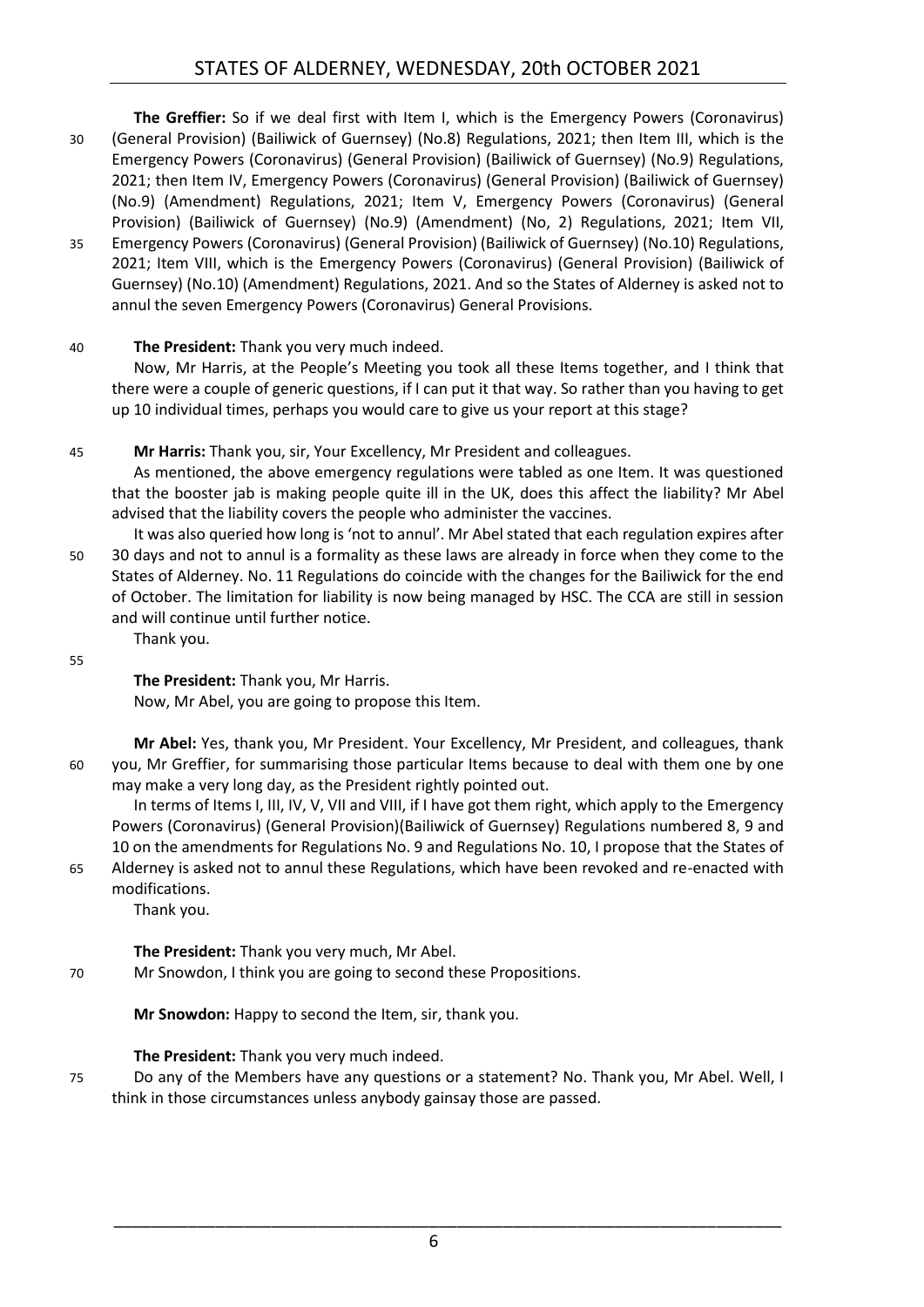**The Greffier:** So if we deal first with Item I, which is the Emergency Powers (Coronavirus) (General Provision) (Bailiwick of Guernsey) (No.8) Regulations, 2021; then Item III, which is the Emergency Powers (Coronavirus) (General Provision) (Bailiwick of Guernsey) (No.9) Regulations, 2021; then Item IV, Emergency Powers (Coronavirus) (General Provision) (Bailiwick of Guernsey) (No.9) (Amendment) Regulations, 2021; Item V, Emergency Powers (Coronavirus) (General Provision) (Bailiwick of Guernsey) (No.9) (Amendment) (No, 2) Regulations, 2021; Item VII, Emergency Powers (Coronavirus) (General Provision) (Bailiwick of Guernsey) (No.10) Regulations, 2021; Item VIII, which is the Emergency Powers (Coronavirus) (General Provision) (Bailiwick of Guernsey) (No.10) (Amendment) Regulations, 2021. And so the States of Alderney is asked not to annul the seven Emergency Powers (Coronavirus) General Provisions.

**The President:** Thank you very much indeed.

Now, Mr Harris, at the People's Meeting you took all these Items together, and I think that there were a couple of generic questions, if I can put it that way. So rather than you having to get up 10 individual times, perhaps you would care to give us your report at this stage?

**Mr Harris:** Thank you, sir, Your Excellency, Mr President and colleagues.

As mentioned, the above emergency regulations were tabled as one Item. It was questioned that the booster jab is making people quite ill in the UK, does this affect the liability? Mr Abel advised that the liability covers the people who administer the vaccines.

It was also queried how long is 'not to annul'. Mr Abel stated that each regulation expires after 30 days and not to annul is a formality as these laws are already in force when they come to the States of Alderney. No. 11 Regulations do coincide with the changes for the Bailiwick for the end of October. The limitation for liability is now being managed by HSC. The CCA are still in session and will continue until further notice.

Thank you.

**The President:** Thank you, Mr Harris.

Now, Mr Abel, you are going to propose this Item.

**Mr Abel:** Yes, thank you, Mr President. Your Excellency, Mr President, and colleagues, thank you, Mr Greffier, for summarising those particular Items because to deal with them one by one may make a very long day, as the President rightly pointed out.

In terms of Items I, III, IV, V, VII and VIII, if I have got them right, which apply to the Emergency Powers (Coronavirus) (General Provision)(Bailiwick of Guernsey) Regulations numbered 8, 9 and 10 on the amendments for Regulations No. 9 and Regulations No. 10, I propose that the States of Alderney is asked not to annul these Regulations, which have been revoked and re-enacted with modifications.

Thank you.

**The President:** Thank you very much, Mr Abel.

Mr Snowdon, I think you are going to second these Propositions.

**Mr Snowdon:** Happy to second the Item, sir, thank you.

**The President:** Thank you very much indeed.

Do any of the Members have any questions or a statement? No. Thank you, Mr Abel. Well, I think in those circumstances unless anybody gainsay those are passed.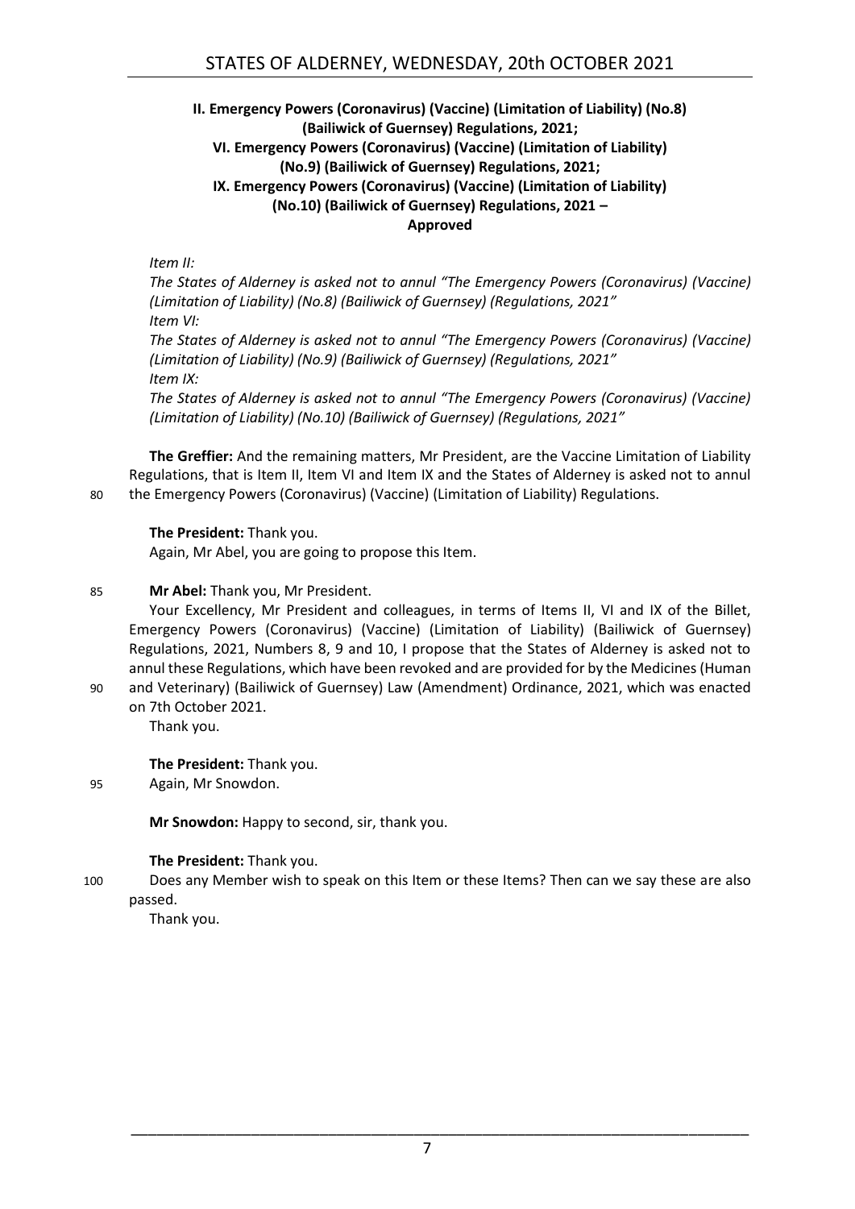**II. Emergency Powers (Coronavirus) (Vaccine) (Limitation of Liability) (No.8) (Bailiwick of Guernsey) Regulations, 2021;**
**VI. Emergency Powers (Coronavirus) (Vaccine) (Limitation of Liability) (No.9) (Bailiwick of Guernsey) Regulations, 2021;**
**IX. Emergency Powers (Coronavirus) (Vaccine) (Limitation of Liability) (No.10) (Bailiwick of Guernsey) Regulations, 2021 –**
**Approved**

*Item II:*
*The States of Alderney is asked not to annul "The Emergency Powers (Coronavirus) (Vaccine) (Limitation of Liability) (No.8) (Bailiwick of Guernsey) (Regulations, 2021"*
*Item VI:*
*The States of Alderney is asked not to annul "The Emergency Powers (Coronavirus) (Vaccine) (Limitation of Liability) (No.9) (Bailiwick of Guernsey) (Regulations, 2021"*
*Item IX:*
*The States of Alderney is asked not to annul "The Emergency Powers (Coronavirus) (Vaccine) (Limitation of Liability) (No.10) (Bailiwick of Guernsey) (Regulations, 2021"*

**The Greffier:** And the remaining matters, Mr President, are the Vaccine Limitation of Liability Regulations, that is Item II, Item VI and Item IX and the States of Alderney is asked not to annul the Emergency Powers (Coronavirus) (Vaccine) (Limitation of Liability) Regulations.

**The President:** Thank you.
Again, Mr Abel, you are going to propose this Item.

**Mr Abel:** Thank you, Mr President.
Your Excellency, Mr President and colleagues, in terms of Items II, VI and IX of the Billet, Emergency Powers (Coronavirus) (Vaccine) (Limitation of Liability) (Bailiwick of Guernsey) Regulations, 2021, Numbers 8, 9 and 10, I propose that the States of Alderney is asked not to annul these Regulations, which have been revoked and are provided for by the Medicines (Human and Veterinary) (Bailiwick of Guernsey) Law (Amendment) Ordinance, 2021, which was enacted on 7th October 2021.
Thank you.

**The President:** Thank you.
Again, Mr Snowdon.

**Mr Snowdon:** Happy to second, sir, thank you.

**The President:** Thank you.
Does any Member wish to speak on this Item or these Items? Then can we say these are also passed.
Thank you.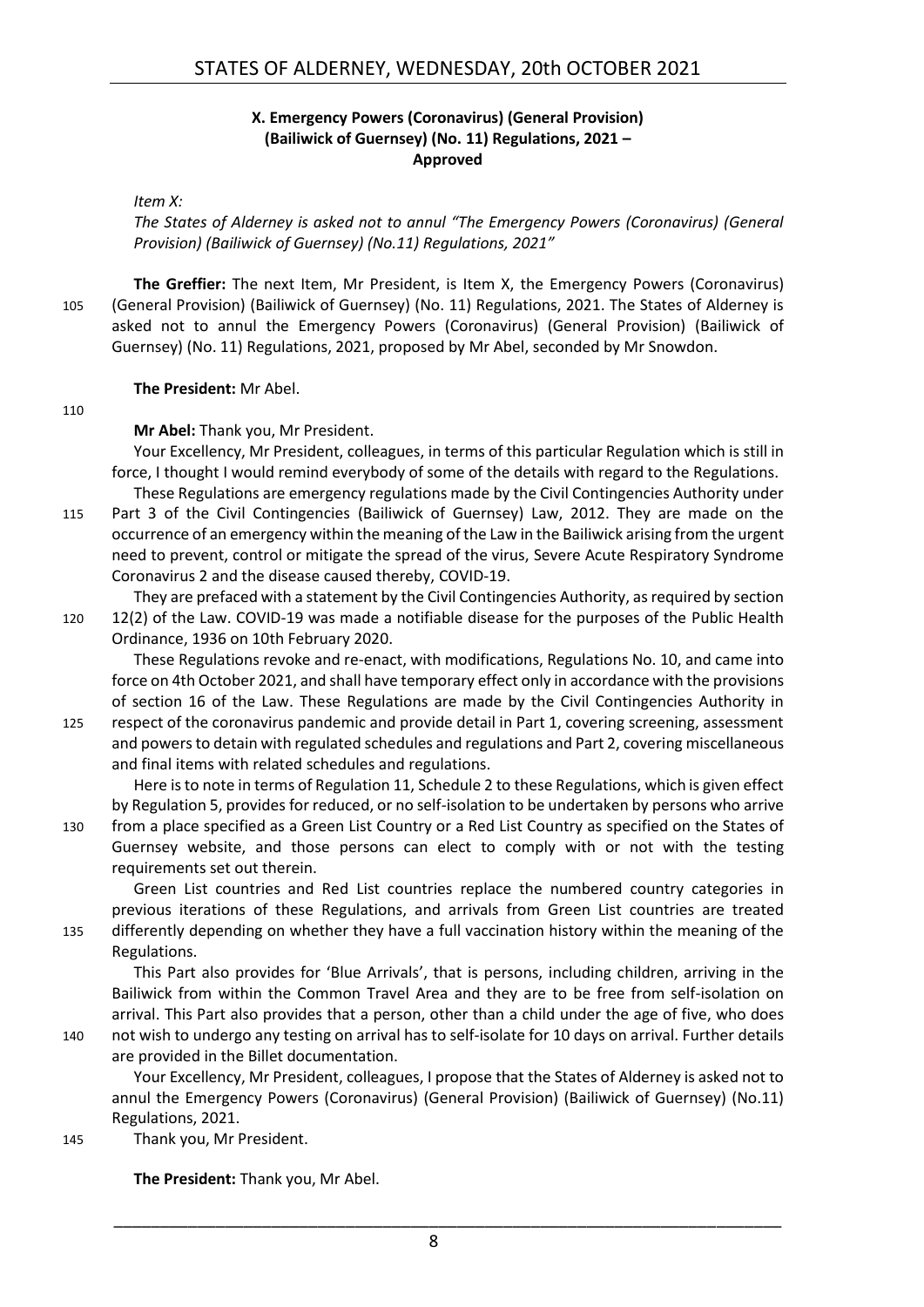### X. Emergency Powers (Coronavirus) (General Provision) (Bailiwick of Guernsey) (No. 11) Regulations, 2021 – Approved

*Item X:*

*The States of Alderney is asked not to annul "The Emergency Powers (Coronavirus) (General Provision) (Bailiwick of Guernsey) (No.11) Regulations, 2021"*

**The Greffier:** The next Item, Mr President, is Item X, the Emergency Powers (Coronavirus) (General Provision) (Bailiwick of Guernsey) (No. 11) Regulations, 2021. The States of Alderney is asked not to annul the Emergency Powers (Coronavirus) (General Provision) (Bailiwick of Guernsey) (No. 11) Regulations, 2021, proposed by Mr Abel, seconded by Mr Snowdon.

**The President:** Mr Abel.

**Mr Abel:** Thank you, Mr President.

Your Excellency, Mr President, colleagues, in terms of this particular Regulation which is still in force, I thought I would remind everybody of some of the details with regard to the Regulations.

These Regulations are emergency regulations made by the Civil Contingencies Authority under Part 3 of the Civil Contingencies (Bailiwick of Guernsey) Law, 2012. They are made on the occurrence of an emergency within the meaning of the Law in the Bailiwick arising from the urgent need to prevent, control or mitigate the spread of the virus, Severe Acute Respiratory Syndrome Coronavirus 2 and the disease caused thereby, COVID-19.

They are prefaced with a statement by the Civil Contingencies Authority, as required by section 12(2) of the Law. COVID-19 was made a notifiable disease for the purposes of the Public Health Ordinance, 1936 on 10th February 2020.

These Regulations revoke and re-enact, with modifications, Regulations No. 10, and came into force on 4th October 2021, and shall have temporary effect only in accordance with the provisions of section 16 of the Law. These Regulations are made by the Civil Contingencies Authority in respect of the coronavirus pandemic and provide detail in Part 1, covering screening, assessment and powers to detain with regulated schedules and regulations and Part 2, covering miscellaneous and final items with related schedules and regulations.

Here is to note in terms of Regulation 11, Schedule 2 to these Regulations, which is given effect by Regulation 5, provides for reduced, or no self-isolation to be undertaken by persons who arrive from a place specified as a Green List Country or a Red List Country as specified on the States of Guernsey website, and those persons can elect to comply with or not with the testing requirements set out therein.

Green List countries and Red List countries replace the numbered country categories in previous iterations of these Regulations, and arrivals from Green List countries are treated differently depending on whether they have a full vaccination history within the meaning of the Regulations.

This Part also provides for 'Blue Arrivals', that is persons, including children, arriving in the Bailiwick from within the Common Travel Area and they are to be free from self-isolation on arrival. This Part also provides that a person, other than a child under the age of five, who does not wish to undergo any testing on arrival has to self-isolate for 10 days on arrival. Further details are provided in the Billet documentation.

Your Excellency, Mr President, colleagues, I propose that the States of Alderney is asked not to annul the Emergency Powers (Coronavirus) (General Provision) (Bailiwick of Guernsey) (No.11) Regulations, 2021.

Thank you, Mr President.

**The President:** Thank you, Mr Abel.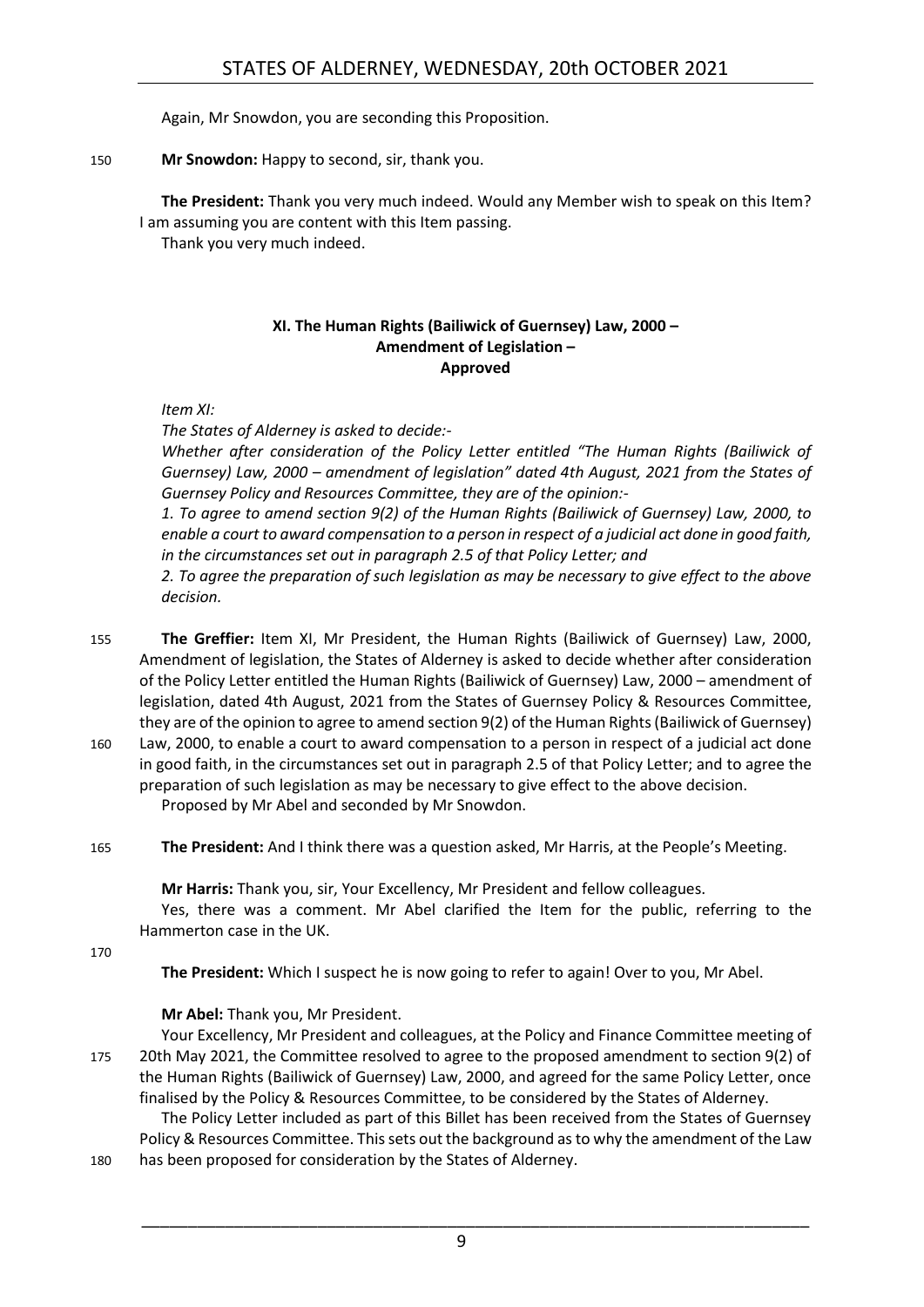Again, Mr Snowdon, you are seconding this Proposition.

150 **Mr Snowdon:** Happy to second, sir, thank you.

**The President:** Thank you very much indeed. Would any Member wish to speak on this Item? I am assuming you are content with this Item passing.

Thank you very much indeed.

### XI. The Human Rights (Bailiwick of Guernsey) Law, 2000 – Amendment of Legislation – Approved

*Item XI:*

*The States of Alderney is asked to decide:-*

*Whether after consideration of the Policy Letter entitled "The Human Rights (Bailiwick of Guernsey) Law, 2000 – amendment of legislation" dated 4th August, 2021 from the States of Guernsey Policy and Resources Committee, they are of the opinion:-*

*1. To agree to amend section 9(2) of the Human Rights (Bailiwick of Guernsey) Law, 2000, to enable a court to award compensation to a person in respect of a judicial act done in good faith, in the circumstances set out in paragraph 2.5 of that Policy Letter; and*

*2. To agree the preparation of such legislation as may be necessary to give effect to the above decision.*

155 **The Greffier:** Item XI, Mr President, the Human Rights (Bailiwick of Guernsey) Law, 2000, Amendment of legislation, the States of Alderney is asked to decide whether after consideration of the Policy Letter entitled the Human Rights (Bailiwick of Guernsey) Law, 2000 – amendment of legislation, dated 4th August, 2021 from the States of Guernsey Policy & Resources Committee, they are of the opinion to agree to amend section 9(2) of the Human Rights (Bailiwick of Guernsey)

160 Law, 2000, to enable a court to award compensation to a person in respect of a judicial act done in good faith, in the circumstances set out in paragraph 2.5 of that Policy Letter; and to agree the preparation of such legislation as may be necessary to give effect to the above decision.

Proposed by Mr Abel and seconded by Mr Snowdon.

165 **The President:** And I think there was a question asked, Mr Harris, at the People's Meeting.

**Mr Harris:** Thank you, sir, Your Excellency, Mr President and fellow colleagues.

Yes, there was a comment. Mr Abel clarified the Item for the public, referring to the Hammerton case in the UK.

170

**The President:** Which I suspect he is now going to refer to again! Over to you, Mr Abel.

**Mr Abel:** Thank you, Mr President.

Your Excellency, Mr President and colleagues, at the Policy and Finance Committee meeting of

175 20th May 2021, the Committee resolved to agree to the proposed amendment to section 9(2) of the Human Rights (Bailiwick of Guernsey) Law, 2000, and agreed for the same Policy Letter, once finalised by the Policy & Resources Committee, to be considered by the States of Alderney.

The Policy Letter included as part of this Billet has been received from the States of Guernsey Policy & Resources Committee. This sets out the background as to why the amendment of the Law

180 has been proposed for consideration by the States of Alderney.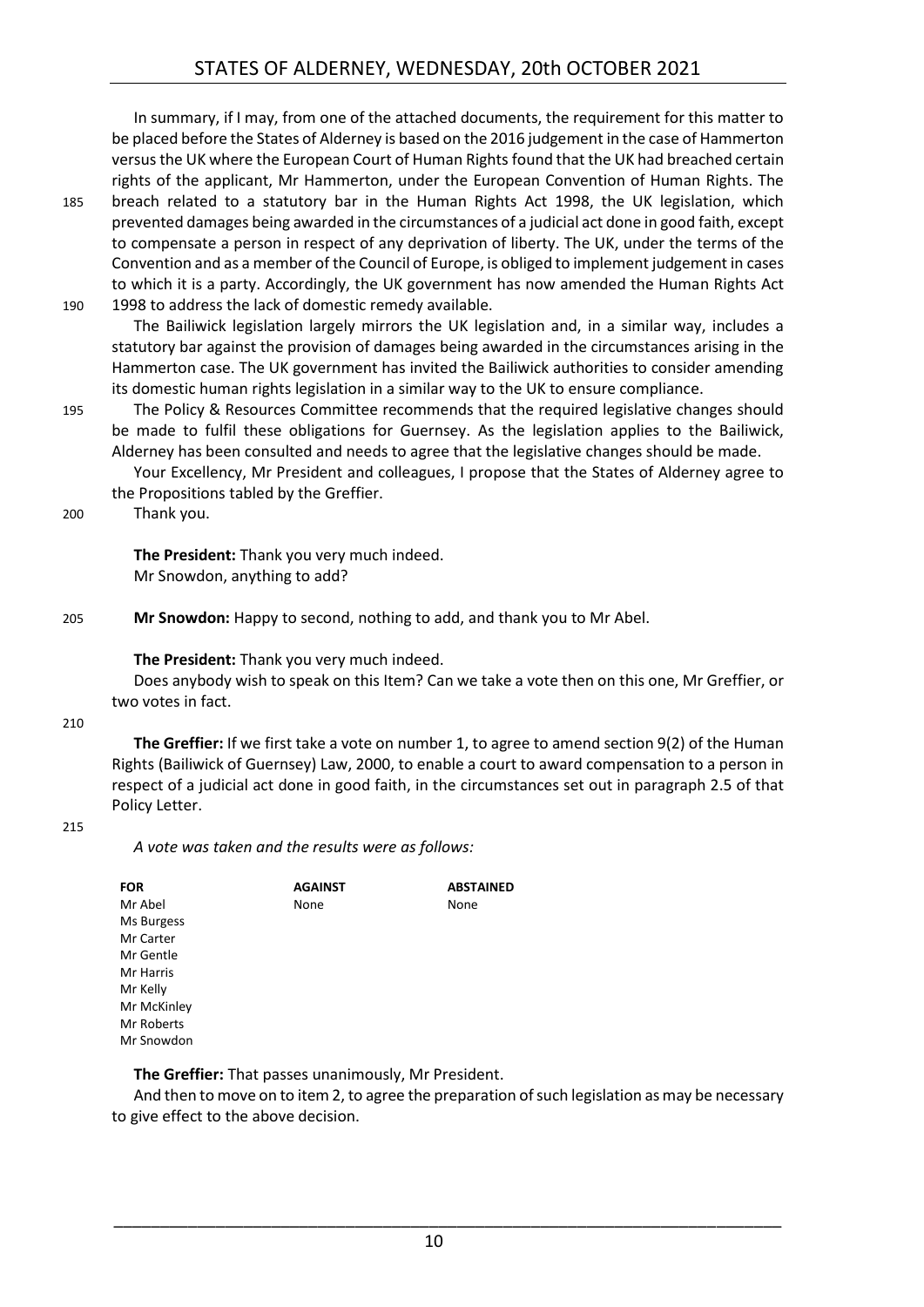In summary, if I may, from one of the attached documents, the requirement for this matter to be placed before the States of Alderney is based on the 2016 judgement in the case of Hammerton versus the UK where the European Court of Human Rights found that the UK had breached certain rights of the applicant, Mr Hammerton, under the European Convention of Human Rights. The breach related to a statutory bar in the Human Rights Act 1998, the UK legislation, which prevented damages being awarded in the circumstances of a judicial act done in good faith, except to compensate a person in respect of any deprivation of liberty. The UK, under the terms of the Convention and as a member of the Council of Europe, is obliged to implement judgement in cases to which it is a party. Accordingly, the UK government has now amended the Human Rights Act 1998 to address the lack of domestic remedy available.

The Bailiwick legislation largely mirrors the UK legislation and, in a similar way, includes a statutory bar against the provision of damages being awarded in the circumstances arising in the Hammerton case. The UK government has invited the Bailiwick authorities to consider amending its domestic human rights legislation in a similar way to the UK to ensure compliance.

The Policy & Resources Committee recommends that the required legislative changes should be made to fulfil these obligations for Guernsey. As the legislation applies to the Bailiwick, Alderney has been consulted and needs to agree that the legislative changes should be made.

Your Excellency, Mr President and colleagues, I propose that the States of Alderney agree to the Propositions tabled by the Greffier.

Thank you.

**The President:** Thank you very much indeed.

Mr Snowdon, anything to add?

**Mr Snowdon:** Happy to second, nothing to add, and thank you to Mr Abel.

**The President:** Thank you very much indeed.

Does anybody wish to speak on this Item? Can we take a vote then on this one, Mr Greffier, or two votes in fact.

**The Greffier:** If we first take a vote on number 1, to agree to amend section 9(2) of the Human Rights (Bailiwick of Guernsey) Law, 2000, to enable a court to award compensation to a person in respect of a judicial act done in good faith, in the circumstances set out in paragraph 2.5 of that Policy Letter.

*A vote was taken and the results were as follows:*

| FOR | AGAINST | ABSTAINED |
|---|---|---|
| Mr Abel | None | None |
| Ms Burgess | | |
| Mr Carter | | |
| Mr Gentle | | |
| Mr Harris | | |
| Mr Kelly | | |
| Mr McKinley | | |
| Mr Roberts | | |
| Mr Snowdon | | |

**The Greffier:** That passes unanimously, Mr President.

And then to move on to item 2, to agree the preparation of such legislation as may be necessary to give effect to the above decision.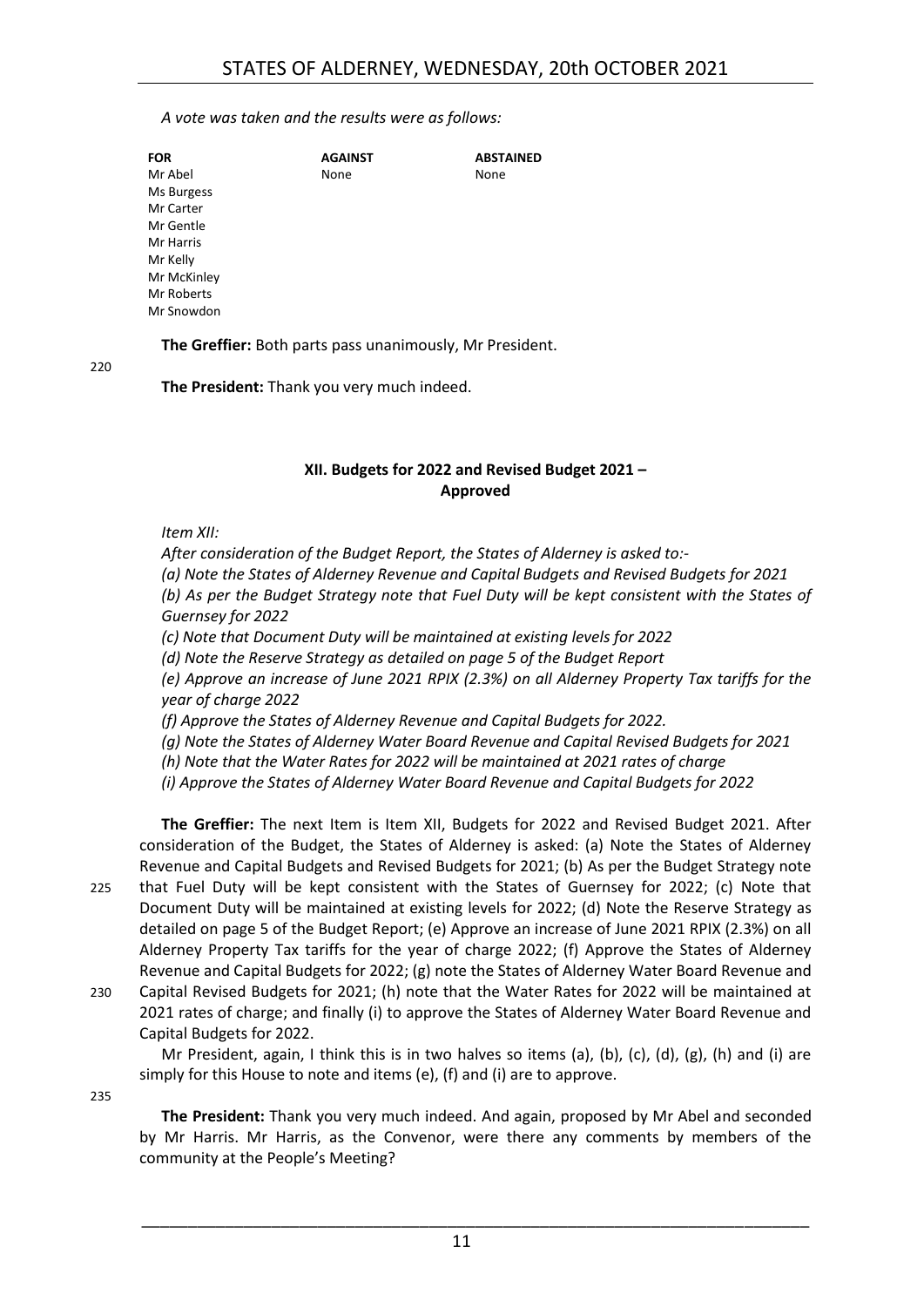*A vote was taken and the results were as follows:*

| FOR | AGAINST | ABSTAINED |
|---|---|---|
| Mr Abel | None | None |
| Ms Burgess | | |
| Mr Carter | | |
| Mr Gentle | | |
| Mr Harris | | |
| Mr Kelly | | |
| Mr McKinley | | |
| Mr Roberts | | |
| Mr Snowdon | | |

**The Greffier:** Both parts pass unanimously, Mr President.

**The President:** Thank you very much indeed.

### XII. Budgets for 2022 and Revised Budget 2021 – Approved

*Item XII:*

*After consideration of the Budget Report, the States of Alderney is asked to:-*

*(a) Note the States of Alderney Revenue and Capital Budgets and Revised Budgets for 2021*

*(b) As per the Budget Strategy note that Fuel Duty will be kept consistent with the States of Guernsey for 2022*

*(c) Note that Document Duty will be maintained at existing levels for 2022*

*(d) Note the Reserve Strategy as detailed on page 5 of the Budget Report*

*(e) Approve an increase of June 2021 RPIX (2.3%) on all Alderney Property Tax tariffs for the year of charge 2022*

*(f) Approve the States of Alderney Revenue and Capital Budgets for 2022.*

*(g) Note the States of Alderney Water Board Revenue and Capital Revised Budgets for 2021*

*(h) Note that the Water Rates for 2022 will be maintained at 2021 rates of charge*

*(i) Approve the States of Alderney Water Board Revenue and Capital Budgets for 2022*

**The Greffier:** The next Item is Item XII, Budgets for 2022 and Revised Budget 2021. After consideration of the Budget, the States of Alderney is asked: (a) Note the States of Alderney Revenue and Capital Budgets and Revised Budgets for 2021; (b) As per the Budget Strategy note that Fuel Duty will be kept consistent with the States of Guernsey for 2022; (c) Note that Document Duty will be maintained at existing levels for 2022; (d) Note the Reserve Strategy as detailed on page 5 of the Budget Report; (e) Approve an increase of June 2021 RPIX (2.3%) on all Alderney Property Tax tariffs for the year of charge 2022; (f) Approve the States of Alderney Revenue and Capital Budgets for 2022; (g) note the States of Alderney Water Board Revenue and Capital Revised Budgets for 2021; (h) note that the Water Rates for 2022 will be maintained at 2021 rates of charge; and finally (i) to approve the States of Alderney Water Board Revenue and Capital Budgets for 2022.

Mr President, again, I think this is in two halves so items (a), (b), (c), (d), (g), (h) and (i) are simply for this House to note and items (e), (f) and (i) are to approve.

**The President:** Thank you very much indeed. And again, proposed by Mr Abel and seconded by Mr Harris. Mr Harris, as the Convenor, were there any comments by members of the community at the People's Meeting?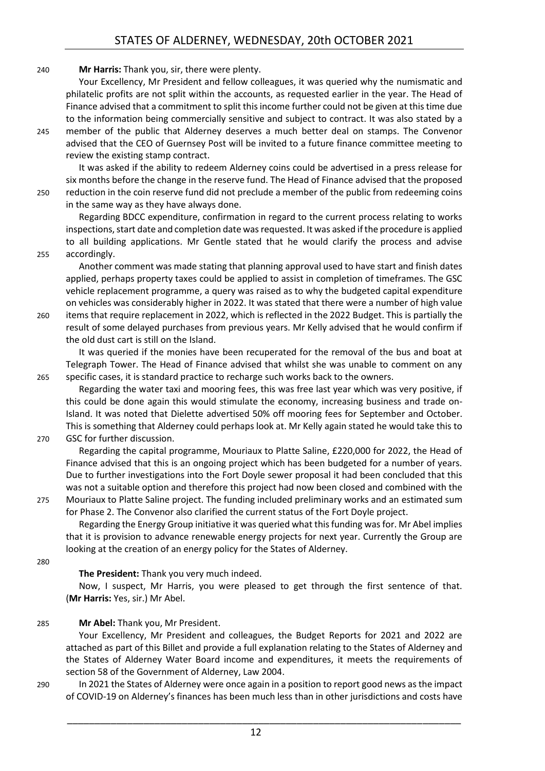**Mr Harris:** Thank you, sir, there were plenty.

Your Excellency, Mr President and fellow colleagues, it was queried why the numismatic and philatelic profits are not split within the accounts, as requested earlier in the year. The Head of Finance advised that a commitment to split this income further could not be given at this time due to the information being commercially sensitive and subject to contract. It was also stated by a member of the public that Alderney deserves a much better deal on stamps. The Convenor advised that the CEO of Guernsey Post will be invited to a future finance committee meeting to review the existing stamp contract.

It was asked if the ability to redeem Alderney coins could be advertised in a press release for six months before the change in the reserve fund. The Head of Finance advised that the proposed reduction in the coin reserve fund did not preclude a member of the public from redeeming coins in the same way as they have always done.

Regarding BDCC expenditure, confirmation in regard to the current process relating to works inspections, start date and completion date was requested. It was asked if the procedure is applied to all building applications. Mr Gentle stated that he would clarify the process and advise accordingly.

Another comment was made stating that planning approval used to have start and finish dates applied, perhaps property taxes could be applied to assist in completion of timeframes. The GSC vehicle replacement programme, a query was raised as to why the budgeted capital expenditure on vehicles was considerably higher in 2022. It was stated that there were a number of high value items that require replacement in 2022, which is reflected in the 2022 Budget. This is partially the result of some delayed purchases from previous years. Mr Kelly advised that he would confirm if the old dust cart is still on the Island.

It was queried if the monies have been recuperated for the removal of the bus and boat at Telegraph Tower. The Head of Finance advised that whilst she was unable to comment on any specific cases, it is standard practice to recharge such works back to the owners.

Regarding the water taxi and mooring fees, this was free last year which was very positive, if this could be done again this would stimulate the economy, increasing business and trade on-Island. It was noted that Dielette advertised 50% off mooring fees for September and October. This is something that Alderney could perhaps look at. Mr Kelly again stated he would take this to GSC for further discussion.

Regarding the capital programme, Mouriaux to Platte Saline, £220,000 for 2022, the Head of Finance advised that this is an ongoing project which has been budgeted for a number of years. Due to further investigations into the Fort Doyle sewer proposal it had been concluded that this was not a suitable option and therefore this project had now been closed and combined with the Mouriaux to Platte Saline project. The funding included preliminary works and an estimated sum for Phase 2. The Convenor also clarified the current status of the Fort Doyle project.

Regarding the Energy Group initiative it was queried what this funding was for. Mr Abel implies that it is provision to advance renewable energy projects for next year. Currently the Group are looking at the creation of an energy policy for the States of Alderney.

**The President:** Thank you very much indeed.

Now, I suspect, Mr Harris, you were pleased to get through the first sentence of that. (**Mr Harris:** Yes, sir.) Mr Abel.

**Mr Abel:** Thank you, Mr President.

Your Excellency, Mr President and colleagues, the Budget Reports for 2021 and 2022 are attached as part of this Billet and provide a full explanation relating to the States of Alderney and the States of Alderney Water Board income and expenditures, it meets the requirements of section 58 of the Government of Alderney, Law 2004.

In 2021 the States of Alderney were once again in a position to report good news as the impact of COVID-19 on Alderney's finances has been much less than in other jurisdictions and costs have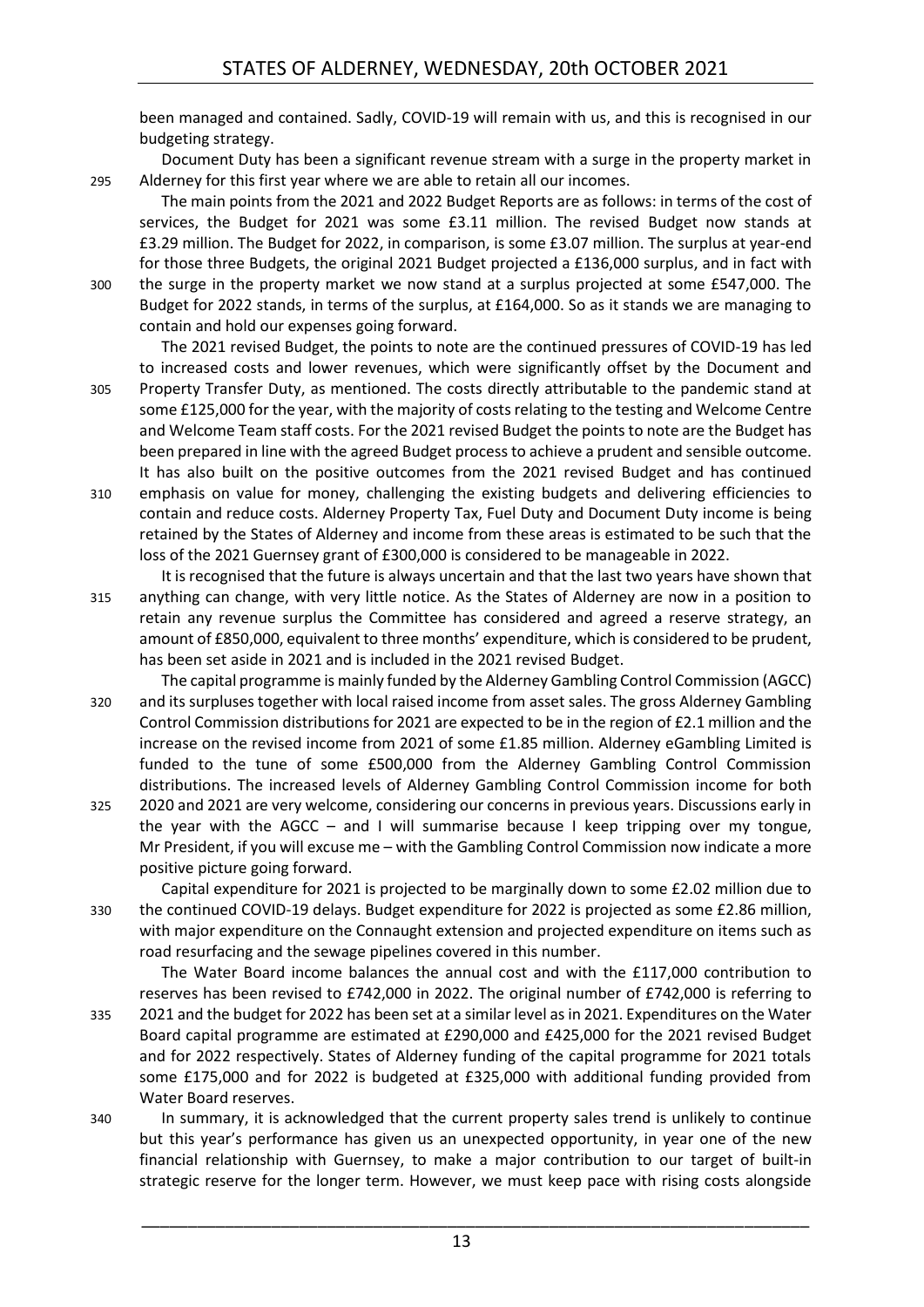been managed and contained. Sadly, COVID-19 will remain with us, and this is recognised in our budgeting strategy.

Document Duty has been a significant revenue stream with a surge in the property market in Alderney for this first year where we are able to retain all our incomes.

The main points from the 2021 and 2022 Budget Reports are as follows: in terms of the cost of services, the Budget for 2021 was some £3.11 million. The revised Budget now stands at £3.29 million. The Budget for 2022, in comparison, is some £3.07 million. The surplus at year-end for those three Budgets, the original 2021 Budget projected a £136,000 surplus, and in fact with the surge in the property market we now stand at a surplus projected at some £547,000. The Budget for 2022 stands, in terms of the surplus, at £164,000. So as it stands we are managing to contain and hold our expenses going forward.

The 2021 revised Budget, the points to note are the continued pressures of COVID-19 has led to increased costs and lower revenues, which were significantly offset by the Document and Property Transfer Duty, as mentioned. The costs directly attributable to the pandemic stand at some £125,000 for the year, with the majority of costs relating to the testing and Welcome Centre and Welcome Team staff costs. For the 2021 revised Budget the points to note are the Budget has been prepared in line with the agreed Budget process to achieve a prudent and sensible outcome. It has also built on the positive outcomes from the 2021 revised Budget and has continued emphasis on value for money, challenging the existing budgets and delivering efficiencies to contain and reduce costs. Alderney Property Tax, Fuel Duty and Document Duty income is being retained by the States of Alderney and income from these areas is estimated to be such that the loss of the 2021 Guernsey grant of £300,000 is considered to be manageable in 2022.

It is recognised that the future is always uncertain and that the last two years have shown that anything can change, with very little notice. As the States of Alderney are now in a position to retain any revenue surplus the Committee has considered and agreed a reserve strategy, an amount of £850,000, equivalent to three months' expenditure, which is considered to be prudent, has been set aside in 2021 and is included in the 2021 revised Budget.

The capital programme is mainly funded by the Alderney Gambling Control Commission (AGCC) and its surpluses together with local raised income from asset sales. The gross Alderney Gambling Control Commission distributions for 2021 are expected to be in the region of £2.1 million and the increase on the revised income from 2021 of some £1.85 million. Alderney eGambling Limited is funded to the tune of some £500,000 from the Alderney Gambling Control Commission distributions. The increased levels of Alderney Gambling Control Commission income for both 2020 and 2021 are very welcome, considering our concerns in previous years. Discussions early in the year with the AGCC – and I will summarise because I keep tripping over my tongue, Mr President, if you will excuse me – with the Gambling Control Commission now indicate a more positive picture going forward.

Capital expenditure for 2021 is projected to be marginally down to some £2.02 million due to the continued COVID-19 delays. Budget expenditure for 2022 is projected as some £2.86 million, with major expenditure on the Connaught extension and projected expenditure on items such as road resurfacing and the sewage pipelines covered in this number.

The Water Board income balances the annual cost and with the £117,000 contribution to reserves has been revised to £742,000 in 2022. The original number of £742,000 is referring to 2021 and the budget for 2022 has been set at a similar level as in 2021. Expenditures on the Water Board capital programme are estimated at £290,000 and £425,000 for the 2021 revised Budget and for 2022 respectively. States of Alderney funding of the capital programme for 2021 totals some £175,000 and for 2022 is budgeted at £325,000 with additional funding provided from Water Board reserves.

In summary, it is acknowledged that the current property sales trend is unlikely to continue but this year's performance has given us an unexpected opportunity, in year one of the new financial relationship with Guernsey, to make a major contribution to our target of built-in strategic reserve for the longer term. However, we must keep pace with rising costs alongside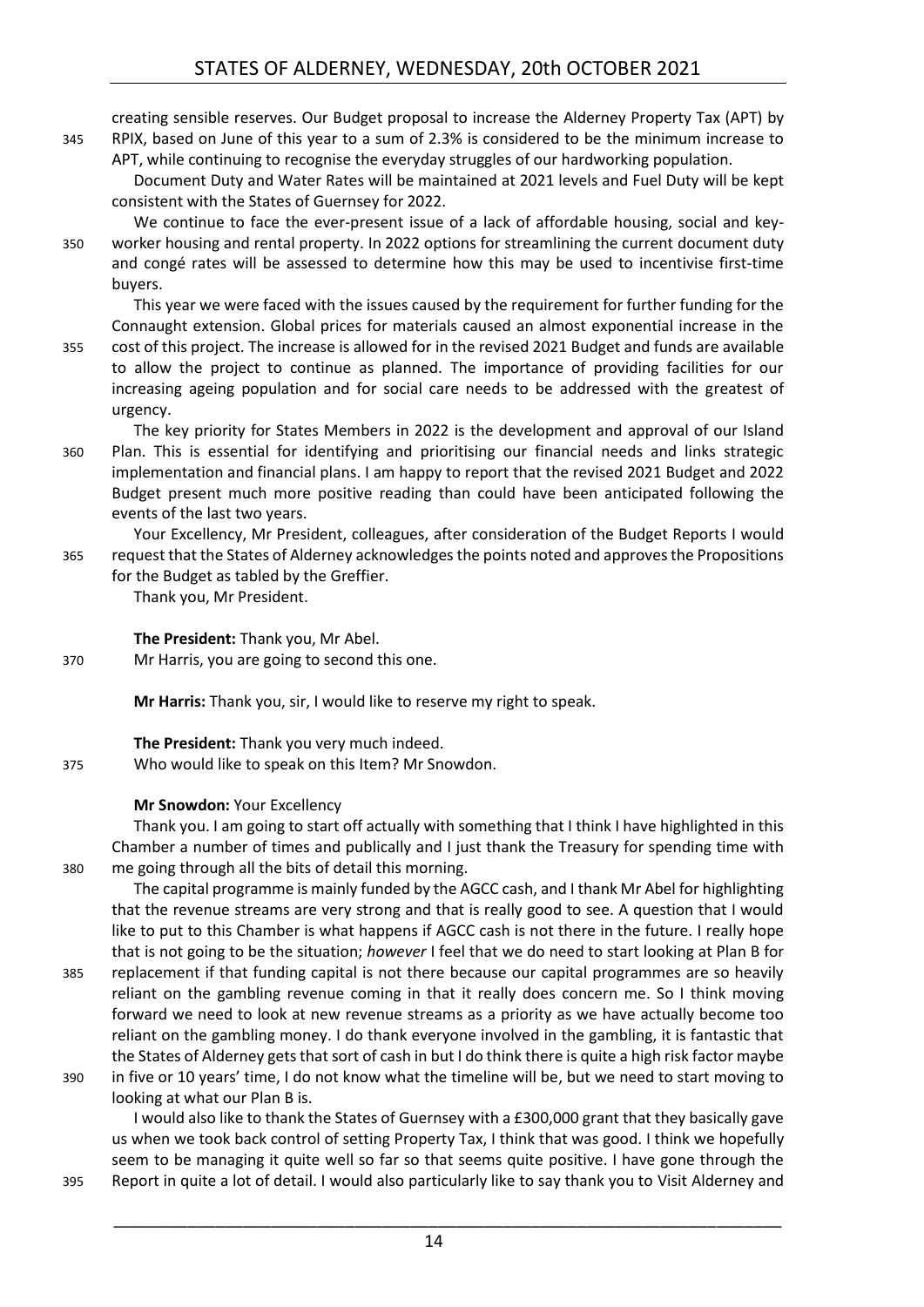creating sensible reserves. Our Budget proposal to increase the Alderney Property Tax (APT) by RPIX, based on June of this year to a sum of 2.3% is considered to be the minimum increase to APT, while continuing to recognise the everyday struggles of our hardworking population.

Document Duty and Water Rates will be maintained at 2021 levels and Fuel Duty will be kept consistent with the States of Guernsey for 2022.

We continue to face the ever-present issue of a lack of affordable housing, social and key-worker housing and rental property. In 2022 options for streamlining the current document duty and congé rates will be assessed to determine how this may be used to incentivise first-time buyers.

This year we were faced with the issues caused by the requirement for further funding for the Connaught extension. Global prices for materials caused an almost exponential increase in the cost of this project. The increase is allowed for in the revised 2021 Budget and funds are available to allow the project to continue as planned. The importance of providing facilities for our increasing ageing population and for social care needs to be addressed with the greatest of urgency.

The key priority for States Members in 2022 is the development and approval of our Island Plan. This is essential for identifying and prioritising our financial needs and links strategic implementation and financial plans. I am happy to report that the revised 2021 Budget and 2022 Budget present much more positive reading than could have been anticipated following the events of the last two years.

Your Excellency, Mr President, colleagues, after consideration of the Budget Reports I would request that the States of Alderney acknowledges the points noted and approves the Propositions for the Budget as tabled by the Greffier.

Thank you, Mr President.

**The President:** Thank you, Mr Abel.

Mr Harris, you are going to second this one.

**Mr Harris:** Thank you, sir, I would like to reserve my right to speak.

**The President:** Thank you very much indeed.

Who would like to speak on this Item? Mr Snowdon.

**Mr Snowdon:** Your Excellency

Thank you. I am going to start off actually with something that I think I have highlighted in this Chamber a number of times and publically and I just thank the Treasury for spending time with me going through all the bits of detail this morning.

The capital programme is mainly funded by the AGCC cash, and I thank Mr Abel for highlighting that the revenue streams are very strong and that is really good to see. A question that I would like to put to this Chamber is what happens if AGCC cash is not there in the future. I really hope that is not going to be the situation; *however* I feel that we do need to start looking at Plan B for replacement if that funding capital is not there because our capital programmes are so heavily reliant on the gambling revenue coming in that it really does concern me. So I think moving forward we need to look at new revenue streams as a priority as we have actually become too reliant on the gambling money. I do thank everyone involved in the gambling, it is fantastic that the States of Alderney gets that sort of cash in but I do think there is quite a high risk factor maybe in five or 10 years' time, I do not know what the timeline will be, but we need to start moving to looking at what our Plan B is.

I would also like to thank the States of Guernsey with a £300,000 grant that they basically gave us when we took back control of setting Property Tax, I think that was good. I think we hopefully seem to be managing it quite well so far so that seems quite positive. I have gone through the Report in quite a lot of detail. I would also particularly like to say thank you to Visit Alderney and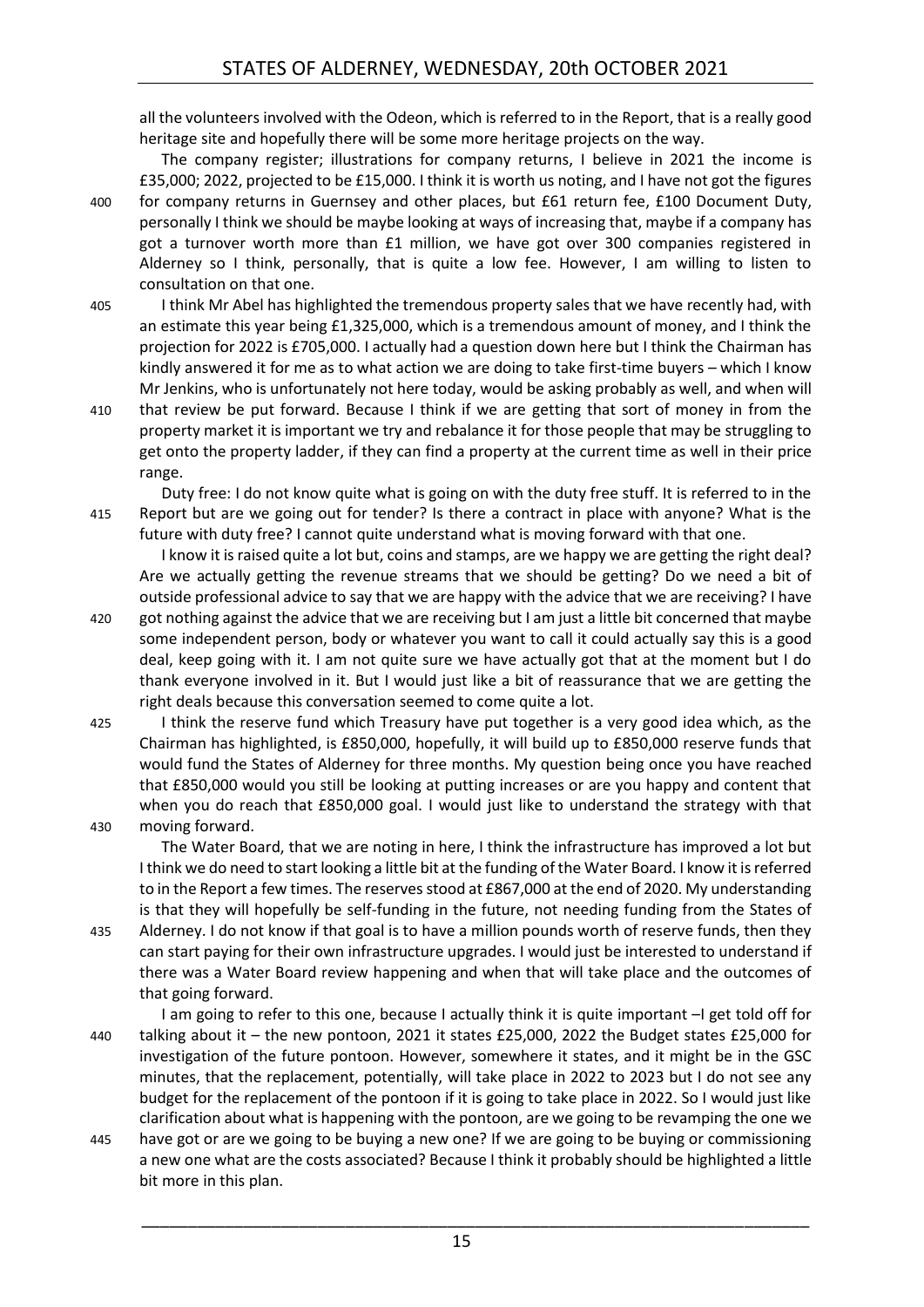all the volunteers involved with the Odeon, which is referred to in the Report, that is a really good heritage site and hopefully there will be some more heritage projects on the way.

The company register; illustrations for company returns, I believe in 2021 the income is £35,000; 2022, projected to be £15,000. I think it is worth us noting, and I have not got the figures for company returns in Guernsey and other places, but £61 return fee, £100 Document Duty, personally I think we should be maybe looking at ways of increasing that, maybe if a company has got a turnover worth more than £1 million, we have got over 300 companies registered in Alderney so I think, personally, that is quite a low fee. However, I am willing to listen to consultation on that one.

I think Mr Abel has highlighted the tremendous property sales that we have recently had, with an estimate this year being £1,325,000, which is a tremendous amount of money, and I think the projection for 2022 is £705,000. I actually had a question down here but I think the Chairman has kindly answered it for me as to what action we are doing to take first-time buyers – which I know Mr Jenkins, who is unfortunately not here today, would be asking probably as well, and when will that review be put forward. Because I think if we are getting that sort of money in from the property market it is important we try and rebalance it for those people that may be struggling to get onto the property ladder, if they can find a property at the current time as well in their price range.

Duty free: I do not know quite what is going on with the duty free stuff. It is referred to in the Report but are we going out for tender? Is there a contract in place with anyone? What is the future with duty free? I cannot quite understand what is moving forward with that one.

I know it is raised quite a lot but, coins and stamps, are we happy we are getting the right deal? Are we actually getting the revenue streams that we should be getting? Do we need a bit of outside professional advice to say that we are happy with the advice that we are receiving? I have got nothing against the advice that we are receiving but I am just a little bit concerned that maybe some independent person, body or whatever you want to call it could actually say this is a good deal, keep going with it. I am not quite sure we have actually got that at the moment but I do thank everyone involved in it. But I would just like a bit of reassurance that we are getting the right deals because this conversation seemed to come quite a lot.

I think the reserve fund which Treasury have put together is a very good idea which, as the Chairman has highlighted, is £850,000, hopefully, it will build up to £850,000 reserve funds that would fund the States of Alderney for three months. My question being once you have reached that £850,000 would you still be looking at putting increases or are you happy and content that when you do reach that £850,000 goal. I would just like to understand the strategy with that moving forward.

The Water Board, that we are noting in here, I think the infrastructure has improved a lot but I think we do need to start looking a little bit at the funding of the Water Board. I know it is referred to in the Report a few times. The reserves stood at £867,000 at the end of 2020. My understanding is that they will hopefully be self-funding in the future, not needing funding from the States of Alderney. I do not know if that goal is to have a million pounds worth of reserve funds, then they can start paying for their own infrastructure upgrades. I would just be interested to understand if there was a Water Board review happening and when that will take place and the outcomes of that going forward.

I am going to refer to this one, because I actually think it is quite important –I get told off for talking about it – the new pontoon, 2021 it states £25,000, 2022 the Budget states £25,000 for investigation of the future pontoon. However, somewhere it states, and it might be in the GSC minutes, that the replacement, potentially, will take place in 2022 to 2023 but I do not see any budget for the replacement of the pontoon if it is going to take place in 2022. So I would just like clarification about what is happening with the pontoon, are we going to be revamping the one we have got or are we going to be buying a new one? If we are going to be buying or commissioning a new one what are the costs associated? Because I think it probably should be highlighted a little bit more in this plan.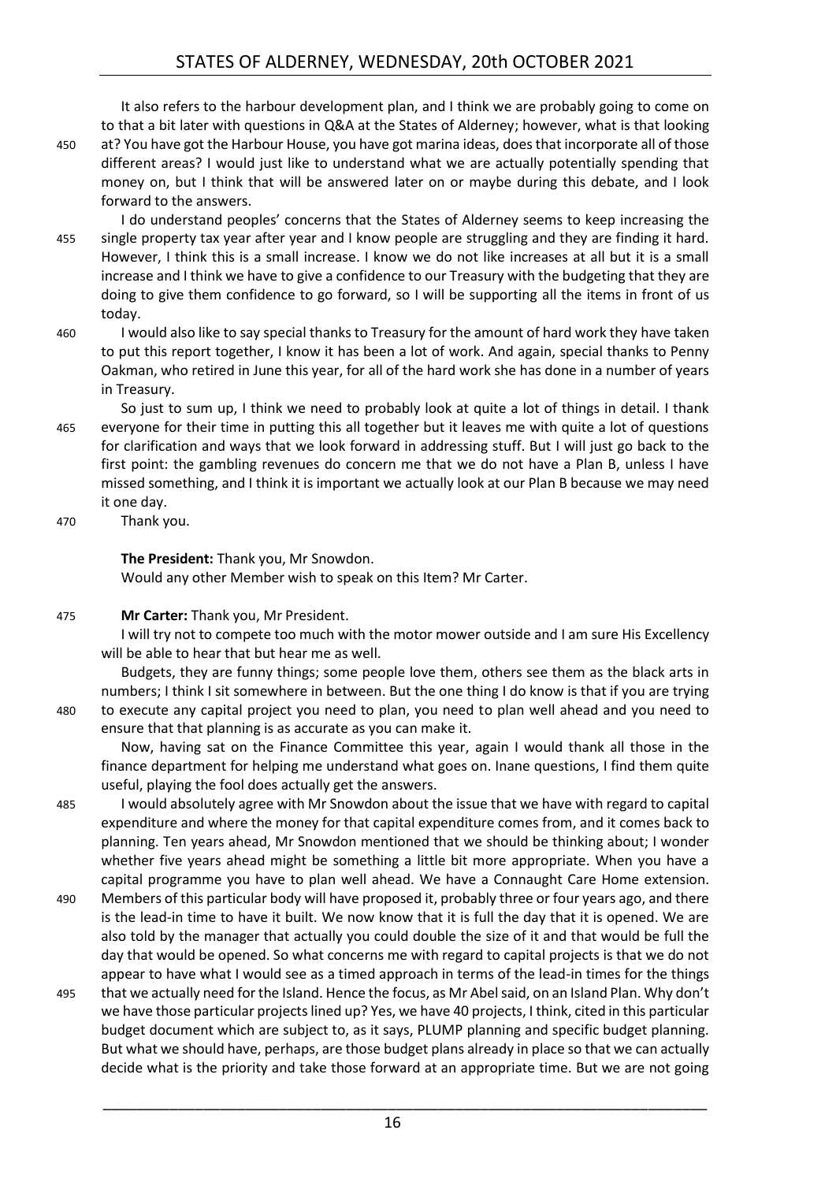It also refers to the harbour development plan, and I think we are probably going to come on to that a bit later with questions in Q&A at the States of Alderney; however, what is that looking at? You have got the Harbour House, you have got marina ideas, does that incorporate all of those different areas? I would just like to understand what we are actually potentially spending that money on, but I think that will be answered later on or maybe during this debate, and I look forward to the answers.

I do understand peoples' concerns that the States of Alderney seems to keep increasing the single property tax year after year and I know people are struggling and they are finding it hard. However, I think this is a small increase. I know we do not like increases at all but it is a small increase and I think we have to give a confidence to our Treasury with the budgeting that they are doing to give them confidence to go forward, so I will be supporting all the items in front of us today.

I would also like to say special thanks to Treasury for the amount of hard work they have taken to put this report together, I know it has been a lot of work. And again, special thanks to Penny Oakman, who retired in June this year, for all of the hard work she has done in a number of years in Treasury.

So just to sum up, I think we need to probably look at quite a lot of things in detail. I thank everyone for their time in putting this all together but it leaves me with quite a lot of questions for clarification and ways that we look forward in addressing stuff. But I will just go back to the first point: the gambling revenues do concern me that we do not have a Plan B, unless I have missed something, and I think it is important we actually look at our Plan B because we may need it one day.

Thank you.

**The President:** Thank you, Mr Snowdon.

Would any other Member wish to speak on this Item? Mr Carter.

**Mr Carter:** Thank you, Mr President.

I will try not to compete too much with the motor mower outside and I am sure His Excellency will be able to hear that but hear me as well.

Budgets, they are funny things; some people love them, others see them as the black arts in numbers; I think I sit somewhere in between. But the one thing I do know is that if you are trying to execute any capital project you need to plan, you need to plan well ahead and you need to ensure that that planning is as accurate as you can make it.

Now, having sat on the Finance Committee this year, again I would thank all those in the finance department for helping me understand what goes on. Inane questions, I find them quite useful, playing the fool does actually get the answers.

I would absolutely agree with Mr Snowdon about the issue that we have with regard to capital expenditure and where the money for that capital expenditure comes from, and it comes back to planning. Ten years ahead, Mr Snowdon mentioned that we should be thinking about; I wonder whether five years ahead might be something a little bit more appropriate. When you have a capital programme you have to plan well ahead. We have a Connaught Care Home extension. Members of this particular body will have proposed it, probably three or four years ago, and there is the lead-in time to have it built. We now know that it is full the day that it is opened. We are also told by the manager that actually you could double the size of it and that would be full the day that would be opened. So what concerns me with regard to capital projects is that we do not appear to have what I would see as a timed approach in terms of the lead-in times for the things that we actually need for the Island. Hence the focus, as Mr Abel said, on an Island Plan. Why don't we have those particular projects lined up? Yes, we have 40 projects, I think, cited in this particular budget document which are subject to, as it says, PLUMP planning and specific budget planning. But what we should have, perhaps, are those budget plans already in place so that we can actually decide what is the priority and take those forward at an appropriate time. But we are not going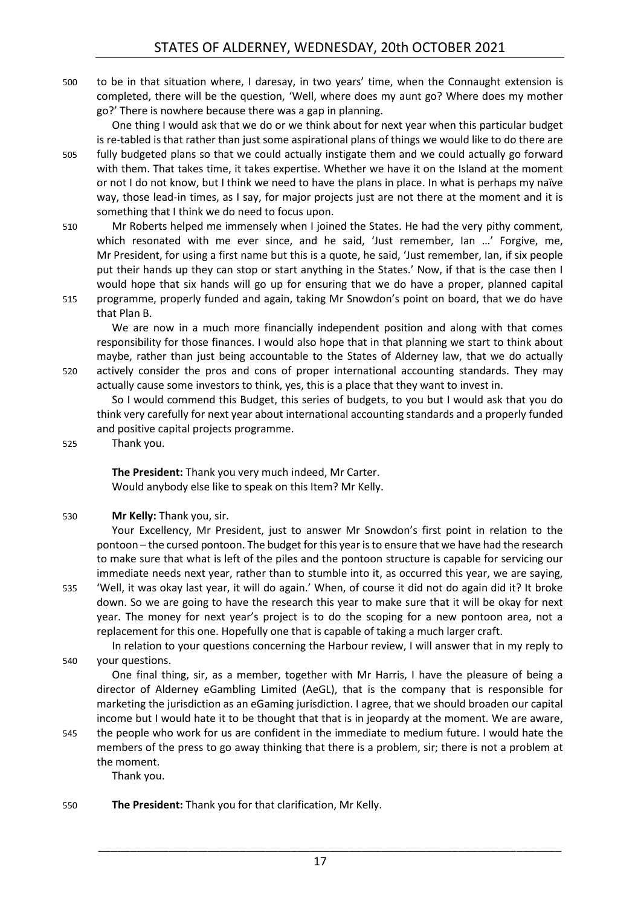to be in that situation where, I daresay, in two years' time, when the Connaught extension is completed, there will be the question, 'Well, where does my aunt go? Where does my mother go?' There is nowhere because there was a gap in planning.

One thing I would ask that we do or we think about for next year when this particular budget is re-tabled is that rather than just some aspirational plans of things we would like to do there are fully budgeted plans so that we could actually instigate them and we could actually go forward with them. That takes time, it takes expertise. Whether we have it on the Island at the moment or not I do not know, but I think we need to have the plans in place. In what is perhaps my naïve way, those lead-in times, as I say, for major projects just are not there at the moment and it is something that I think we do need to focus upon.

Mr Roberts helped me immensely when I joined the States. He had the very pithy comment, which resonated with me ever since, and he said, 'Just remember, Ian …' Forgive, me, Mr President, for using a first name but this is a quote, he said, 'Just remember, Ian, if six people put their hands up they can stop or start anything in the States.' Now, if that is the case then I would hope that six hands will go up for ensuring that we do have a proper, planned capital programme, properly funded and again, taking Mr Snowdon's point on board, that we do have that Plan B.

We are now in a much more financially independent position and along with that comes responsibility for those finances. I would also hope that in that planning we start to think about maybe, rather than just being accountable to the States of Alderney law, that we do actually actively consider the pros and cons of proper international accounting standards. They may actually cause some investors to think, yes, this is a place that they want to invest in.

So I would commend this Budget, this series of budgets, to you but I would ask that you do think very carefully for next year about international accounting standards and a properly funded and positive capital projects programme.

Thank you.

**The President:** Thank you very much indeed, Mr Carter.

Would anybody else like to speak on this Item? Mr Kelly.

**Mr Kelly:** Thank you, sir.

Your Excellency, Mr President, just to answer Mr Snowdon's first point in relation to the pontoon – the cursed pontoon. The budget for this year is to ensure that we have had the research to make sure that what is left of the piles and the pontoon structure is capable for servicing our immediate needs next year, rather than to stumble into it, as occurred this year, we are saying, 'Well, it was okay last year, it will do again.' When, of course it did not do again did it? It broke down. So we are going to have the research this year to make sure that it will be okay for next year. The money for next year's project is to do the scoping for a new pontoon area, not a replacement for this one. Hopefully one that is capable of taking a much larger craft.

In relation to your questions concerning the Harbour review, I will answer that in my reply to your questions.

One final thing, sir, as a member, together with Mr Harris, I have the pleasure of being a director of Alderney eGambling Limited (AeGL), that is the company that is responsible for marketing the jurisdiction as an eGaming jurisdiction. I agree, that we should broaden our capital income but I would hate it to be thought that that is in jeopardy at the moment. We are aware, the people who work for us are confident in the immediate to medium future. I would hate the members of the press to go away thinking that there is a problem, sir; there is not a problem at the moment.

Thank you.

**The President:** Thank you for that clarification, Mr Kelly.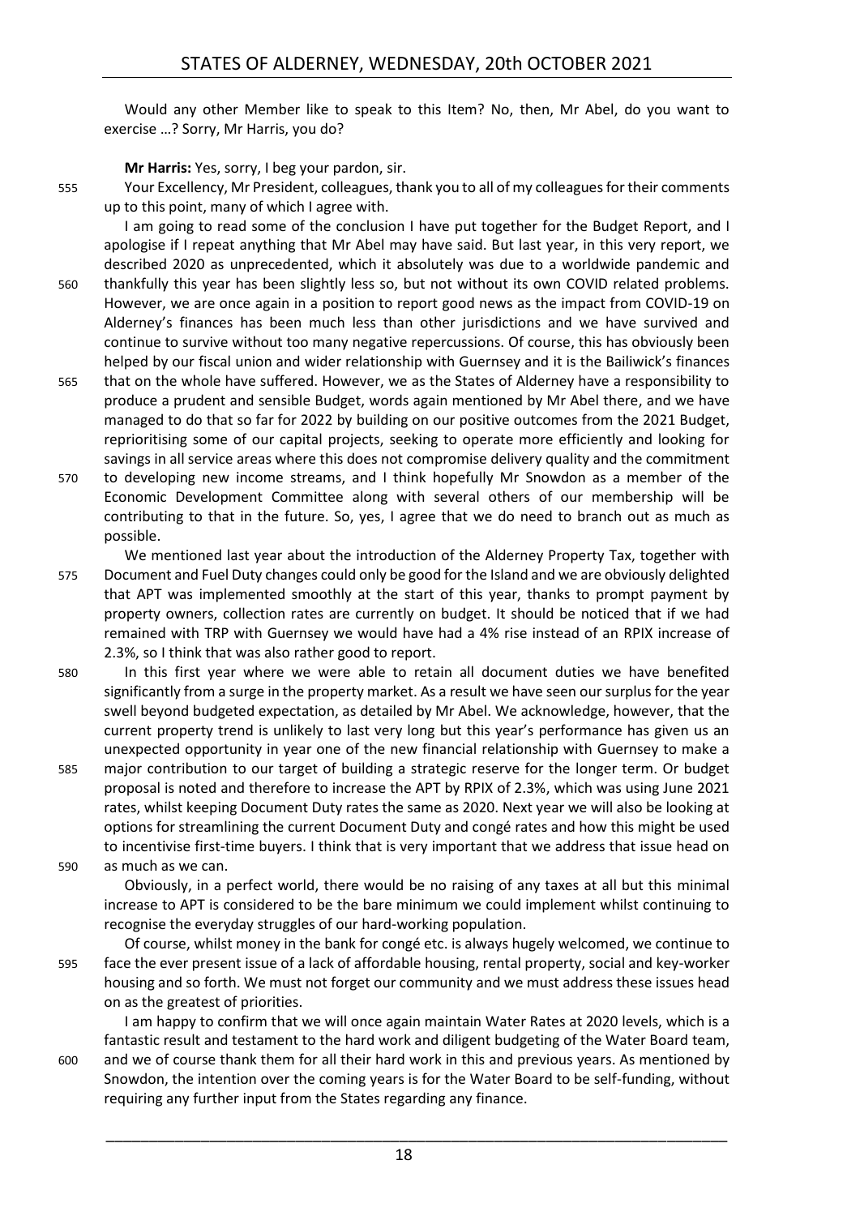Would any other Member like to speak to this Item? No, then, Mr Abel, do you want to exercise …? Sorry, Mr Harris, you do?

**Mr Harris:** Yes, sorry, I beg your pardon, sir.

Your Excellency, Mr President, colleagues, thank you to all of my colleagues for their comments up to this point, many of which I agree with.

I am going to read some of the conclusion I have put together for the Budget Report, and I apologise if I repeat anything that Mr Abel may have said. But last year, in this very report, we described 2020 as unprecedented, which it absolutely was due to a worldwide pandemic and thankfully this year has been slightly less so, but not without its own COVID related problems. However, we are once again in a position to report good news as the impact from COVID-19 on Alderney's finances has been much less than other jurisdictions and we have survived and continue to survive without too many negative repercussions. Of course, this has obviously been helped by our fiscal union and wider relationship with Guernsey and it is the Bailiwick's finances that on the whole have suffered. However, we as the States of Alderney have a responsibility to produce a prudent and sensible Budget, words again mentioned by Mr Abel there, and we have managed to do that so far for 2022 by building on our positive outcomes from the 2021 Budget, reprioritising some of our capital projects, seeking to operate more efficiently and looking for savings in all service areas where this does not compromise delivery quality and the commitment to developing new income streams, and I think hopefully Mr Snowdon as a member of the Economic Development Committee along with several others of our membership will be contributing to that in the future. So, yes, I agree that we do need to branch out as much as possible.

We mentioned last year about the introduction of the Alderney Property Tax, together with Document and Fuel Duty changes could only be good for the Island and we are obviously delighted that APT was implemented smoothly at the start of this year, thanks to prompt payment by property owners, collection rates are currently on budget. It should be noticed that if we had remained with TRP with Guernsey we would have had a 4% rise instead of an RPIX increase of 2.3%, so I think that was also rather good to report.

In this first year where we were able to retain all document duties we have benefited significantly from a surge in the property market. As a result we have seen our surplus for the year swell beyond budgeted expectation, as detailed by Mr Abel. We acknowledge, however, that the current property trend is unlikely to last very long but this year's performance has given us an unexpected opportunity in year one of the new financial relationship with Guernsey to make a major contribution to our target of building a strategic reserve for the longer term. Or budget proposal is noted and therefore to increase the APT by RPIX of 2.3%, which was using June 2021 rates, whilst keeping Document Duty rates the same as 2020. Next year we will also be looking at options for streamlining the current Document Duty and congé rates and how this might be used to incentivise first-time buyers. I think that is very important that we address that issue head on as much as we can.

Obviously, in a perfect world, there would be no raising of any taxes at all but this minimal increase to APT is considered to be the bare minimum we could implement whilst continuing to recognise the everyday struggles of our hard-working population.

Of course, whilst money in the bank for congé etc. is always hugely welcomed, we continue to face the ever present issue of a lack of affordable housing, rental property, social and key-worker housing and so forth. We must not forget our community and we must address these issues head on as the greatest of priorities.

I am happy to confirm that we will once again maintain Water Rates at 2020 levels, which is a fantastic result and testament to the hard work and diligent budgeting of the Water Board team, and we of course thank them for all their hard work in this and previous years. As mentioned by Snowdon, the intention over the coming years is for the Water Board to be self-funding, without requiring any further input from the States regarding any finance.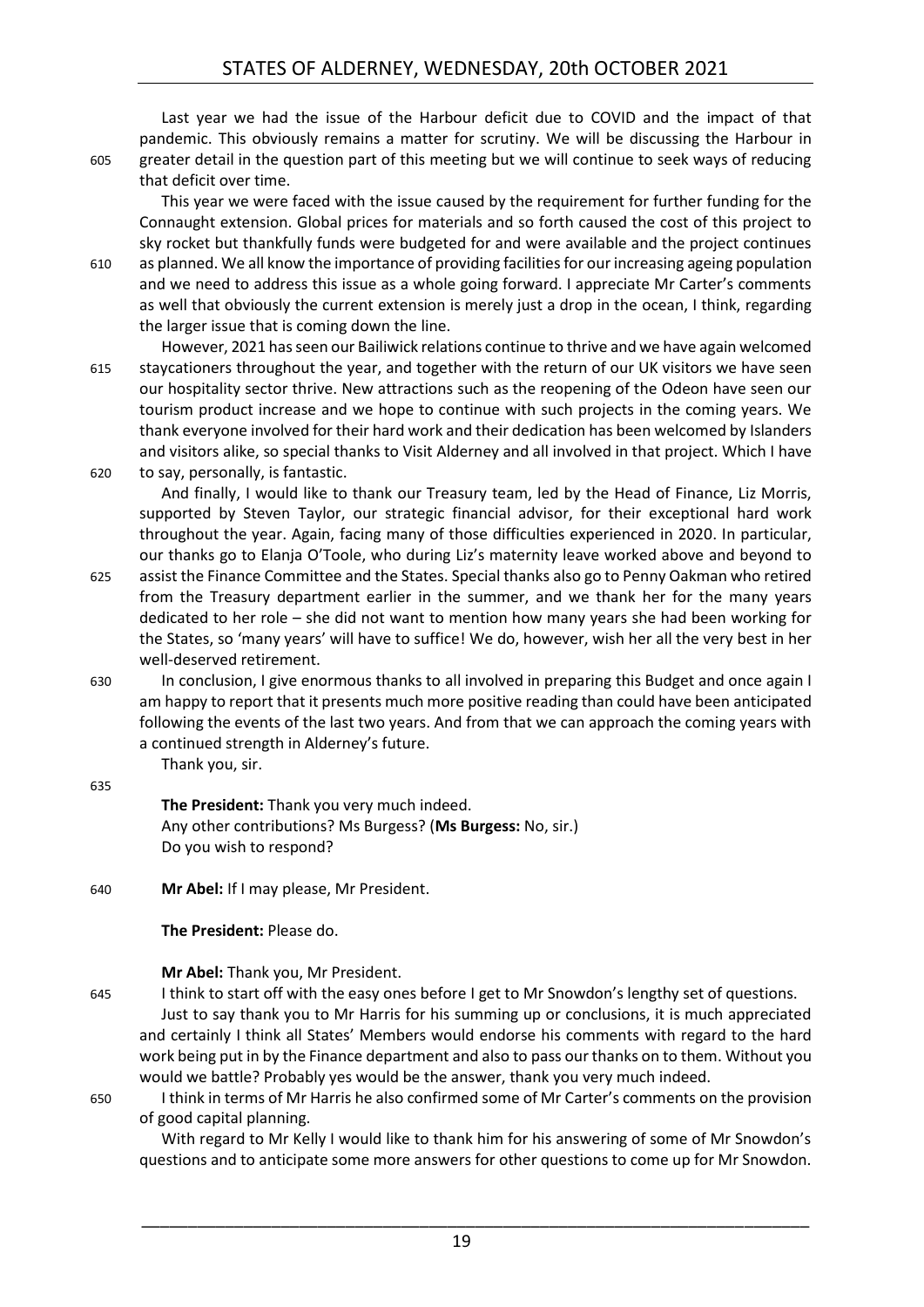Last year we had the issue of the Harbour deficit due to COVID and the impact of that pandemic. This obviously remains a matter for scrutiny. We will be discussing the Harbour in greater detail in the question part of this meeting but we will continue to seek ways of reducing that deficit over time.

This year we were faced with the issue caused by the requirement for further funding for the Connaught extension. Global prices for materials and so forth caused the cost of this project to sky rocket but thankfully funds were budgeted for and were available and the project continues as planned. We all know the importance of providing facilities for our increasing ageing population and we need to address this issue as a whole going forward. I appreciate Mr Carter's comments as well that obviously the current extension is merely just a drop in the ocean, I think, regarding the larger issue that is coming down the line.

However, 2021 has seen our Bailiwick relations continue to thrive and we have again welcomed staycationers throughout the year, and together with the return of our UK visitors we have seen our hospitality sector thrive. New attractions such as the reopening of the Odeon have seen our tourism product increase and we hope to continue with such projects in the coming years. We thank everyone involved for their hard work and their dedication has been welcomed by Islanders and visitors alike, so special thanks to Visit Alderney and all involved in that project. Which I have to say, personally, is fantastic.

And finally, I would like to thank our Treasury team, led by the Head of Finance, Liz Morris, supported by Steven Taylor, our strategic financial advisor, for their exceptional hard work throughout the year. Again, facing many of those difficulties experienced in 2020. In particular, our thanks go to Elanja O'Toole, who during Liz's maternity leave worked above and beyond to assist the Finance Committee and the States. Special thanks also go to Penny Oakman who retired from the Treasury department earlier in the summer, and we thank her for the many years dedicated to her role – she did not want to mention how many years she had been working for the States, so 'many years' will have to suffice! We do, however, wish her all the very best in her well-deserved retirement.

In conclusion, I give enormous thanks to all involved in preparing this Budget and once again I am happy to report that it presents much more positive reading than could have been anticipated following the events of the last two years. And from that we can approach the coming years with a continued strength in Alderney's future.

Thank you, sir.

**The President:** Thank you very much indeed.

Any other contributions? Ms Burgess? (**Ms Burgess:** No, sir.)

Do you wish to respond?

**Mr Abel:** If I may please, Mr President.

**The President:** Please do.

**Mr Abel:** Thank you, Mr President.

I think to start off with the easy ones before I get to Mr Snowdon's lengthy set of questions.

Just to say thank you to Mr Harris for his summing up or conclusions, it is much appreciated and certainly I think all States' Members would endorse his comments with regard to the hard work being put in by the Finance department and also to pass our thanks on to them. Without you would we battle? Probably yes would be the answer, thank you very much indeed.

I think in terms of Mr Harris he also confirmed some of Mr Carter's comments on the provision of good capital planning.

With regard to Mr Kelly I would like to thank him for his answering of some of Mr Snowdon's questions and to anticipate some more answers for other questions to come up for Mr Snowdon.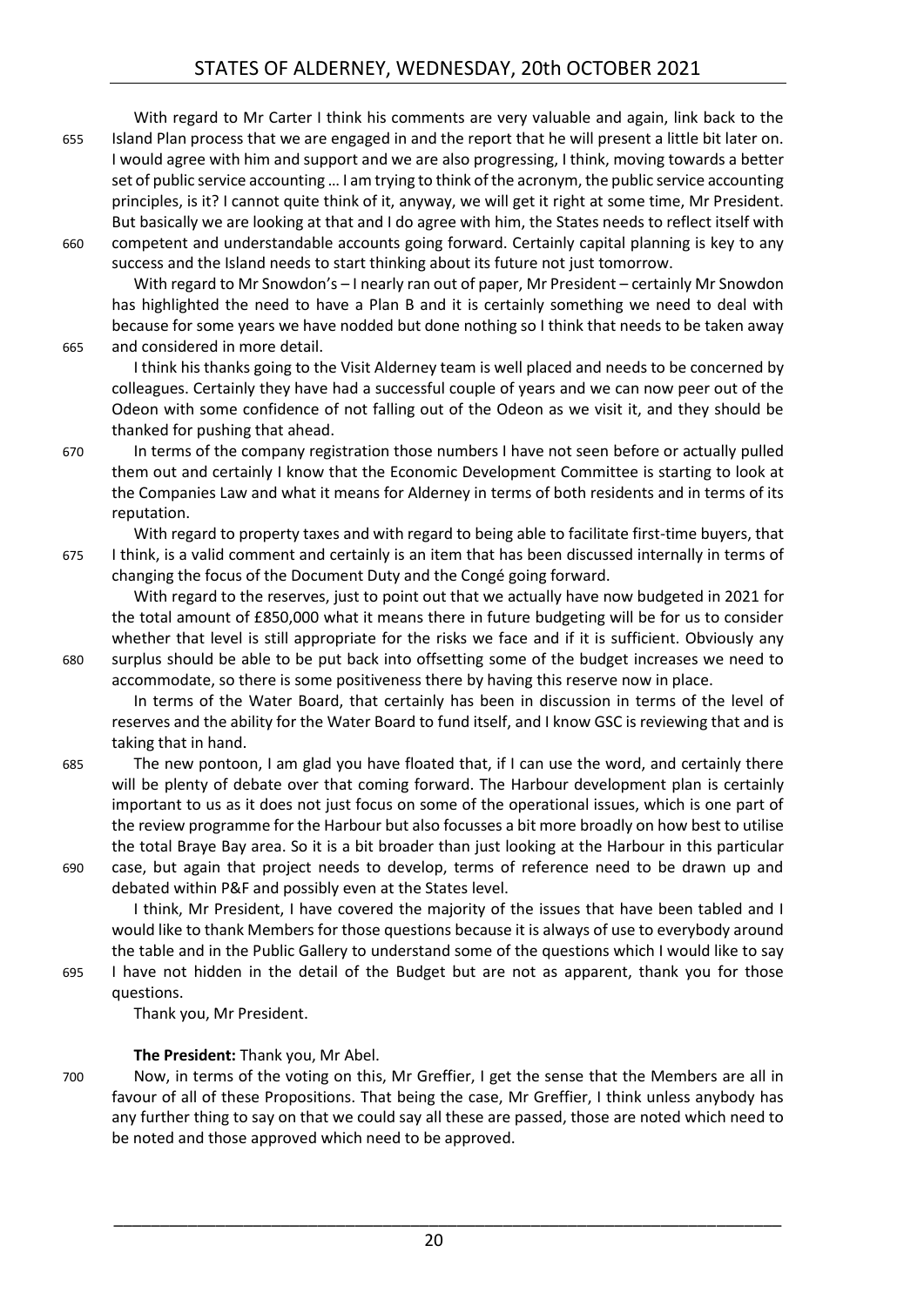With regard to Mr Carter I think his comments are very valuable and again, link back to the Island Plan process that we are engaged in and the report that he will present a little bit later on. I would agree with him and support and we are also progressing, I think, moving towards a better set of public service accounting … I am trying to think of the acronym, the public service accounting principles, is it? I cannot quite think of it, anyway, we will get it right at some time, Mr President. But basically we are looking at that and I do agree with him, the States needs to reflect itself with competent and understandable accounts going forward. Certainly capital planning is key to any success and the Island needs to start thinking about its future not just tomorrow.

With regard to Mr Snowdon's – I nearly ran out of paper, Mr President – certainly Mr Snowdon has highlighted the need to have a Plan B and it is certainly something we need to deal with because for some years we have nodded but done nothing so I think that needs to be taken away and considered in more detail.

I think his thanks going to the Visit Alderney team is well placed and needs to be concerned by colleagues. Certainly they have had a successful couple of years and we can now peer out of the Odeon with some confidence of not falling out of the Odeon as we visit it, and they should be thanked for pushing that ahead.

In terms of the company registration those numbers I have not seen before or actually pulled them out and certainly I know that the Economic Development Committee is starting to look at the Companies Law and what it means for Alderney in terms of both residents and in terms of its reputation.

With regard to property taxes and with regard to being able to facilitate first-time buyers, that I think, is a valid comment and certainly is an item that has been discussed internally in terms of changing the focus of the Document Duty and the Congé going forward.

With regard to the reserves, just to point out that we actually have now budgeted in 2021 for the total amount of £850,000 what it means there in future budgeting will be for us to consider whether that level is still appropriate for the risks we face and if it is sufficient. Obviously any surplus should be able to be put back into offsetting some of the budget increases we need to accommodate, so there is some positiveness there by having this reserve now in place.

In terms of the Water Board, that certainly has been in discussion in terms of the level of reserves and the ability for the Water Board to fund itself, and I know GSC is reviewing that and is taking that in hand.

The new pontoon, I am glad you have floated that, if I can use the word, and certainly there will be plenty of debate over that coming forward. The Harbour development plan is certainly important to us as it does not just focus on some of the operational issues, which is one part of the review programme for the Harbour but also focusses a bit more broadly on how best to utilise the total Braye Bay area. So it is a bit broader than just looking at the Harbour in this particular case, but again that project needs to develop, terms of reference need to be drawn up and debated within P&F and possibly even at the States level.

I think, Mr President, I have covered the majority of the issues that have been tabled and I would like to thank Members for those questions because it is always of use to everybody around the table and in the Public Gallery to understand some of the questions which I would like to say I have not hidden in the detail of the Budget but are not as apparent, thank you for those questions.

Thank you, Mr President.

**The President:** Thank you, Mr Abel.

Now, in terms of the voting on this, Mr Greffier, I get the sense that the Members are all in favour of all of these Propositions. That being the case, Mr Greffier, I think unless anybody has any further thing to say on that we could say all these are passed, those are noted which need to be noted and those approved which need to be approved.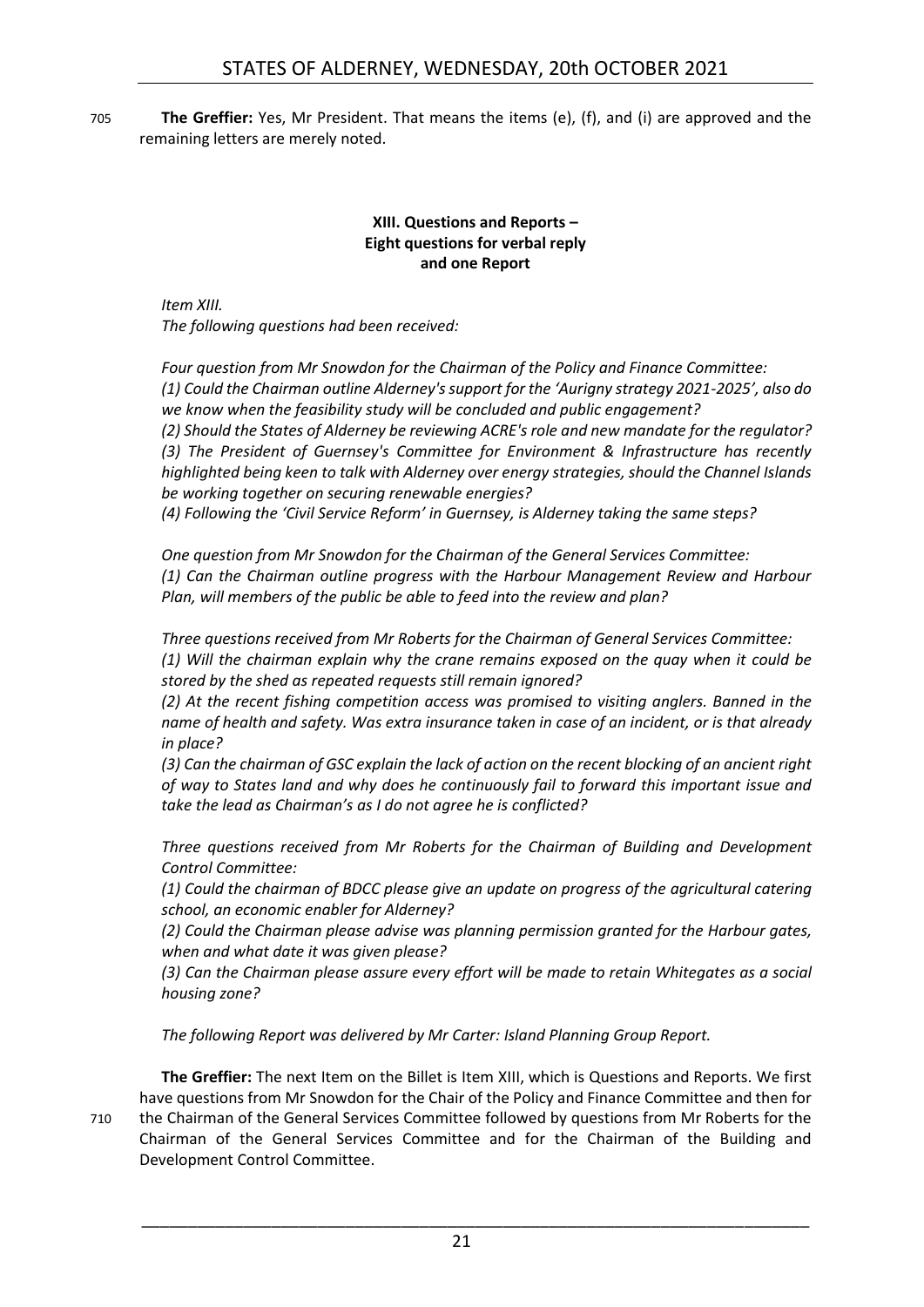**The Greffier:** Yes, Mr President. That means the items (e), (f), and (i) are approved and the remaining letters are merely noted.

### XIII. Questions and Reports – Eight questions for verbal reply and one Report

*Item XIII.*
*The following questions had been received:*

*Four question from Mr Snowdon for the Chairman of the Policy and Finance Committee:*
*(1) Could the Chairman outline Alderney's support for the 'Aurigny strategy 2021-2025', also do we know when the feasibility study will be concluded and public engagement?*
*(2) Should the States of Alderney be reviewing ACRE's role and new mandate for the regulator?*
*(3) The President of Guernsey's Committee for Environment & Infrastructure has recently highlighted being keen to talk with Alderney over energy strategies, should the Channel Islands be working together on securing renewable energies?*
*(4) Following the 'Civil Service Reform' in Guernsey, is Alderney taking the same steps?*

*One question from Mr Snowdon for the Chairman of the General Services Committee:*
*(1) Can the Chairman outline progress with the Harbour Management Review and Harbour Plan, will members of the public be able to feed into the review and plan?*

*Three questions received from Mr Roberts for the Chairman of General Services Committee:*
*(1) Will the chairman explain why the crane remains exposed on the quay when it could be stored by the shed as repeated requests still remain ignored?*
*(2) At the recent fishing competition access was promised to visiting anglers. Banned in the name of health and safety. Was extra insurance taken in case of an incident, or is that already in place?*
*(3) Can the chairman of GSC explain the lack of action on the recent blocking of an ancient right of way to States land and why does he continuously fail to forward this important issue and take the lead as Chairman's as I do not agree he is conflicted?*

*Three questions received from Mr Roberts for the Chairman of Building and Development Control Committee:*
*(1) Could the chairman of BDCC please give an update on progress of the agricultural catering school, an economic enabler for Alderney?*
*(2) Could the Chairman please advise was planning permission granted for the Harbour gates, when and what date it was given please?*
*(3) Can the Chairman please assure every effort will be made to retain Whitegates as a social housing zone?*

*The following Report was delivered by Mr Carter: Island Planning Group Report.*

**The Greffier:** The next Item on the Billet is Item XIII, which is Questions and Reports. We first have questions from Mr Snowdon for the Chair of the Policy and Finance Committee and then for the Chairman of the General Services Committee followed by questions from Mr Roberts for the Chairman of the General Services Committee and for the Chairman of the Building and Development Control Committee.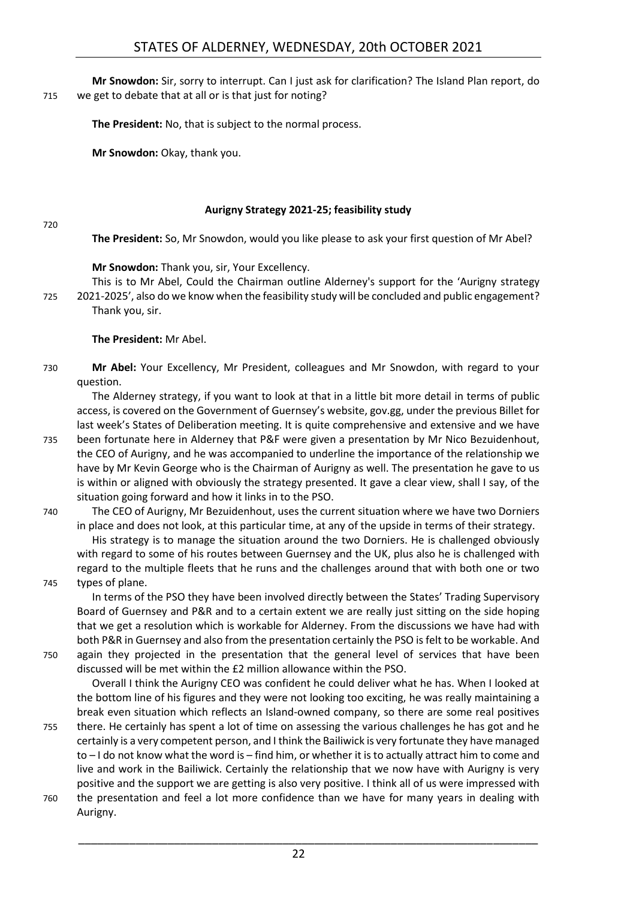**Mr Snowdon:** Sir, sorry to interrupt. Can I just ask for clarification? The Island Plan report, do we get to debate that at all or is that just for noting?

**The President:** No, that is subject to the normal process.

**Mr Snowdon:** Okay, thank you.

### Aurigny Strategy 2021-25; feasibility study

**The President:** So, Mr Snowdon, would you like please to ask your first question of Mr Abel?

**Mr Snowdon:** Thank you, sir, Your Excellency.

This is to Mr Abel, Could the Chairman outline Alderney's support for the 'Aurigny strategy 2021-2025', also do we know when the feasibility study will be concluded and public engagement? Thank you, sir.

**The President:** Mr Abel.

**Mr Abel:** Your Excellency, Mr President, colleagues and Mr Snowdon, with regard to your question.

The Alderney strategy, if you want to look at that in a little bit more detail in terms of public access, is covered on the Government of Guernsey's website, gov.gg, under the previous Billet for last week's States of Deliberation meeting. It is quite comprehensive and extensive and we have been fortunate here in Alderney that P&F were given a presentation by Mr Nico Bezuidenhout, the CEO of Aurigny, and he was accompanied to underline the importance of the relationship we have by Mr Kevin George who is the Chairman of Aurigny as well. The presentation he gave to us is within or aligned with obviously the strategy presented. It gave a clear view, shall I say, of the situation going forward and how it links in to the PSO.

The CEO of Aurigny, Mr Bezuidenhout, uses the current situation where we have two Dorniers in place and does not look, at this particular time, at any of the upside in terms of their strategy.

His strategy is to manage the situation around the two Dorniers. He is challenged obviously with regard to some of his routes between Guernsey and the UK, plus also he is challenged with regard to the multiple fleets that he runs and the challenges around that with both one or two types of plane.

In terms of the PSO they have been involved directly between the States' Trading Supervisory Board of Guernsey and P&R and to a certain extent we are really just sitting on the side hoping that we get a resolution which is workable for Alderney. From the discussions we have had with both P&R in Guernsey and also from the presentation certainly the PSO is felt to be workable. And again they projected in the presentation that the general level of services that have been discussed will be met within the £2 million allowance within the PSO.

Overall I think the Aurigny CEO was confident he could deliver what he has. When I looked at the bottom line of his figures and they were not looking too exciting, he was really maintaining a break even situation which reflects an Island-owned company, so there are some real positives there. He certainly has spent a lot of time on assessing the various challenges he has got and he certainly is a very competent person, and I think the Bailiwick is very fortunate they have managed to – I do not know what the word is – find him, or whether it is to actually attract him to come and live and work in the Bailiwick. Certainly the relationship that we now have with Aurigny is very positive and the support we are getting is also very positive. I think all of us were impressed with the presentation and feel a lot more confidence than we have for many years in dealing with Aurigny.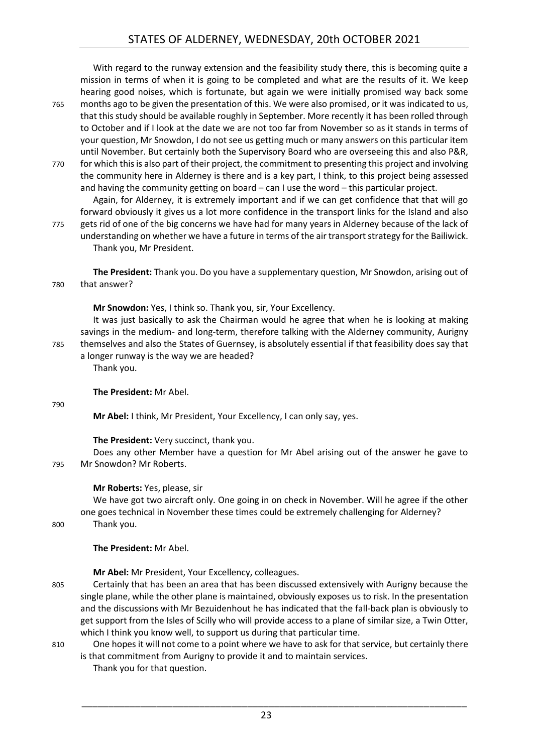With regard to the runway extension and the feasibility study there, this is becoming quite a mission in terms of when it is going to be completed and what are the results of it. We keep hearing good noises, which is fortunate, but again we were initially promised way back some months ago to be given the presentation of this. We were also promised, or it was indicated to us, that this study should be available roughly in September. More recently it has been rolled through to October and if I look at the date we are not too far from November so as it stands in terms of your question, Mr Snowdon, I do not see us getting much or many answers on this particular item until November. But certainly both the Supervisory Board who are overseeing this and also P&R, for which this is also part of their project, the commitment to presenting this project and involving the community here in Alderney is there and is a key part, I think, to this project being assessed and having the community getting on board – can I use the word – this particular project.

Again, for Alderney, it is extremely important and if we can get confidence that that will go forward obviously it gives us a lot more confidence in the transport links for the Island and also gets rid of one of the big concerns we have had for many years in Alderney because of the lack of understanding on whether we have a future in terms of the air transport strategy for the Bailiwick.

Thank you, Mr President.

**The President:** Thank you. Do you have a supplementary question, Mr Snowdon, arising out of that answer?

**Mr Snowdon:** Yes, I think so. Thank you, sir, Your Excellency.

It was just basically to ask the Chairman would he agree that when he is looking at making savings in the medium- and long-term, therefore talking with the Alderney community, Aurigny themselves and also the States of Guernsey, is absolutely essential if that feasibility does say that a longer runway is the way we are headed?

Thank you.

**The President:** Mr Abel.

**Mr Abel:** I think, Mr President, Your Excellency, I can only say, yes.

**The President:** Very succinct, thank you.

Does any other Member have a question for Mr Abel arising out of the answer he gave to Mr Snowdon? Mr Roberts.

**Mr Roberts:** Yes, please, sir

We have got two aircraft only. One going in on check in November. Will he agree if the other one goes technical in November these times could be extremely challenging for Alderney?

Thank you.

**The President:** Mr Abel.

**Mr Abel:** Mr President, Your Excellency, colleagues.

Certainly that has been an area that has been discussed extensively with Aurigny because the single plane, while the other plane is maintained, obviously exposes us to risk. In the presentation and the discussions with Mr Bezuidenhout he has indicated that the fall-back plan is obviously to get support from the Isles of Scilly who will provide access to a plane of similar size, a Twin Otter, which I think you know well, to support us during that particular time.

One hopes it will not come to a point where we have to ask for that service, but certainly there is that commitment from Aurigny to provide it and to maintain services.

Thank you for that question.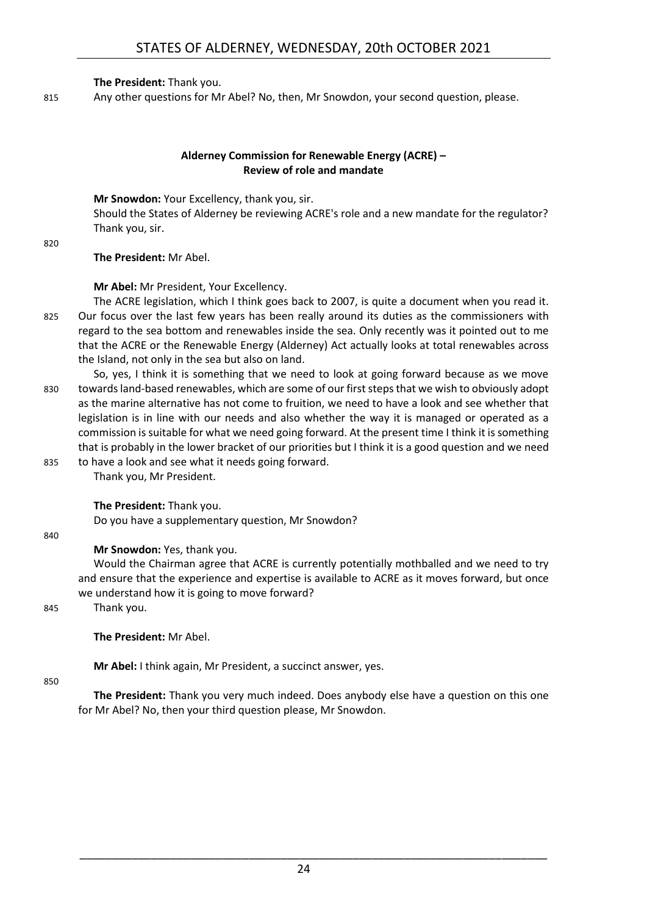**The President:** Thank you.

Any other questions for Mr Abel? No, then, Mr Snowdon, your second question, please.

### Alderney Commission for Renewable Energy (ACRE) – Review of role and mandate

**Mr Snowdon:** Your Excellency, thank you, sir.

Should the States of Alderney be reviewing ACRE's role and a new mandate for the regulator? Thank you, sir.

**The President:** Mr Abel.

**Mr Abel:** Mr President, Your Excellency.

The ACRE legislation, which I think goes back to 2007, is quite a document when you read it. Our focus over the last few years has been really around its duties as the commissioners with regard to the sea bottom and renewables inside the sea. Only recently was it pointed out to me that the ACRE or the Renewable Energy (Alderney) Act actually looks at total renewables across the Island, not only in the sea but also on land.

So, yes, I think it is something that we need to look at going forward because as we move towards land-based renewables, which are some of our first steps that we wish to obviously adopt as the marine alternative has not come to fruition, we need to have a look and see whether that legislation is in line with our needs and also whether the way it is managed or operated as a commission is suitable for what we need going forward. At the present time I think it is something that is probably in the lower bracket of our priorities but I think it is a good question and we need to have a look and see what it needs going forward.

Thank you, Mr President.

**The President:** Thank you.

Do you have a supplementary question, Mr Snowdon?

**Mr Snowdon:** Yes, thank you.

Would the Chairman agree that ACRE is currently potentially mothballed and we need to try and ensure that the experience and expertise is available to ACRE as it moves forward, but once we understand how it is going to move forward?

Thank you.

**The President:** Mr Abel.

**Mr Abel:** I think again, Mr President, a succinct answer, yes.

**The President:** Thank you very much indeed. Does anybody else have a question on this one for Mr Abel? No, then your third question please, Mr Snowdon.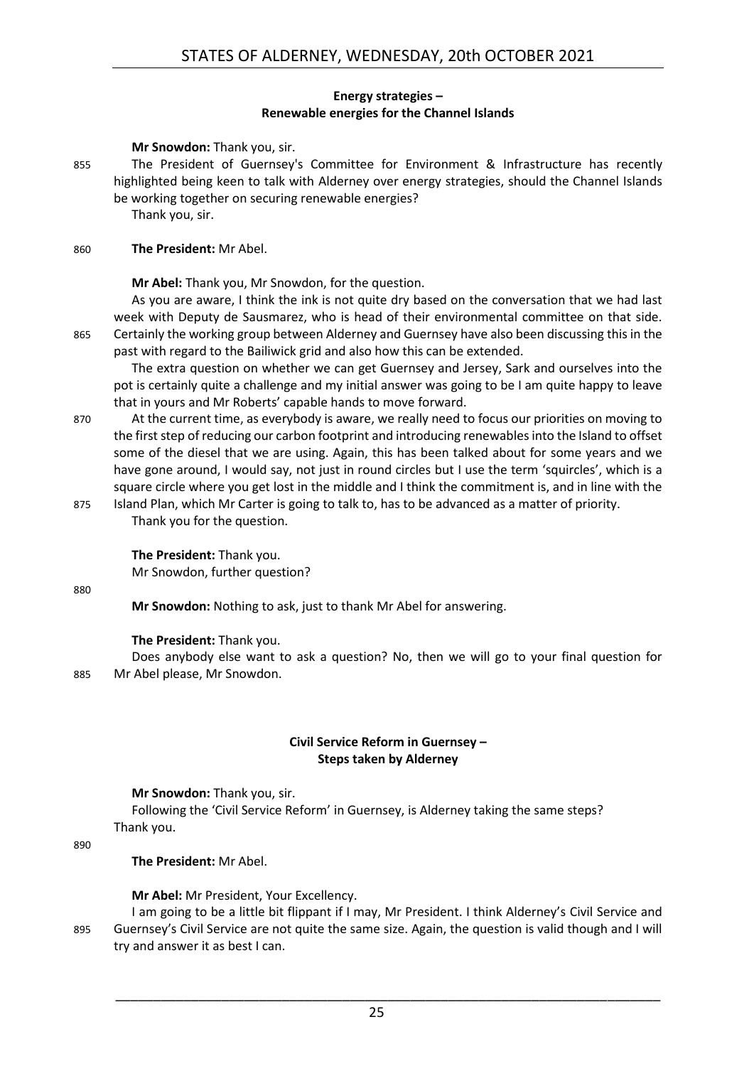### Energy strategies – Renewable energies for the Channel Islands

**Mr Snowdon:** Thank you, sir.

The President of Guernsey's Committee for Environment & Infrastructure has recently highlighted being keen to talk with Alderney over energy strategies, should the Channel Islands be working together on securing renewable energies?

Thank you, sir.

**The President:** Mr Abel.

**Mr Abel:** Thank you, Mr Snowdon, for the question.

As you are aware, I think the ink is not quite dry based on the conversation that we had last week with Deputy de Sausmarez, who is head of their environmental committee on that side. Certainly the working group between Alderney and Guernsey have also been discussing this in the past with regard to the Bailiwick grid and also how this can be extended.

The extra question on whether we can get Guernsey and Jersey, Sark and ourselves into the pot is certainly quite a challenge and my initial answer was going to be I am quite happy to leave that in yours and Mr Roberts' capable hands to move forward.

At the current time, as everybody is aware, we really need to focus our priorities on moving to the first step of reducing our carbon footprint and introducing renewables into the Island to offset some of the diesel that we are using. Again, this has been talked about for some years and we have gone around, I would say, not just in round circles but I use the term 'squircles', which is a square circle where you get lost in the middle and I think the commitment is, and in line with the Island Plan, which Mr Carter is going to talk to, has to be advanced as a matter of priority.

Thank you for the question.

**The President:** Thank you.

Mr Snowdon, further question?

**Mr Snowdon:** Nothing to ask, just to thank Mr Abel for answering.

**The President:** Thank you.

Does anybody else want to ask a question? No, then we will go to your final question for Mr Abel please, Mr Snowdon.

### Civil Service Reform in Guernsey – Steps taken by Alderney

**Mr Snowdon:** Thank you, sir.

Following the 'Civil Service Reform' in Guernsey, is Alderney taking the same steps?

Thank you.

**The President:** Mr Abel.

**Mr Abel:** Mr President, Your Excellency.

I am going to be a little bit flippant if I may, Mr President. I think Alderney's Civil Service and Guernsey's Civil Service are not quite the same size. Again, the question is valid though and I will try and answer it as best I can.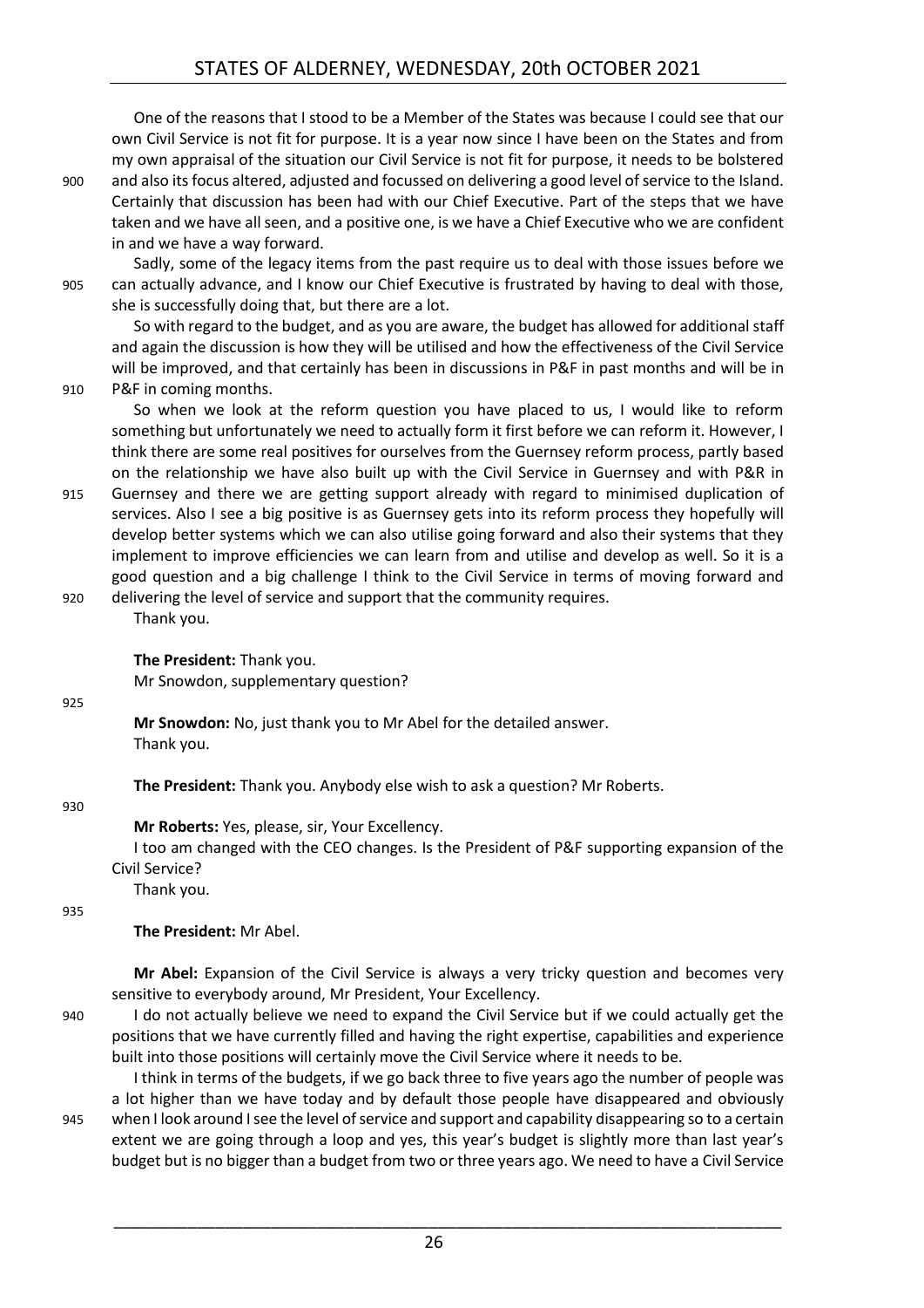One of the reasons that I stood to be a Member of the States was because I could see that our own Civil Service is not fit for purpose. It is a year now since I have been on the States and from my own appraisal of the situation our Civil Service is not fit for purpose, it needs to be bolstered and also its focus altered, adjusted and focussed on delivering a good level of service to the Island. Certainly that discussion has been had with our Chief Executive. Part of the steps that we have taken and we have all seen, and a positive one, is we have a Chief Executive who we are confident in and we have a way forward.

Sadly, some of the legacy items from the past require us to deal with those issues before we can actually advance, and I know our Chief Executive is frustrated by having to deal with those, she is successfully doing that, but there are a lot.

So with regard to the budget, and as you are aware, the budget has allowed for additional staff and again the discussion is how they will be utilised and how the effectiveness of the Civil Service will be improved, and that certainly has been in discussions in P&F in past months and will be in P&F in coming months.

So when we look at the reform question you have placed to us, I would like to reform something but unfortunately we need to actually form it first before we can reform it. However, I think there are some real positives for ourselves from the Guernsey reform process, partly based on the relationship we have also built up with the Civil Service in Guernsey and with P&R in Guernsey and there we are getting support already with regard to minimised duplication of services. Also I see a big positive is as Guernsey gets into its reform process they hopefully will develop better systems which we can also utilise going forward and also their systems that they implement to improve efficiencies we can learn from and utilise and develop as well. So it is a good question and a big challenge I think to the Civil Service in terms of moving forward and delivering the level of service and support that the community requires.

Thank you.

**The President:** Thank you.

Mr Snowdon, supplementary question?

**Mr Snowdon:** No, just thank you to Mr Abel for the detailed answer.

Thank you.

**The President:** Thank you. Anybody else wish to ask a question? Mr Roberts.

**Mr Roberts:** Yes, please, sir, Your Excellency.

I too am changed with the CEO changes. Is the President of P&F supporting expansion of the Civil Service?

Thank you.

**The President:** Mr Abel.

**Mr Abel:** Expansion of the Civil Service is always a very tricky question and becomes very sensitive to everybody around, Mr President, Your Excellency.

I do not actually believe we need to expand the Civil Service but if we could actually get the positions that we have currently filled and having the right expertise, capabilities and experience built into those positions will certainly move the Civil Service where it needs to be.

I think in terms of the budgets, if we go back three to five years ago the number of people was a lot higher than we have today and by default those people have disappeared and obviously when I look around I see the level of service and support and capability disappearing so to a certain extent we are going through a loop and yes, this year's budget is slightly more than last year's budget but is no bigger than a budget from two or three years ago. We need to have a Civil Service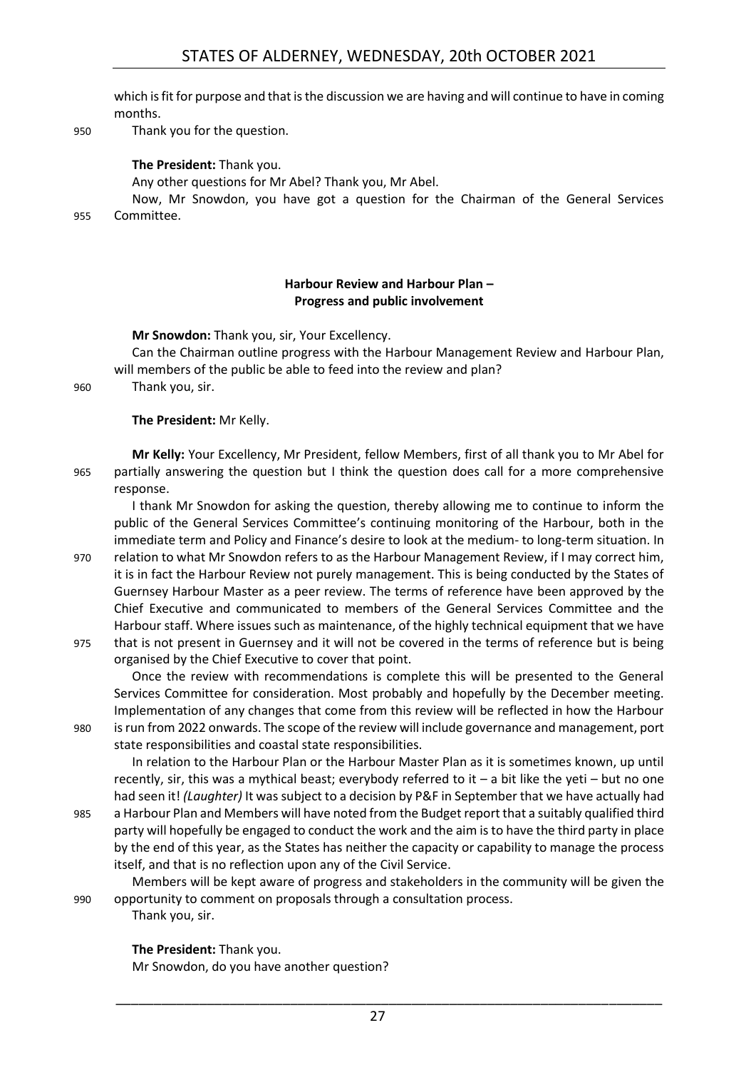which is fit for purpose and that is the discussion we are having and will continue to have in coming months.

950 Thank you for the question.

**The President:** Thank you.

Any other questions for Mr Abel? Thank you, Mr Abel.

Now, Mr Snowdon, you have got a question for the Chairman of the General Services 955 Committee.

### Harbour Review and Harbour Plan – Progress and public involvement

**Mr Snowdon:** Thank you, sir, Your Excellency.

Can the Chairman outline progress with the Harbour Management Review and Harbour Plan, will members of the public be able to feed into the review and plan?

960 Thank you, sir.

**The President:** Mr Kelly.

**Mr Kelly:** Your Excellency, Mr President, fellow Members, first of all thank you to Mr Abel for 965 partially answering the question but I think the question does call for a more comprehensive response.

I thank Mr Snowdon for asking the question, thereby allowing me to continue to inform the public of the General Services Committee's continuing monitoring of the Harbour, both in the immediate term and Policy and Finance's desire to look at the medium- to long-term situation. In 970 relation to what Mr Snowdon refers to as the Harbour Management Review, if I may correct him, it is in fact the Harbour Review not purely management. This is being conducted by the States of Guernsey Harbour Master as a peer review. The terms of reference have been approved by the Chief Executive and communicated to members of the General Services Committee and the Harbour staff. Where issues such as maintenance, of the highly technical equipment that we have 975 that is not present in Guernsey and it will not be covered in the terms of reference but is being organised by the Chief Executive to cover that point.

Once the review with recommendations is complete this will be presented to the General Services Committee for consideration. Most probably and hopefully by the December meeting. Implementation of any changes that come from this review will be reflected in how the Harbour 980 is run from 2022 onwards. The scope of the review will include governance and management, port state responsibilities and coastal state responsibilities.

In relation to the Harbour Plan or the Harbour Master Plan as it is sometimes known, up until recently, sir, this was a mythical beast; everybody referred to it – a bit like the yeti – but no one had seen it! *(Laughter)* It was subject to a decision by P&F in September that we have actually had 985 a Harbour Plan and Members will have noted from the Budget report that a suitably qualified third party will hopefully be engaged to conduct the work and the aim is to have the third party in place by the end of this year, as the States has neither the capacity or capability to manage the process itself, and that is no reflection upon any of the Civil Service.

Members will be kept aware of progress and stakeholders in the community will be given the 990 opportunity to comment on proposals through a consultation process.

Thank you, sir.

**The President:** Thank you.

Mr Snowdon, do you have another question?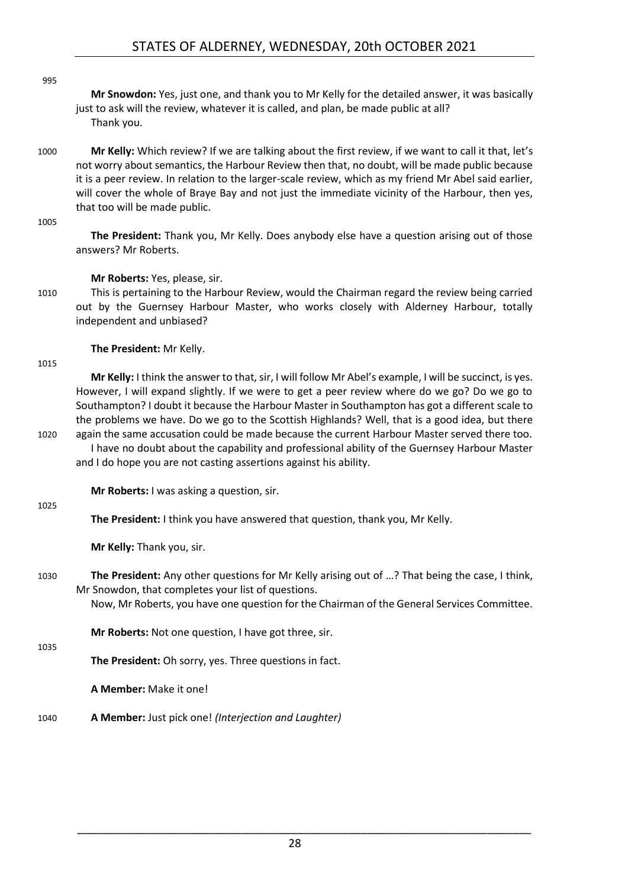**Mr Snowdon:** Yes, just one, and thank you to Mr Kelly for the detailed answer, it was basically just to ask will the review, whatever it is called, and plan, be made public at all?

Thank you.

**Mr Kelly:** Which review? If we are talking about the first review, if we want to call it that, let's not worry about semantics, the Harbour Review then that, no doubt, will be made public because it is a peer review. In relation to the larger-scale review, which as my friend Mr Abel said earlier, will cover the whole of Braye Bay and not just the immediate vicinity of the Harbour, then yes, that too will be made public.

**The President:** Thank you, Mr Kelly. Does anybody else have a question arising out of those answers? Mr Roberts.

**Mr Roberts:** Yes, please, sir.

This is pertaining to the Harbour Review, would the Chairman regard the review being carried out by the Guernsey Harbour Master, who works closely with Alderney Harbour, totally independent and unbiased?

**The President:** Mr Kelly.

**Mr Kelly:** I think the answer to that, sir, I will follow Mr Abel's example, I will be succinct, is yes. However, I will expand slightly. If we were to get a peer review where do we go? Do we go to Southampton? I doubt it because the Harbour Master in Southampton has got a different scale to the problems we have. Do we go to the Scottish Highlands? Well, that is a good idea, but there again the same accusation could be made because the current Harbour Master served there too.

I have no doubt about the capability and professional ability of the Guernsey Harbour Master and I do hope you are not casting assertions against his ability.

**Mr Roberts:** I was asking a question, sir.

**The President:** I think you have answered that question, thank you, Mr Kelly.

**Mr Kelly:** Thank you, sir.

**The President:** Any other questions for Mr Kelly arising out of …? That being the case, I think, Mr Snowdon, that completes your list of questions.

Now, Mr Roberts, you have one question for the Chairman of the General Services Committee.

**Mr Roberts:** Not one question, I have got three, sir.

**The President:** Oh sorry, yes. Three questions in fact.

**A Member:** Make it one!

**A Member:** Just pick one! *(Interjection and Laughter)*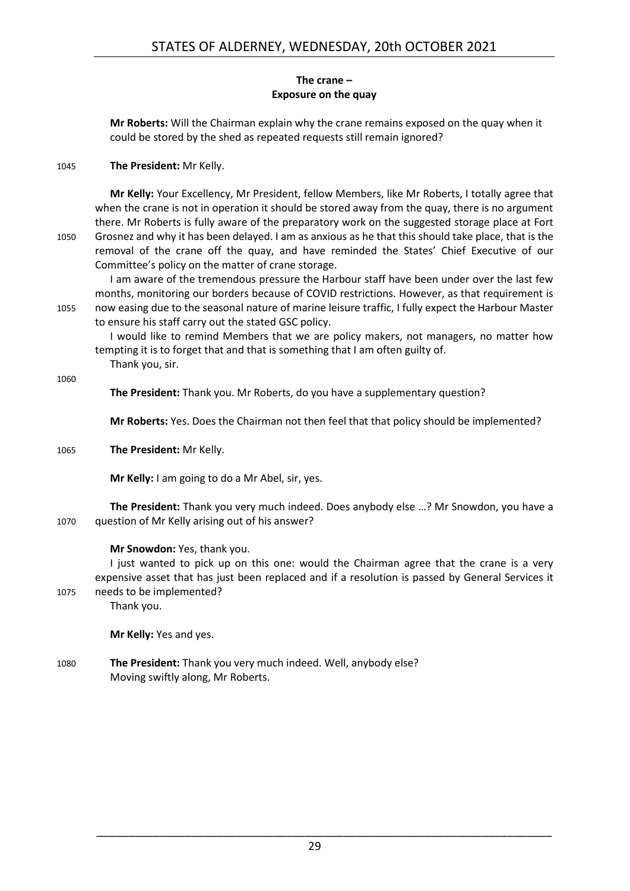### The crane – Exposure on the quay

**Mr Roberts:** Will the Chairman explain why the crane remains exposed on the quay when it could be stored by the shed as repeated requests still remain ignored?

**The President:** Mr Kelly.

**Mr Kelly:** Your Excellency, Mr President, fellow Members, like Mr Roberts, I totally agree that when the crane is not in operation it should be stored away from the quay, there is no argument there. Mr Roberts is fully aware of the preparatory work on the suggested storage place at Fort Grosnez and why it has been delayed. I am as anxious as he that this should take place, that is the removal of the crane off the quay, and have reminded the States' Chief Executive of our Committee's policy on the matter of crane storage.

I am aware of the tremendous pressure the Harbour staff have been under over the last few months, monitoring our borders because of COVID restrictions. However, as that requirement is now easing due to the seasonal nature of marine leisure traffic, I fully expect the Harbour Master to ensure his staff carry out the stated GSC policy.

I would like to remind Members that we are policy makers, not managers, no matter how tempting it is to forget that and that is something that I am often guilty of.

Thank you, sir.

**The President:** Thank you. Mr Roberts, do you have a supplementary question?

**Mr Roberts:** Yes. Does the Chairman not then feel that that policy should be implemented?

**The President:** Mr Kelly.

**Mr Kelly:** I am going to do a Mr Abel, sir, yes.

**The President:** Thank you very much indeed. Does anybody else …? Mr Snowdon, you have a question of Mr Kelly arising out of his answer?

**Mr Snowdon:** Yes, thank you.

I just wanted to pick up on this one: would the Chairman agree that the crane is a very expensive asset that has just been replaced and if a resolution is passed by General Services it needs to be implemented?

Thank you.

**Mr Kelly:** Yes and yes.

**The President:** Thank you very much indeed. Well, anybody else?

Moving swiftly along, Mr Roberts.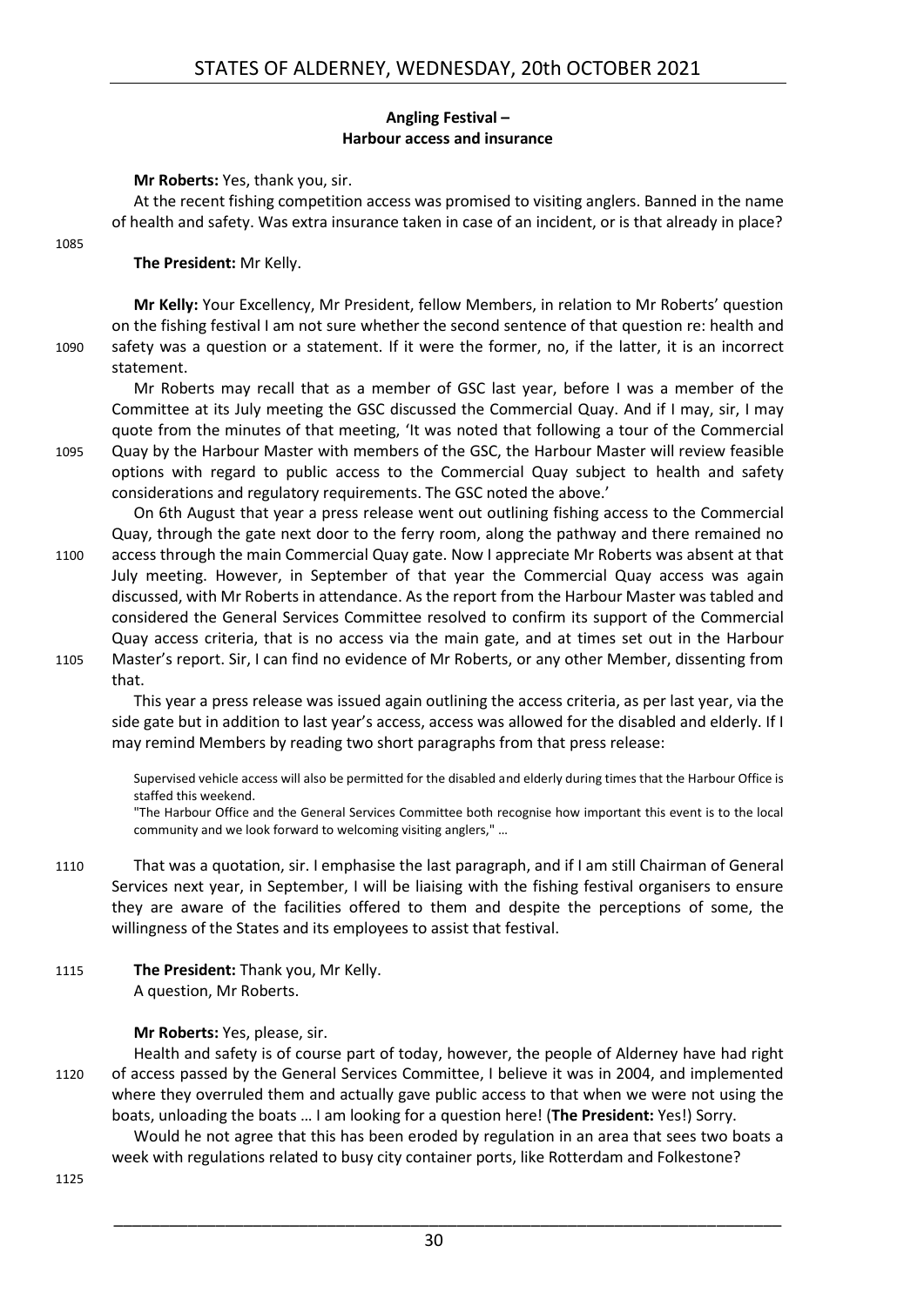## Angling Festival – Harbour access and insurance

**Mr Roberts:** Yes, thank you, sir.

At the recent fishing competition access was promised to visiting anglers. Banned in the name of health and safety. Was extra insurance taken in case of an incident, or is that already in place?

**The President:** Mr Kelly.

**Mr Kelly:** Your Excellency, Mr President, fellow Members, in relation to Mr Roberts' question on the fishing festival I am not sure whether the second sentence of that question re: health and safety was a question or a statement. If it were the former, no, if the latter, it is an incorrect statement.

Mr Roberts may recall that as a member of GSC last year, before I was a member of the Committee at its July meeting the GSC discussed the Commercial Quay. And if I may, sir, I may quote from the minutes of that meeting, 'It was noted that following a tour of the Commercial Quay by the Harbour Master with members of the GSC, the Harbour Master will review feasible options with regard to public access to the Commercial Quay subject to health and safety considerations and regulatory requirements. The GSC noted the above.'

On 6th August that year a press release went out outlining fishing access to the Commercial Quay, through the gate next door to the ferry room, along the pathway and there remained no access through the main Commercial Quay gate. Now I appreciate Mr Roberts was absent at that July meeting. However, in September of that year the Commercial Quay access was again discussed, with Mr Roberts in attendance. As the report from the Harbour Master was tabled and considered the General Services Committee resolved to confirm its support of the Commercial Quay access criteria, that is no access via the main gate, and at times set out in the Harbour Master's report. Sir, I can find no evidence of Mr Roberts, or any other Member, dissenting from that.

This year a press release was issued again outlining the access criteria, as per last year, via the side gate but in addition to last year's access, access was allowed for the disabled and elderly. If I may remind Members by reading two short paragraphs from that press release:

> Supervised vehicle access will also be permitted for the disabled and elderly during times that the Harbour Office is staffed this weekend.
>
> "The Harbour Office and the General Services Committee both recognise how important this event is to the local community and we look forward to welcoming visiting anglers," …

That was a quotation, sir. I emphasise the last paragraph, and if I am still Chairman of General Services next year, in September, I will be liaising with the fishing festival organisers to ensure they are aware of the facilities offered to them and despite the perceptions of some, the willingness of the States and its employees to assist that festival.

**The President:** Thank you, Mr Kelly.

A question, Mr Roberts.

**Mr Roberts:** Yes, please, sir.

Health and safety is of course part of today, however, the people of Alderney have had right of access passed by the General Services Committee, I believe it was in 2004, and implemented where they overruled them and actually gave public access to that when we were not using the boats, unloading the boats … I am looking for a question here! (**The President:** Yes!) Sorry.

Would he not agree that this has been eroded by regulation in an area that sees two boats a week with regulations related to busy city container ports, like Rotterdam and Folkestone?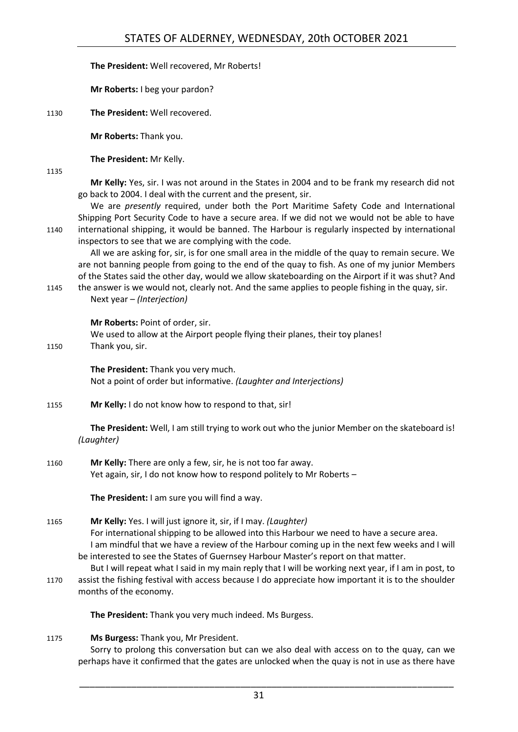**The President:** Well recovered, Mr Roberts!

**Mr Roberts:** I beg your pardon?

**The President:** Well recovered.

**Mr Roberts:** Thank you.

**The President:** Mr Kelly.

**Mr Kelly:** Yes, sir. I was not around in the States in 2004 and to be frank my research did not go back to 2004. I deal with the current and the present, sir.

We are *presently* required, under both the Port Maritime Safety Code and International Shipping Port Security Code to have a secure area. If we did not we would not be able to have international shipping, it would be banned. The Harbour is regularly inspected by international inspectors to see that we are complying with the code.

All we are asking for, sir, is for one small area in the middle of the quay to remain secure. We are not banning people from going to the end of the quay to fish. As one of my junior Members of the States said the other day, would we allow skateboarding on the Airport if it was shut? And the answer is we would not, clearly not. And the same applies to people fishing in the quay, sir.

Next year – *(Interjection)*

**Mr Roberts:** Point of order, sir.

We used to allow at the Airport people flying their planes, their toy planes!

Thank you, sir.

**The President:** Thank you very much.

Not a point of order but informative. *(Laughter and Interjections)*

**Mr Kelly:** I do not know how to respond to that, sir!

**The President:** Well, I am still trying to work out who the junior Member on the skateboard is! *(Laughter)*

**Mr Kelly:** There are only a few, sir, he is not too far away.

Yet again, sir, I do not know how to respond politely to Mr Roberts –

**The President:** I am sure you will find a way.

**Mr Kelly:** Yes. I will just ignore it, sir, if I may. *(Laughter)*

For international shipping to be allowed into this Harbour we need to have a secure area.

I am mindful that we have a review of the Harbour coming up in the next few weeks and I will be interested to see the States of Guernsey Harbour Master's report on that matter.

But I will repeat what I said in my main reply that I will be working next year, if I am in post, to assist the fishing festival with access because I do appreciate how important it is to the shoulder months of the economy.

**The President:** Thank you very much indeed. Ms Burgess.

**Ms Burgess:** Thank you, Mr President.

Sorry to prolong this conversation but can we also deal with access on to the quay, can we perhaps have it confirmed that the gates are unlocked when the quay is not in use as there have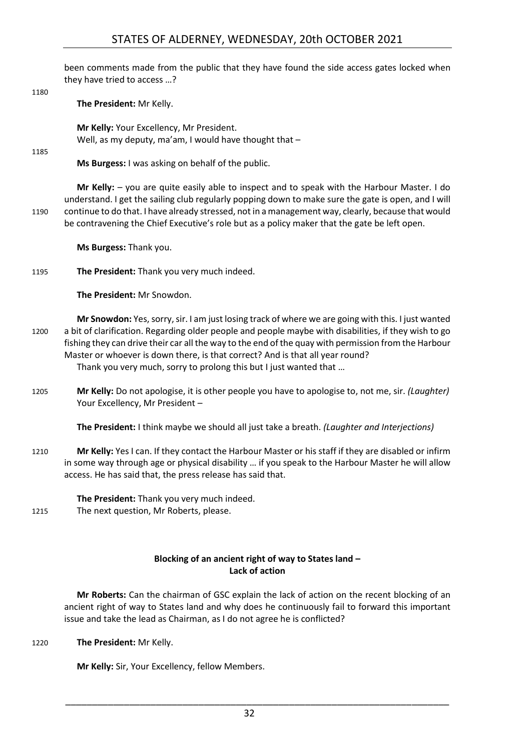been comments made from the public that they have found the side access gates locked when they have tried to access …?

**The President:** Mr Kelly.

**Mr Kelly:** Your Excellency, Mr President.
Well, as my deputy, ma'am, I would have thought that –

**Ms Burgess:** I was asking on behalf of the public.

**Mr Kelly:** – you are quite easily able to inspect and to speak with the Harbour Master. I do understand. I get the sailing club regularly popping down to make sure the gate is open, and I will continue to do that. I have already stressed, not in a management way, clearly, because that would be contravening the Chief Executive's role but as a policy maker that the gate be left open.

**Ms Burgess:** Thank you.

**The President:** Thank you very much indeed.

**The President:** Mr Snowdon.

**Mr Snowdon:** Yes, sorry, sir. I am just losing track of where we are going with this. I just wanted a bit of clarification. Regarding older people and people maybe with disabilities, if they wish to go fishing they can drive their car all the way to the end of the quay with permission from the Harbour Master or whoever is down there, is that correct? And is that all year round?
Thank you very much, sorry to prolong this but I just wanted that …

**Mr Kelly:** Do not apologise, it is other people you have to apologise to, not me, sir. *(Laughter)* Your Excellency, Mr President –

**The President:** I think maybe we should all just take a breath. *(Laughter and Interjections)*

**Mr Kelly:** Yes I can. If they contact the Harbour Master or his staff if they are disabled or infirm in some way through age or physical disability … if you speak to the Harbour Master he will allow access. He has said that, the press release has said that.

**The President:** Thank you very much indeed.
The next question, Mr Roberts, please.

### Blocking of an ancient right of way to States land – Lack of action

**Mr Roberts:** Can the chairman of GSC explain the lack of action on the recent blocking of an ancient right of way to States land and why does he continuously fail to forward this important issue and take the lead as Chairman, as I do not agree he is conflicted?

**The President:** Mr Kelly.

**Mr Kelly:** Sir, Your Excellency, fellow Members.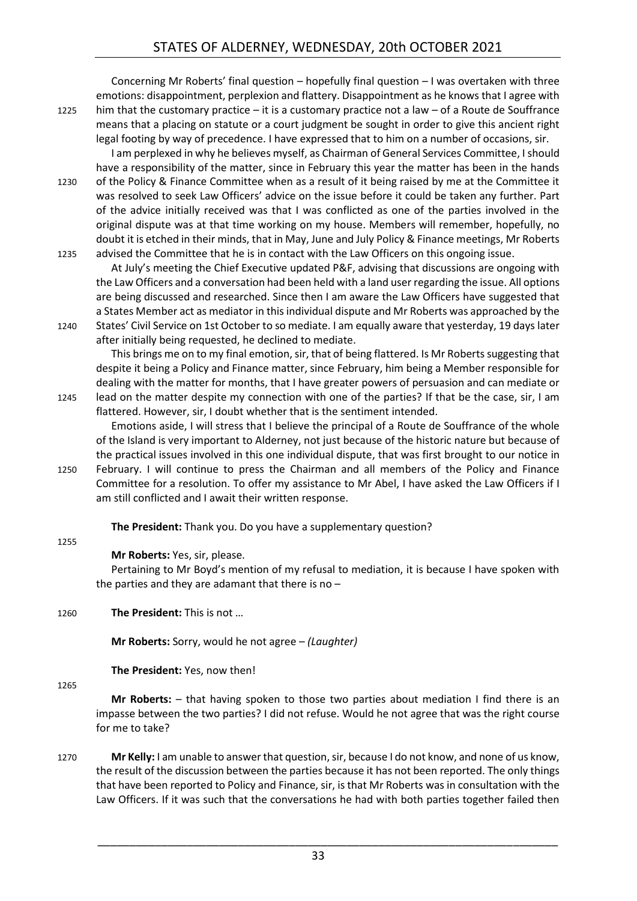Concerning Mr Roberts' final question – hopefully final question – I was overtaken with three emotions: disappointment, perplexion and flattery. Disappointment as he knows that I agree with him that the customary practice – it is a customary practice not a law – of a Route de Souffrance means that a placing on statute or a court judgment be sought in order to give this ancient right legal footing by way of precedence. I have expressed that to him on a number of occasions, sir.

I am perplexed in why he believes myself, as Chairman of General Services Committee, I should have a responsibility of the matter, since in February this year the matter has been in the hands of the Policy & Finance Committee when as a result of it being raised by me at the Committee it was resolved to seek Law Officers' advice on the issue before it could be taken any further. Part of the advice initially received was that I was conflicted as one of the parties involved in the original dispute was at that time working on my house. Members will remember, hopefully, no doubt it is etched in their minds, that in May, June and July Policy & Finance meetings, Mr Roberts advised the Committee that he is in contact with the Law Officers on this ongoing issue.

At July's meeting the Chief Executive updated P&F, advising that discussions are ongoing with the Law Officers and a conversation had been held with a land user regarding the issue. All options are being discussed and researched. Since then I am aware the Law Officers have suggested that a States Member act as mediator in this individual dispute and Mr Roberts was approached by the States' Civil Service on 1st October to so mediate. I am equally aware that yesterday, 19 days later after initially being requested, he declined to mediate.

This brings me on to my final emotion, sir, that of being flattered. Is Mr Roberts suggesting that despite it being a Policy and Finance matter, since February, him being a Member responsible for dealing with the matter for months, that I have greater powers of persuasion and can mediate or lead on the matter despite my connection with one of the parties? If that be the case, sir, I am flattered. However, sir, I doubt whether that is the sentiment intended.

Emotions aside, I will stress that I believe the principal of a Route de Souffrance of the whole of the Island is very important to Alderney, not just because of the historic nature but because of the practical issues involved in this one individual dispute, that was first brought to our notice in February. I will continue to press the Chairman and all members of the Policy and Finance Committee for a resolution. To offer my assistance to Mr Abel, I have asked the Law Officers if I am still conflicted and I await their written response.

**The President:** Thank you. Do you have a supplementary question?

**Mr Roberts:** Yes, sir, please.

Pertaining to Mr Boyd's mention of my refusal to mediation, it is because I have spoken with the parties and they are adamant that there is no –

**The President:** This is not …

**Mr Roberts:** Sorry, would he not agree – *(Laughter)*

**The President:** Yes, now then!

**Mr Roberts:** – that having spoken to those two parties about mediation I find there is an impasse between the two parties? I did not refuse. Would he not agree that was the right course for me to take?

**Mr Kelly:** I am unable to answer that question, sir, because I do not know, and none of us know, the result of the discussion between the parties because it has not been reported. The only things that have been reported to Policy and Finance, sir, is that Mr Roberts was in consultation with the Law Officers. If it was such that the conversations he had with both parties together failed then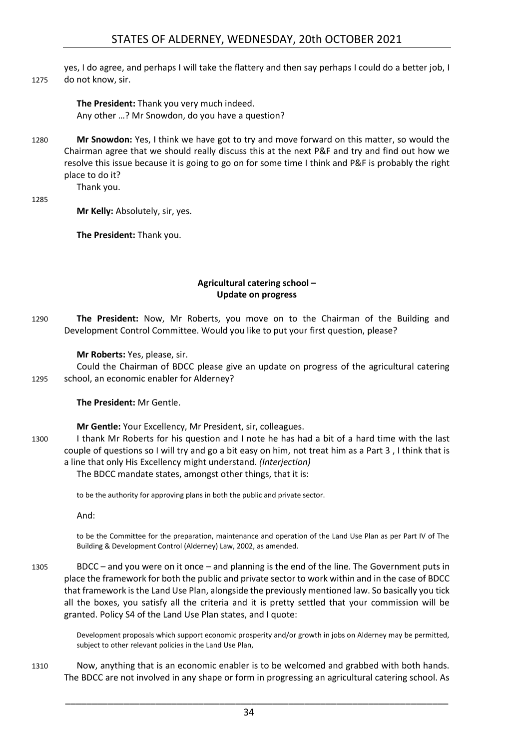yes, I do agree, and perhaps I will take the flattery and then say perhaps I could do a better job, I do not know, sir.

**The President:** Thank you very much indeed.
Any other …? Mr Snowdon, do you have a question?

**Mr Snowdon:** Yes, I think we have got to try and move forward on this matter, so would the Chairman agree that we should really discuss this at the next P&F and try and find out how we resolve this issue because it is going to go on for some time I think and P&F is probably the right place to do it?

Thank you.

**Mr Kelly:** Absolutely, sir, yes.

**The President:** Thank you.

## Agricultural catering school – Update on progress

**The President:** Now, Mr Roberts, you move on to the Chairman of the Building and Development Control Committee. Would you like to put your first question, please?

**Mr Roberts:** Yes, please, sir.

Could the Chairman of BDCC please give an update on progress of the agricultural catering school, an economic enabler for Alderney?

**The President:** Mr Gentle.

**Mr Gentle:** Your Excellency, Mr President, sir, colleagues.

I thank Mr Roberts for his question and I note he has had a bit of a hard time with the last couple of questions so I will try and go a bit easy on him, not treat him as a Part 3 , I think that is a line that only His Excellency might understand. *(Interjection)*

The BDCC mandate states, amongst other things, that it is:

> to be the authority for approving plans in both the public and private sector.

And:

> to be the Committee for the preparation, maintenance and operation of the Land Use Plan as per Part IV of The Building & Development Control (Alderney) Law, 2002, as amended.

BDCC – and you were on it once – and planning is the end of the line. The Government puts in place the framework for both the public and private sector to work within and in the case of BDCC that framework is the Land Use Plan, alongside the previously mentioned law. So basically you tick all the boxes, you satisfy all the criteria and it is pretty settled that your commission will be granted. Policy S4 of the Land Use Plan states, and I quote:

> Development proposals which support economic prosperity and/or growth in jobs on Alderney may be permitted, subject to other relevant policies in the Land Use Plan,

Now, anything that is an economic enabler is to be welcomed and grabbed with both hands. The BDCC are not involved in any shape or form in progressing an agricultural catering school. As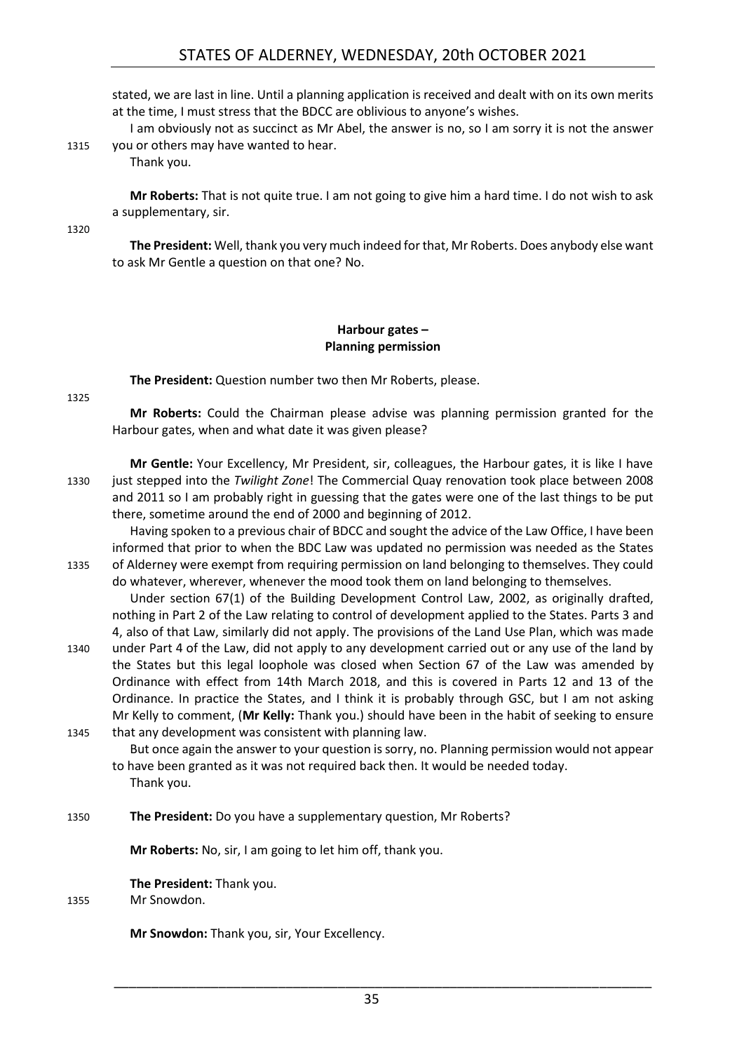stated, we are last in line. Until a planning application is received and dealt with on its own merits at the time, I must stress that the BDCC are oblivious to anyone's wishes.

I am obviously not as succinct as Mr Abel, the answer is no, so I am sorry it is not the answer you or others may have wanted to hear.

Thank you.

**Mr Roberts:** That is not quite true. I am not going to give him a hard time. I do not wish to ask a supplementary, sir.

**The President:** Well, thank you very much indeed for that, Mr Roberts. Does anybody else want to ask Mr Gentle a question on that one? No.

## Harbour gates – Planning permission

**The President:** Question number two then Mr Roberts, please.

**Mr Roberts:** Could the Chairman please advise was planning permission granted for the Harbour gates, when and what date it was given please?

**Mr Gentle:** Your Excellency, Mr President, sir, colleagues, the Harbour gates, it is like I have just stepped into the *Twilight Zone*! The Commercial Quay renovation took place between 2008 and 2011 so I am probably right in guessing that the gates were one of the last things to be put there, sometime around the end of 2000 and beginning of 2012.

Having spoken to a previous chair of BDCC and sought the advice of the Law Office, I have been informed that prior to when the BDC Law was updated no permission was needed as the States of Alderney were exempt from requiring permission on land belonging to themselves. They could do whatever, wherever, whenever the mood took them on land belonging to themselves.

Under section 67(1) of the Building Development Control Law, 2002, as originally drafted, nothing in Part 2 of the Law relating to control of development applied to the States. Parts 3 and 4, also of that Law, similarly did not apply. The provisions of the Land Use Plan, which was made under Part 4 of the Law, did not apply to any development carried out or any use of the land by the States but this legal loophole was closed when Section 67 of the Law was amended by Ordinance with effect from 14th March 2018, and this is covered in Parts 12 and 13 of the Ordinance. In practice the States, and I think it is probably through GSC, but I am not asking Mr Kelly to comment, (**Mr Kelly:** Thank you.) should have been in the habit of seeking to ensure that any development was consistent with planning law.

But once again the answer to your question is sorry, no. Planning permission would not appear to have been granted as it was not required back then. It would be needed today.

Thank you.

**The President:** Do you have a supplementary question, Mr Roberts?

**Mr Roberts:** No, sir, I am going to let him off, thank you.

**The President:** Thank you.

Mr Snowdon.

**Mr Snowdon:** Thank you, sir, Your Excellency.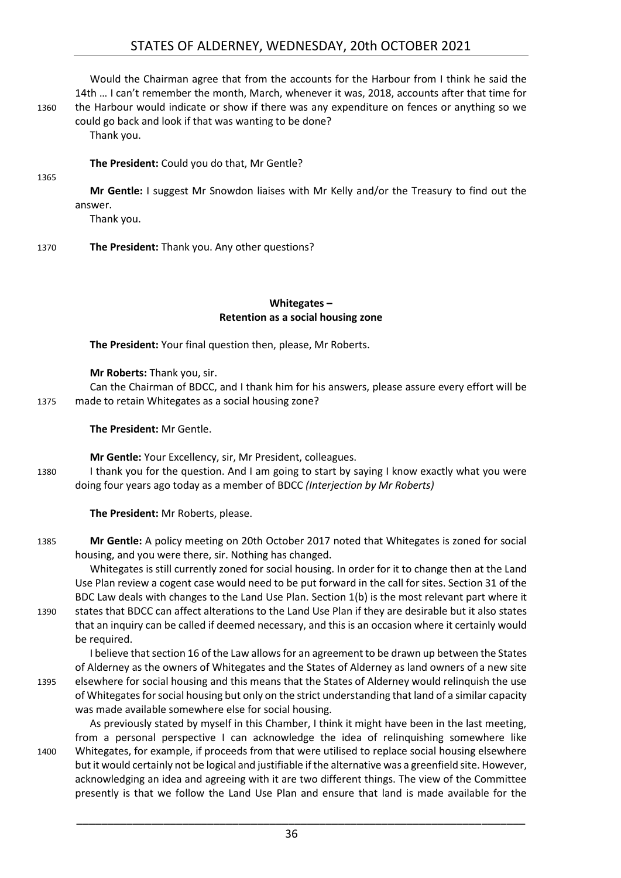Would the Chairman agree that from the accounts for the Harbour from I think he said the 14th … I can't remember the month, March, whenever it was, 2018, accounts after that time for the Harbour would indicate or show if there was any expenditure on fences or anything so we could go back and look if that was wanting to be done?

Thank you.

**The President:** Could you do that, Mr Gentle?

**Mr Gentle:** I suggest Mr Snowdon liaises with Mr Kelly and/or the Treasury to find out the answer.

Thank you.

**The President:** Thank you. Any other questions?

### Whitegates – Retention as a social housing zone

**The President:** Your final question then, please, Mr Roberts.

**Mr Roberts:** Thank you, sir.

Can the Chairman of BDCC, and I thank him for his answers, please assure every effort will be made to retain Whitegates as a social housing zone?

**The President:** Mr Gentle.

**Mr Gentle:** Your Excellency, sir, Mr President, colleagues.

I thank you for the question. And I am going to start by saying I know exactly what you were doing four years ago today as a member of BDCC *(Interjection by Mr Roberts)*

**The President:** Mr Roberts, please.

**Mr Gentle:** A policy meeting on 20th October 2017 noted that Whitegates is zoned for social housing, and you were there, sir. Nothing has changed.

Whitegates is still currently zoned for social housing. In order for it to change then at the Land Use Plan review a cogent case would need to be put forward in the call for sites. Section 31 of the BDC Law deals with changes to the Land Use Plan. Section 1(b) is the most relevant part where it states that BDCC can affect alterations to the Land Use Plan if they are desirable but it also states that an inquiry can be called if deemed necessary, and this is an occasion where it certainly would be required.

I believe that section 16 of the Law allows for an agreement to be drawn up between the States of Alderney as the owners of Whitegates and the States of Alderney as land owners of a new site elsewhere for social housing and this means that the States of Alderney would relinquish the use of Whitegates for social housing but only on the strict understanding that land of a similar capacity was made available somewhere else for social housing.

As previously stated by myself in this Chamber, I think it might have been in the last meeting, from a personal perspective I can acknowledge the idea of relinquishing somewhere like Whitegates, for example, if proceeds from that were utilised to replace social housing elsewhere but it would certainly not be logical and justifiable if the alternative was a greenfield site. However, acknowledging an idea and agreeing with it are two different things. The view of the Committee presently is that we follow the Land Use Plan and ensure that land is made available for the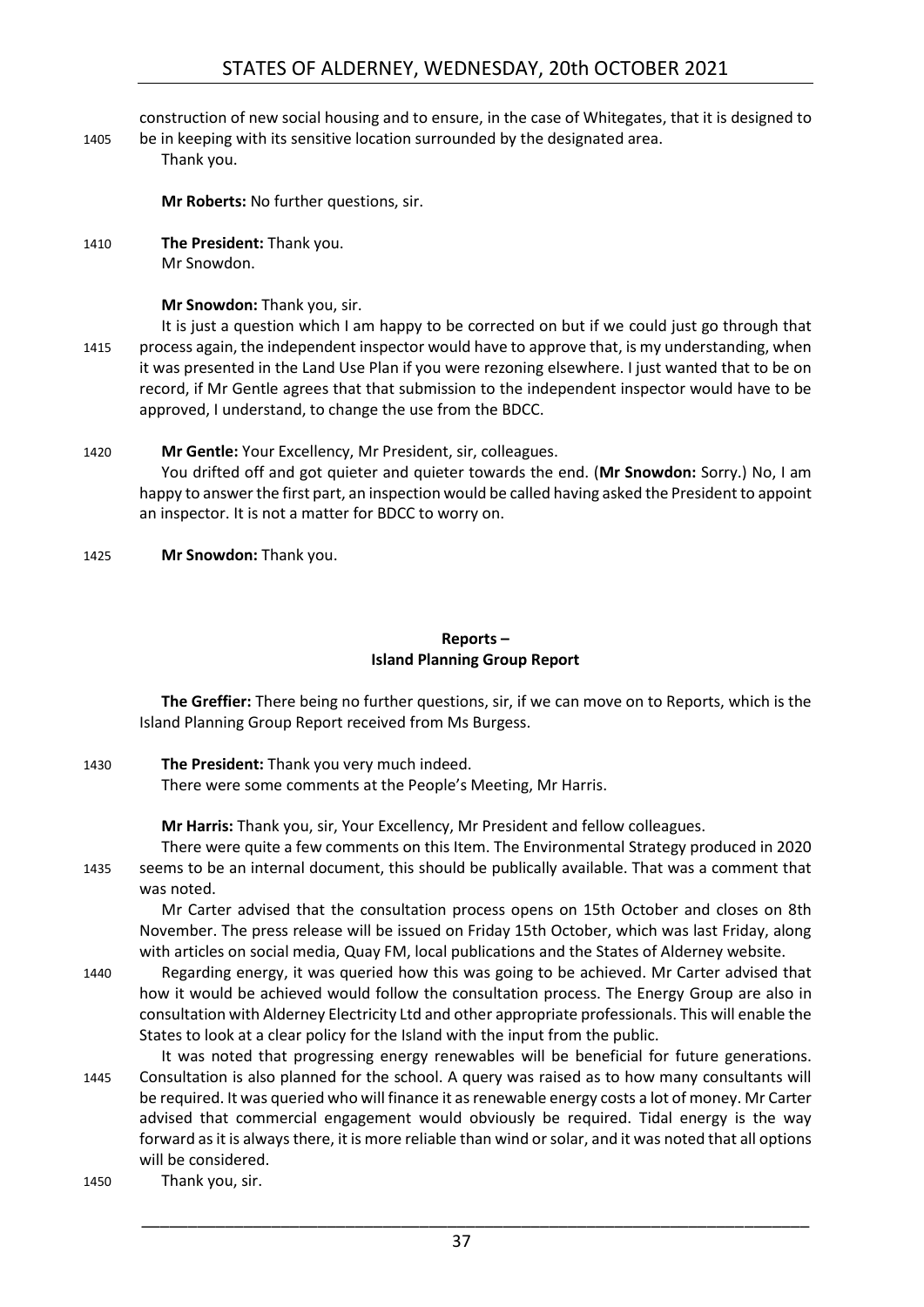construction of new social housing and to ensure, in the case of Whitegates, that it is designed to be in keeping with its sensitive location surrounded by the designated area.

Thank you.

**Mr Roberts:** No further questions, sir.

**The President:** Thank you.

Mr Snowdon.

**Mr Snowdon:** Thank you, sir.

It is just a question which I am happy to be corrected on but if we could just go through that process again, the independent inspector would have to approve that, is my understanding, when it was presented in the Land Use Plan if you were rezoning elsewhere. I just wanted that to be on record, if Mr Gentle agrees that that submission to the independent inspector would have to be approved, I understand, to change the use from the BDCC.

**Mr Gentle:** Your Excellency, Mr President, sir, colleagues.

You drifted off and got quieter and quieter towards the end. (**Mr Snowdon:** Sorry.) No, I am happy to answer the first part, an inspection would be called having asked the President to appoint an inspector. It is not a matter for BDCC to worry on.

**Mr Snowdon:** Thank you.

## Reports – Island Planning Group Report

**The Greffier:** There being no further questions, sir, if we can move on to Reports, which is the Island Planning Group Report received from Ms Burgess.

**The President:** Thank you very much indeed.

There were some comments at the People's Meeting, Mr Harris.

**Mr Harris:** Thank you, sir, Your Excellency, Mr President and fellow colleagues.

There were quite a few comments on this Item. The Environmental Strategy produced in 2020 seems to be an internal document, this should be publically available. That was a comment that was noted.

Mr Carter advised that the consultation process opens on 15th October and closes on 8th November. The press release will be issued on Friday 15th October, which was last Friday, along with articles on social media, Quay FM, local publications and the States of Alderney website.

Regarding energy, it was queried how this was going to be achieved. Mr Carter advised that how it would be achieved would follow the consultation process. The Energy Group are also in consultation with Alderney Electricity Ltd and other appropriate professionals. This will enable the States to look at a clear policy for the Island with the input from the public.

It was noted that progressing energy renewables will be beneficial for future generations. Consultation is also planned for the school. A query was raised as to how many consultants will be required. It was queried who will finance it as renewable energy costs a lot of money. Mr Carter advised that commercial engagement would obviously be required. Tidal energy is the way forward as it is always there, it is more reliable than wind or solar, and it was noted that all options will be considered.

Thank you, sir.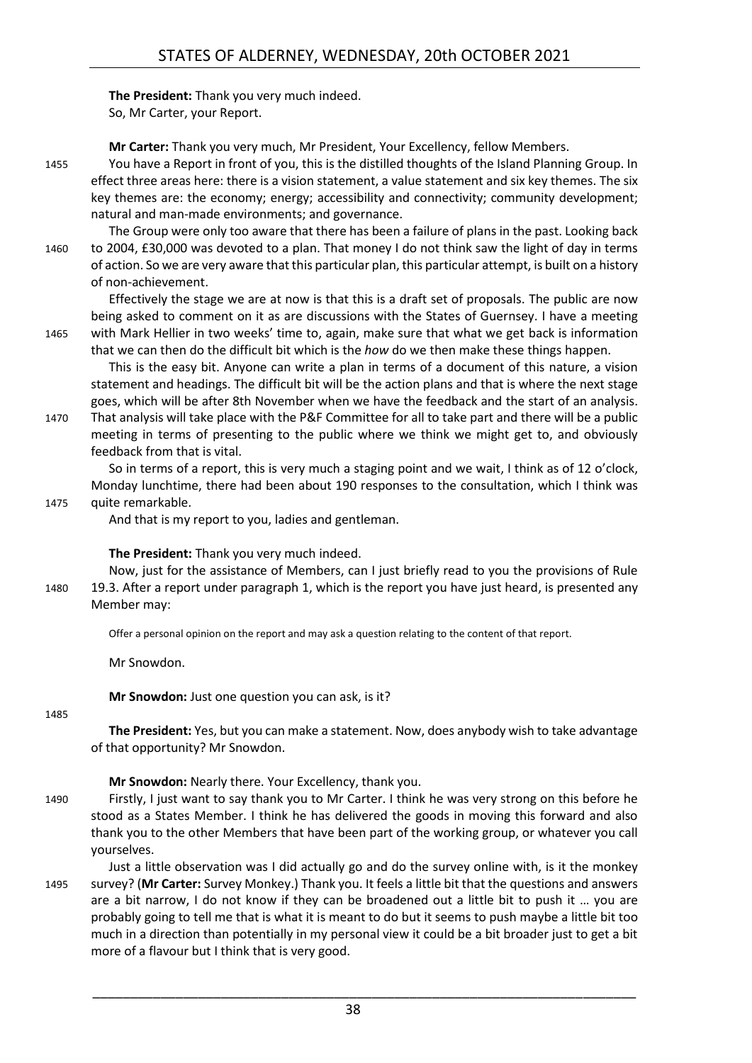**The President:** Thank you very much indeed.
So, Mr Carter, your Report.

**Mr Carter:** Thank you very much, Mr President, Your Excellency, fellow Members.

1455 You have a Report in front of you, this is the distilled thoughts of the Island Planning Group. In effect three areas here: there is a vision statement, a value statement and six key themes. The six key themes are: the economy; energy; accessibility and connectivity; community development; natural and man-made environments; and governance.

The Group were only too aware that there has been a failure of plans in the past. Looking back 1460 to 2004, £30,000 was devoted to a plan. That money I do not think saw the light of day in terms of action. So we are very aware that this particular plan, this particular attempt, is built on a history of non-achievement.

Effectively the stage we are at now is that this is a draft set of proposals. The public are now being asked to comment on it as are discussions with the States of Guernsey. I have a meeting 1465 with Mark Hellier in two weeks' time to, again, make sure that what we get back is information that we can then do the difficult bit which is the *how* do we then make these things happen.

This is the easy bit. Anyone can write a plan in terms of a document of this nature, a vision statement and headings. The difficult bit will be the action plans and that is where the next stage goes, which will be after 8th November when we have the feedback and the start of an analysis. 1470 That analysis will take place with the P&F Committee for all to take part and there will be a public meeting in terms of presenting to the public where we think we might get to, and obviously feedback from that is vital.

So in terms of a report, this is very much a staging point and we wait, I think as of 12 o'clock, Monday lunchtime, there had been about 190 responses to the consultation, which I think was 1475 quite remarkable.

And that is my report to you, ladies and gentleman.

**The President:** Thank you very much indeed.

Now, just for the assistance of Members, can I just briefly read to you the provisions of Rule 1480 19.3. After a report under paragraph 1, which is the report you have just heard, is presented any Member may:

> Offer a personal opinion on the report and may ask a question relating to the content of that report.

Mr Snowdon.

**Mr Snowdon:** Just one question you can ask, is it?

1485

**The President:** Yes, but you can make a statement. Now, does anybody wish to take advantage of that opportunity? Mr Snowdon.

**Mr Snowdon:** Nearly there. Your Excellency, thank you.

1490 Firstly, I just want to say thank you to Mr Carter. I think he was very strong on this before he stood as a States Member. I think he has delivered the goods in moving this forward and also thank you to the other Members that have been part of the working group, or whatever you call yourselves.

Just a little observation was I did actually go and do the survey online with, is it the monkey 1495 survey? (**Mr Carter:** Survey Monkey.) Thank you. It feels a little bit that the questions and answers are a bit narrow, I do not know if they can be broadened out a little bit to push it … you are probably going to tell me that is what it is meant to do but it seems to push maybe a little bit too much in a direction than potentially in my personal view it could be a bit broader just to get a bit more of a flavour but I think that is very good.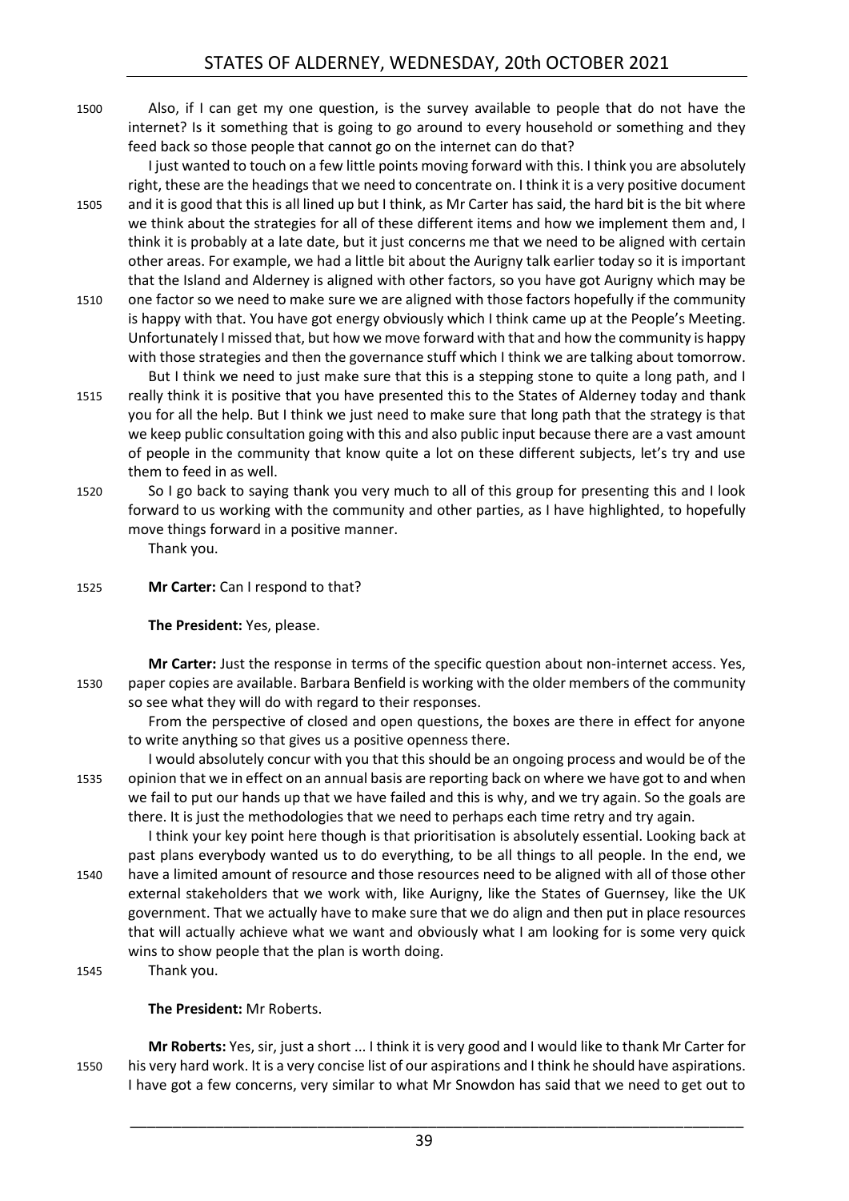Also, if I can get my one question, is the survey available to people that do not have the internet? Is it something that is going to go around to every household or something and they feed back so those people that cannot go on the internet can do that?

I just wanted to touch on a few little points moving forward with this. I think you are absolutely right, these are the headings that we need to concentrate on. I think it is a very positive document and it is good that this is all lined up but I think, as Mr Carter has said, the hard bit is the bit where we think about the strategies for all of these different items and how we implement them and, I think it is probably at a late date, but it just concerns me that we need to be aligned with certain other areas. For example, we had a little bit about the Aurigny talk earlier today so it is important that the Island and Alderney is aligned with other factors, so you have got Aurigny which may be one factor so we need to make sure we are aligned with those factors hopefully if the community is happy with that. You have got energy obviously which I think came up at the People's Meeting. Unfortunately I missed that, but how we move forward with that and how the community is happy with those strategies and then the governance stuff which I think we are talking about tomorrow.

But I think we need to just make sure that this is a stepping stone to quite a long path, and I really think it is positive that you have presented this to the States of Alderney today and thank you for all the help. But I think we just need to make sure that long path that the strategy is that we keep public consultation going with this and also public input because there are a vast amount of people in the community that know quite a lot on these different subjects, let's try and use them to feed in as well.

So I go back to saying thank you very much to all of this group for presenting this and I look forward to us working with the community and other parties, as I have highlighted, to hopefully move things forward in a positive manner.

Thank you.

**Mr Carter:** Can I respond to that?

**The President:** Yes, please.

**Mr Carter:** Just the response in terms of the specific question about non-internet access. Yes, paper copies are available. Barbara Benfield is working with the older members of the community so see what they will do with regard to their responses.

From the perspective of closed and open questions, the boxes are there in effect for anyone to write anything so that gives us a positive openness there.

I would absolutely concur with you that this should be an ongoing process and would be of the opinion that we in effect on an annual basis are reporting back on where we have got to and when we fail to put our hands up that we have failed and this is why, and we try again. So the goals are there. It is just the methodologies that we need to perhaps each time retry and try again.

I think your key point here though is that prioritisation is absolutely essential. Looking back at past plans everybody wanted us to do everything, to be all things to all people. In the end, we have a limited amount of resource and those resources need to be aligned with all of those other external stakeholders that we work with, like Aurigny, like the States of Guernsey, like the UK government. That we actually have to make sure that we do align and then put in place resources that will actually achieve what we want and obviously what I am looking for is some very quick wins to show people that the plan is worth doing.

Thank you.

**The President:** Mr Roberts.

**Mr Roberts:** Yes, sir, just a short ... I think it is very good and I would like to thank Mr Carter for his very hard work. It is a very concise list of our aspirations and I think he should have aspirations. I have got a few concerns, very similar to what Mr Snowdon has said that we need to get out to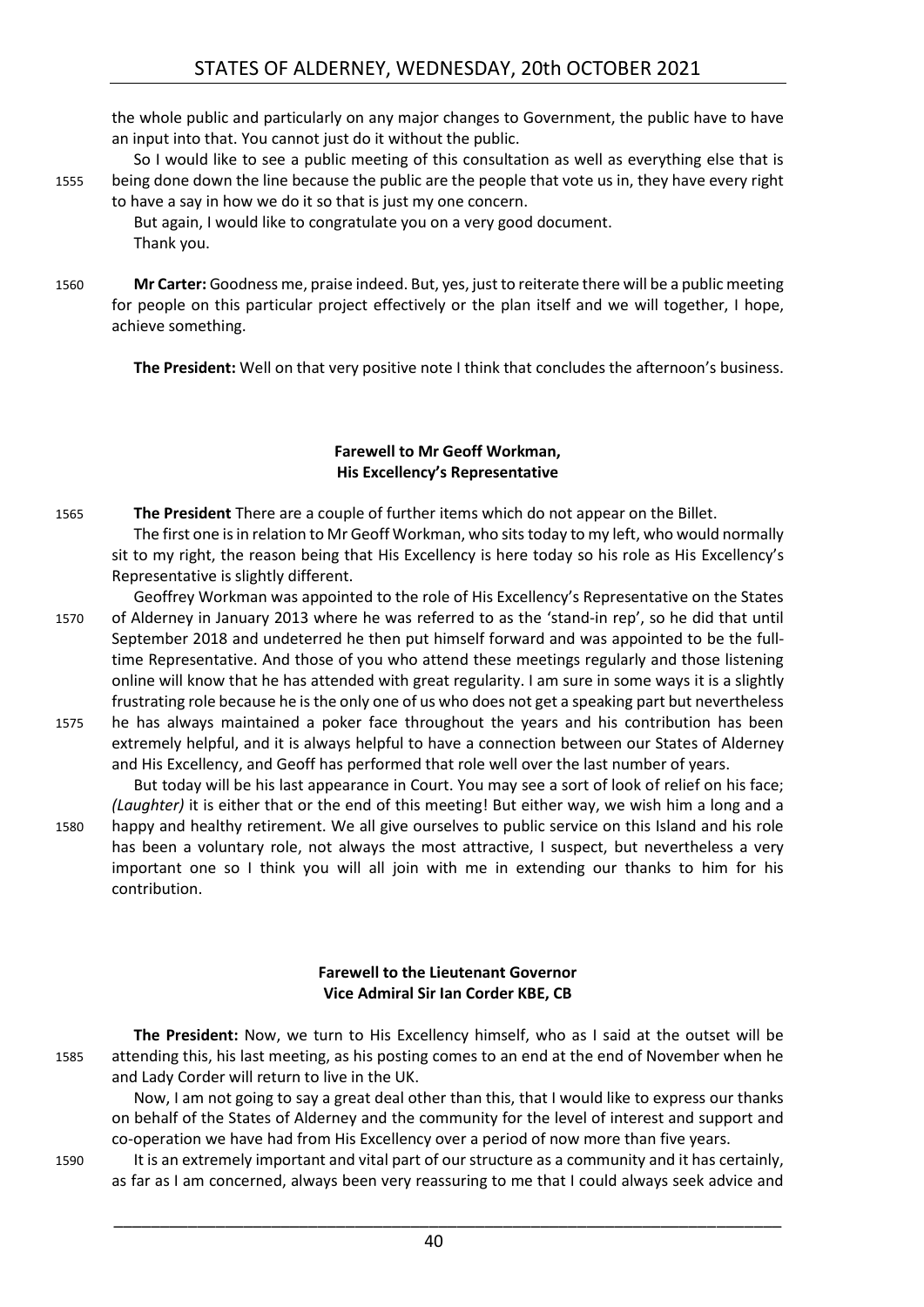the whole public and particularly on any major changes to Government, the public have to have an input into that. You cannot just do it without the public.

So I would like to see a public meeting of this consultation as well as everything else that is being done down the line because the public are the people that vote us in, they have every right to have a say in how we do it so that is just my one concern.

But again, I would like to congratulate you on a very good document.

Thank you.

**Mr Carter:** Goodness me, praise indeed. But, yes, just to reiterate there will be a public meeting for people on this particular project effectively or the plan itself and we will together, I hope, achieve something.

**The President:** Well on that very positive note I think that concludes the afternoon's business.

### Farewell to Mr Geoff Workman, His Excellency's Representative

**The President** There are a couple of further items which do not appear on the Billet.

The first one is in relation to Mr Geoff Workman, who sits today to my left, who would normally sit to my right, the reason being that His Excellency is here today so his role as His Excellency's Representative is slightly different.

Geoffrey Workman was appointed to the role of His Excellency's Representative on the States of Alderney in January 2013 where he was referred to as the 'stand-in rep', so he did that until September 2018 and undeterred he then put himself forward and was appointed to be the full-time Representative. And those of you who attend these meetings regularly and those listening online will know that he has attended with great regularity. I am sure in some ways it is a slightly frustrating role because he is the only one of us who does not get a speaking part but nevertheless he has always maintained a poker face throughout the years and his contribution has been extremely helpful, and it is always helpful to have a connection between our States of Alderney and His Excellency, and Geoff has performed that role well over the last number of years.

But today will be his last appearance in Court. You may see a sort of look of relief on his face; *(Laughter)* it is either that or the end of this meeting! But either way, we wish him a long and a happy and healthy retirement. We all give ourselves to public service on this Island and his role has been a voluntary role, not always the most attractive, I suspect, but nevertheless a very important one so I think you will all join with me in extending our thanks to him for his contribution.

### Farewell to the Lieutenant Governor Vice Admiral Sir Ian Corder KBE, CB

**The President:** Now, we turn to His Excellency himself, who as I said at the outset will be attending this, his last meeting, as his posting comes to an end at the end of November when he and Lady Corder will return to live in the UK.

Now, I am not going to say a great deal other than this, that I would like to express our thanks on behalf of the States of Alderney and the community for the level of interest and support and co-operation we have had from His Excellency over a period of now more than five years.

It is an extremely important and vital part of our structure as a community and it has certainly, as far as I am concerned, always been very reassuring to me that I could always seek advice and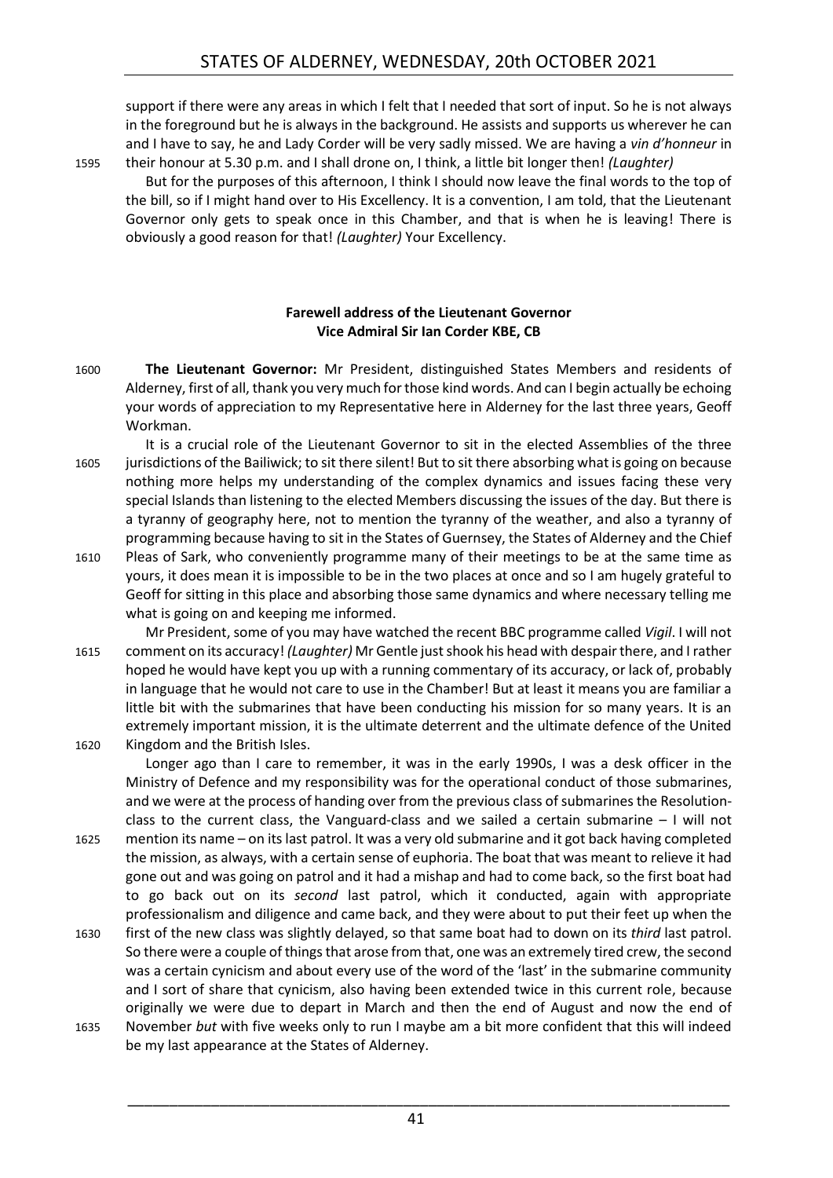support if there were any areas in which I felt that I needed that sort of input. So he is not always in the foreground but he is always in the background. He assists and supports us wherever he can and I have to say, he and Lady Corder will be very sadly missed. We are having a *vin d'honneur* in their honour at 5.30 p.m. and I shall drone on, I think, a little bit longer then! *(Laughter)*

But for the purposes of this afternoon, I think I should now leave the final words to the top of the bill, so if I might hand over to His Excellency. It is a convention, I am told, that the Lieutenant Governor only gets to speak once in this Chamber, and that is when he is leaving! There is obviously a good reason for that! *(Laughter)* Your Excellency.

**Farewell address of the Lieutenant Governor**
**Vice Admiral Sir Ian Corder KBE, CB**

**The Lieutenant Governor:** Mr President, distinguished States Members and residents of Alderney, first of all, thank you very much for those kind words. And can I begin actually be echoing your words of appreciation to my Representative here in Alderney for the last three years, Geoff Workman.

It is a crucial role of the Lieutenant Governor to sit in the elected Assemblies of the three jurisdictions of the Bailiwick; to sit there silent! But to sit there absorbing what is going on because nothing more helps my understanding of the complex dynamics and issues facing these very special Islands than listening to the elected Members discussing the issues of the day. But there is a tyranny of geography here, not to mention the tyranny of the weather, and also a tyranny of programming because having to sit in the States of Guernsey, the States of Alderney and the Chief Pleas of Sark, who conveniently programme many of their meetings to be at the same time as yours, it does mean it is impossible to be in the two places at once and so I am hugely grateful to Geoff for sitting in this place and absorbing those same dynamics and where necessary telling me what is going on and keeping me informed.

Mr President, some of you may have watched the recent BBC programme called *Vigil*. I will not comment on its accuracy! *(Laughter)* Mr Gentle just shook his head with despair there, and I rather hoped he would have kept you up with a running commentary of its accuracy, or lack of, probably in language that he would not care to use in the Chamber! But at least it means you are familiar a little bit with the submarines that have been conducting his mission for so many years. It is an extremely important mission, it is the ultimate deterrent and the ultimate defence of the United Kingdom and the British Isles.

Longer ago than I care to remember, it was in the early 1990s, I was a desk officer in the Ministry of Defence and my responsibility was for the operational conduct of those submarines, and we were at the process of handing over from the previous class of submarines the Resolution-class to the current class, the Vanguard-class and we sailed a certain submarine – I will not mention its name – on its last patrol. It was a very old submarine and it got back having completed the mission, as always, with a certain sense of euphoria. The boat that was meant to relieve it had gone out and was going on patrol and it had a mishap and had to come back, so the first boat had to go back out on its *second* last patrol, which it conducted, again with appropriate professionalism and diligence and came back, and they were about to put their feet up when the first of the new class was slightly delayed, so that same boat had to down on its *third* last patrol. So there were a couple of things that arose from that, one was an extremely tired crew, the second was a certain cynicism and about every use of the word of the 'last' in the submarine community and I sort of share that cynicism, also having been extended twice in this current role, because originally we were due to depart in March and then the end of August and now the end of November *but* with five weeks only to run I maybe am a bit more confident that this will indeed be my last appearance at the States of Alderney.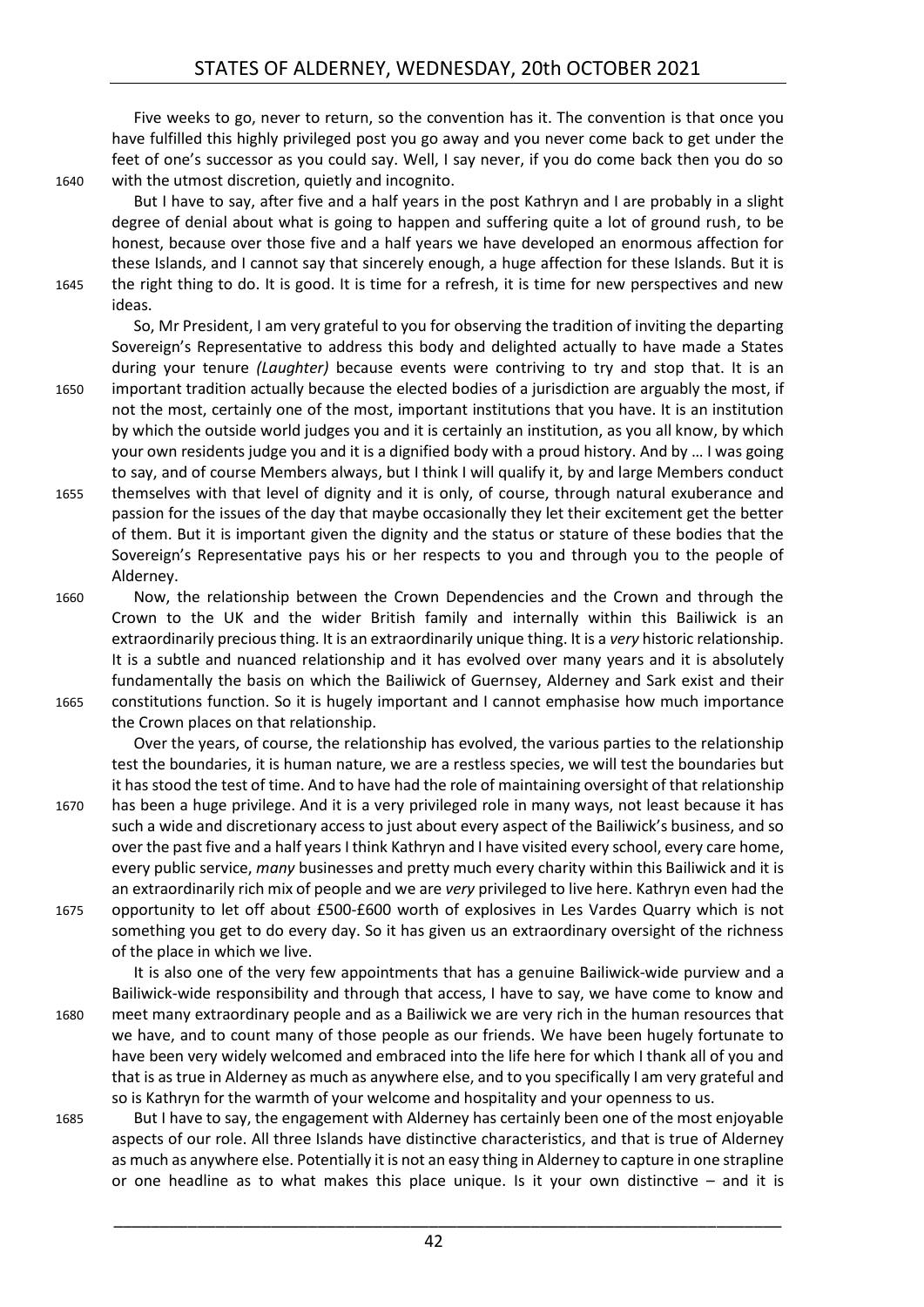Five weeks to go, never to return, so the convention has it. The convention is that once you have fulfilled this highly privileged post you go away and you never come back to get under the feet of one's successor as you could say. Well, I say never, if you do come back then you do so with the utmost discretion, quietly and incognito.

But I have to say, after five and a half years in the post Kathryn and I are probably in a slight degree of denial about what is going to happen and suffering quite a lot of ground rush, to be honest, because over those five and a half years we have developed an enormous affection for these Islands, and I cannot say that sincerely enough, a huge affection for these Islands. But it is the right thing to do. It is good. It is time for a refresh, it is time for new perspectives and new ideas.

So, Mr President, I am very grateful to you for observing the tradition of inviting the departing Sovereign's Representative to address this body and delighted actually to have made a States during your tenure *(Laughter)* because events were contriving to try and stop that. It is an important tradition actually because the elected bodies of a jurisdiction are arguably the most, if not the most, certainly one of the most, important institutions that you have. It is an institution by which the outside world judges you and it is certainly an institution, as you all know, by which your own residents judge you and it is a dignified body with a proud history. And by … I was going to say, and of course Members always, but I think I will qualify it, by and large Members conduct themselves with that level of dignity and it is only, of course, through natural exuberance and passion for the issues of the day that maybe occasionally they let their excitement get the better of them. But it is important given the dignity and the status or stature of these bodies that the Sovereign's Representative pays his or her respects to you and through you to the people of Alderney.

Now, the relationship between the Crown Dependencies and the Crown and through the Crown to the UK and the wider British family and internally within this Bailiwick is an extraordinarily precious thing. It is an extraordinarily unique thing. It is a *very* historic relationship. It is a subtle and nuanced relationship and it has evolved over many years and it is absolutely fundamentally the basis on which the Bailiwick of Guernsey, Alderney and Sark exist and their constitutions function. So it is hugely important and I cannot emphasise how much importance the Crown places on that relationship.

Over the years, of course, the relationship has evolved, the various parties to the relationship test the boundaries, it is human nature, we are a restless species, we will test the boundaries but it has stood the test of time. And to have had the role of maintaining oversight of that relationship has been a huge privilege. And it is a very privileged role in many ways, not least because it has such a wide and discretionary access to just about every aspect of the Bailiwick's business, and so over the past five and a half years I think Kathryn and I have visited every school, every care home, every public service, *many* businesses and pretty much every charity within this Bailiwick and it is an extraordinarily rich mix of people and we are *very* privileged to live here. Kathryn even had the opportunity to let off about £500-£600 worth of explosives in Les Vardes Quarry which is not something you get to do every day. So it has given us an extraordinary oversight of the richness of the place in which we live.

It is also one of the very few appointments that has a genuine Bailiwick-wide purview and a Bailiwick-wide responsibility and through that access, I have to say, we have come to know and meet many extraordinary people and as a Bailiwick we are very rich in the human resources that we have, and to count many of those people as our friends. We have been hugely fortunate to have been very widely welcomed and embraced into the life here for which I thank all of you and that is as true in Alderney as much as anywhere else, and to you specifically I am very grateful and so is Kathryn for the warmth of your welcome and hospitality and your openness to us.

But I have to say, the engagement with Alderney has certainly been one of the most enjoyable aspects of our role. All three Islands have distinctive characteristics, and that is true of Alderney as much as anywhere else. Potentially it is not an easy thing in Alderney to capture in one strapline or one headline as to what makes this place unique. Is it your own distinctive – and it is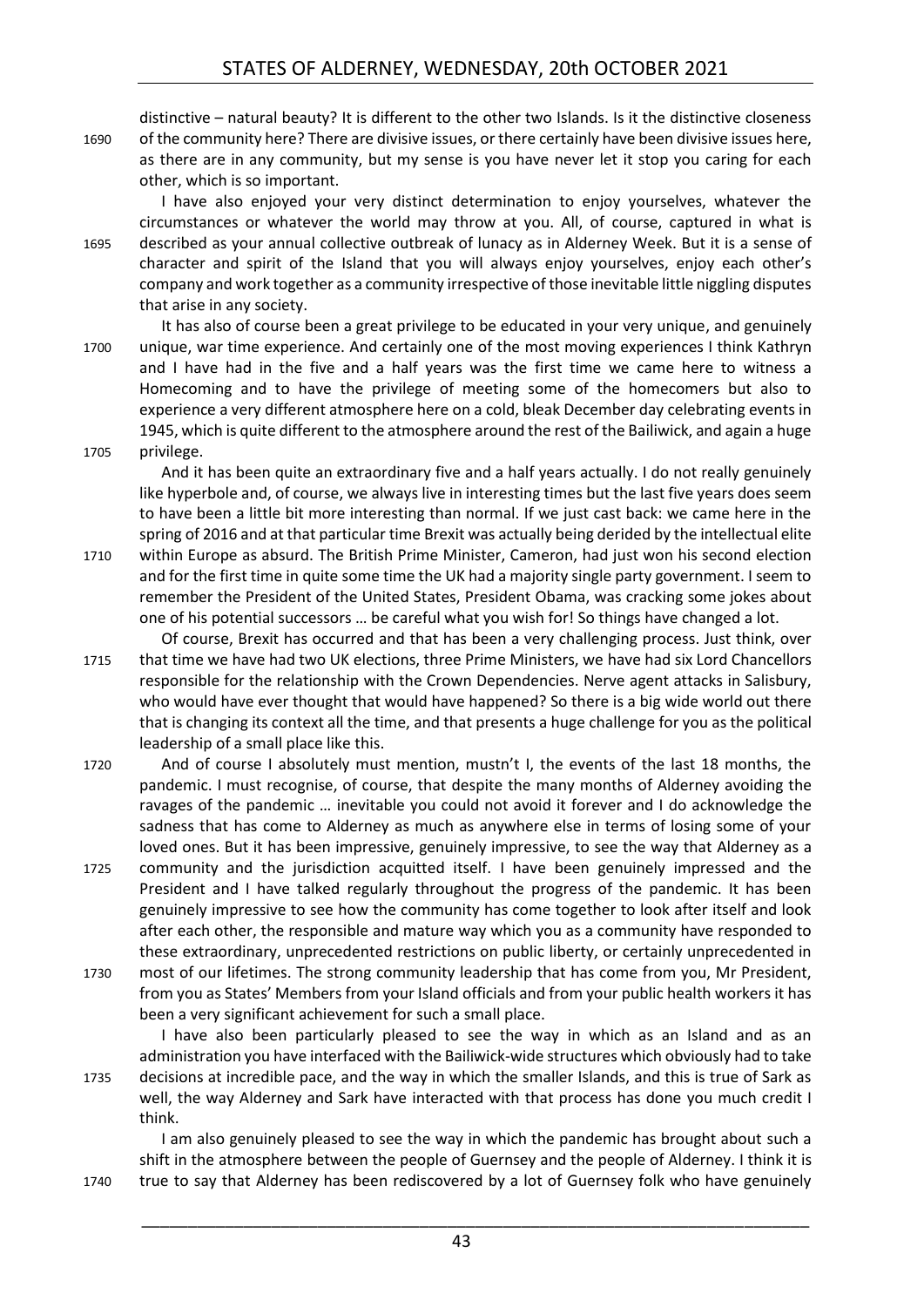distinctive – natural beauty? It is different to the other two Islands. Is it the distinctive closeness of the community here? There are divisive issues, or there certainly have been divisive issues here, as there are in any community, but my sense is you have never let it stop you caring for each other, which is so important.

I have also enjoyed your very distinct determination to enjoy yourselves, whatever the circumstances or whatever the world may throw at you. All, of course, captured in what is described as your annual collective outbreak of lunacy as in Alderney Week. But it is a sense of character and spirit of the Island that you will always enjoy yourselves, enjoy each other's company and work together as a community irrespective of those inevitable little niggling disputes that arise in any society.

It has also of course been a great privilege to be educated in your very unique, and genuinely unique, war time experience. And certainly one of the most moving experiences I think Kathryn and I have had in the five and a half years was the first time we came here to witness a Homecoming and to have the privilege of meeting some of the homecomers but also to experience a very different atmosphere here on a cold, bleak December day celebrating events in 1945, which is quite different to the atmosphere around the rest of the Bailiwick, and again a huge privilege.

And it has been quite an extraordinary five and a half years actually. I do not really genuinely like hyperbole and, of course, we always live in interesting times but the last five years does seem to have been a little bit more interesting than normal. If we just cast back: we came here in the spring of 2016 and at that particular time Brexit was actually being derided by the intellectual elite within Europe as absurd. The British Prime Minister, Cameron, had just won his second election and for the first time in quite some time the UK had a majority single party government. I seem to remember the President of the United States, President Obama, was cracking some jokes about one of his potential successors … be careful what you wish for! So things have changed a lot.

Of course, Brexit has occurred and that has been a very challenging process. Just think, over that time we have had two UK elections, three Prime Ministers, we have had six Lord Chancellors responsible for the relationship with the Crown Dependencies. Nerve agent attacks in Salisbury, who would have ever thought that would have happened? So there is a big wide world out there that is changing its context all the time, and that presents a huge challenge for you as the political leadership of a small place like this.

And of course I absolutely must mention, mustn't I, the events of the last 18 months, the pandemic. I must recognise, of course, that despite the many months of Alderney avoiding the ravages of the pandemic … inevitable you could not avoid it forever and I do acknowledge the sadness that has come to Alderney as much as anywhere else in terms of losing some of your loved ones. But it has been impressive, genuinely impressive, to see the way that Alderney as a community and the jurisdiction acquitted itself. I have been genuinely impressed and the President and I have talked regularly throughout the progress of the pandemic. It has been genuinely impressive to see how the community has come together to look after itself and look after each other, the responsible and mature way which you as a community have responded to these extraordinary, unprecedented restrictions on public liberty, or certainly unprecedented in most of our lifetimes. The strong community leadership that has come from you, Mr President, from you as States' Members from your Island officials and from your public health workers it has been a very significant achievement for such a small place.

I have also been particularly pleased to see the way in which as an Island and as an administration you have interfaced with the Bailiwick-wide structures which obviously had to take decisions at incredible pace, and the way in which the smaller Islands, and this is true of Sark as well, the way Alderney and Sark have interacted with that process has done you much credit I think.

I am also genuinely pleased to see the way in which the pandemic has brought about such a shift in the atmosphere between the people of Guernsey and the people of Alderney. I think it is true to say that Alderney has been rediscovered by a lot of Guernsey folk who have genuinely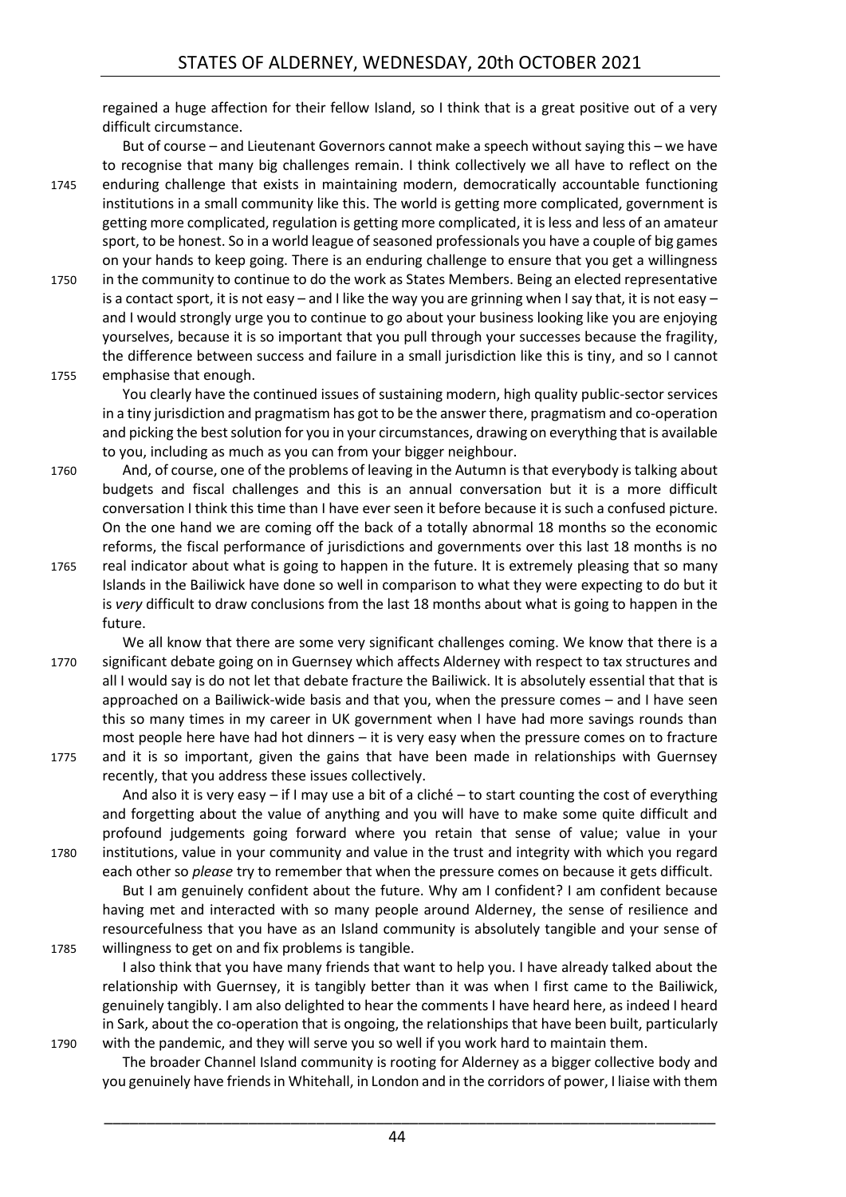regained a huge affection for their fellow Island, so I think that is a great positive out of a very difficult circumstance.

But of course – and Lieutenant Governors cannot make a speech without saying this – we have to recognise that many big challenges remain. I think collectively we all have to reflect on the enduring challenge that exists in maintaining modern, democratically accountable functioning institutions in a small community like this. The world is getting more complicated, government is getting more complicated, regulation is getting more complicated, it is less and less of an amateur sport, to be honest. So in a world league of seasoned professionals you have a couple of big games on your hands to keep going. There is an enduring challenge to ensure that you get a willingness in the community to continue to do the work as States Members. Being an elected representative is a contact sport, it is not easy – and I like the way you are grinning when I say that, it is not easy – and I would strongly urge you to continue to go about your business looking like you are enjoying yourselves, because it is so important that you pull through your successes because the fragility, the difference between success and failure in a small jurisdiction like this is tiny, and so I cannot emphasise that enough.

You clearly have the continued issues of sustaining modern, high quality public-sector services in a tiny jurisdiction and pragmatism has got to be the answer there, pragmatism and co-operation and picking the best solution for you in your circumstances, drawing on everything that is available to you, including as much as you can from your bigger neighbour.

And, of course, one of the problems of leaving in the Autumn is that everybody is talking about budgets and fiscal challenges and this is an annual conversation but it is a more difficult conversation I think this time than I have ever seen it before because it is such a confused picture. On the one hand we are coming off the back of a totally abnormal 18 months so the economic reforms, the fiscal performance of jurisdictions and governments over this last 18 months is no real indicator about what is going to happen in the future. It is extremely pleasing that so many Islands in the Bailiwick have done so well in comparison to what they were expecting to do but it is *very* difficult to draw conclusions from the last 18 months about what is going to happen in the future.

We all know that there are some very significant challenges coming. We know that there is a significant debate going on in Guernsey which affects Alderney with respect to tax structures and all I would say is do not let that debate fracture the Bailiwick. It is absolutely essential that that is approached on a Bailiwick-wide basis and that you, when the pressure comes – and I have seen this so many times in my career in UK government when I have had more savings rounds than most people here have had hot dinners – it is very easy when the pressure comes on to fracture and it is so important, given the gains that have been made in relationships with Guernsey recently, that you address these issues collectively.

And also it is very easy – if I may use a bit of a cliché – to start counting the cost of everything and forgetting about the value of anything and you will have to make some quite difficult and profound judgements going forward where you retain that sense of value; value in your institutions, value in your community and value in the trust and integrity with which you regard each other so *please* try to remember that when the pressure comes on because it gets difficult.

But I am genuinely confident about the future. Why am I confident? I am confident because having met and interacted with so many people around Alderney, the sense of resilience and resourcefulness that you have as an Island community is absolutely tangible and your sense of willingness to get on and fix problems is tangible.

I also think that you have many friends that want to help you. I have already talked about the relationship with Guernsey, it is tangibly better than it was when I first came to the Bailiwick, genuinely tangibly. I am also delighted to hear the comments I have heard here, as indeed I heard in Sark, about the co-operation that is ongoing, the relationships that have been built, particularly with the pandemic, and they will serve you so well if you work hard to maintain them.

The broader Channel Island community is rooting for Alderney as a bigger collective body and you genuinely have friends in Whitehall, in London and in the corridors of power, I liaise with them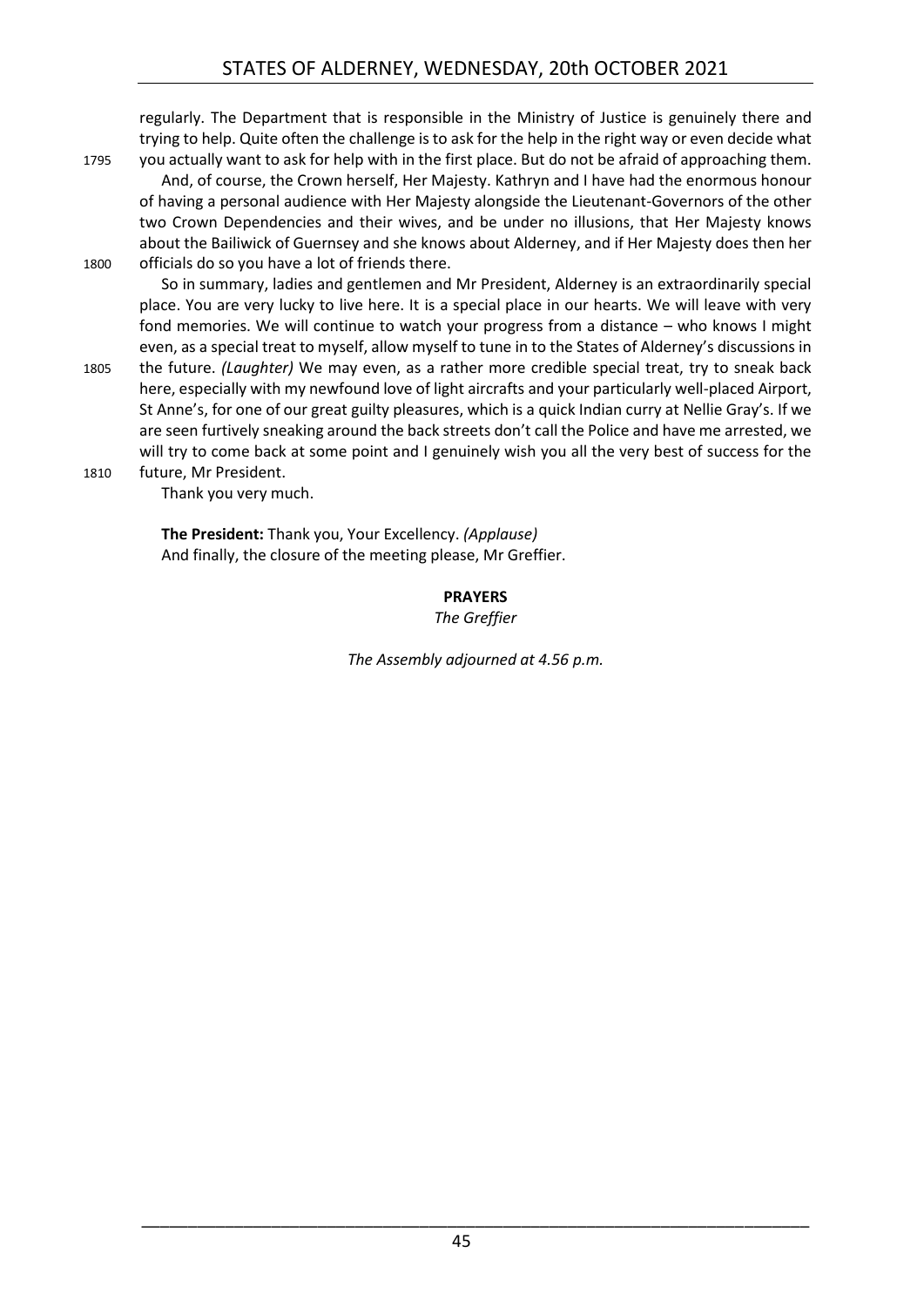regularly. The Department that is responsible in the Ministry of Justice is genuinely there and trying to help. Quite often the challenge is to ask for the help in the right way or even decide what you actually want to ask for help with in the first place. But do not be afraid of approaching them.

And, of course, the Crown herself, Her Majesty. Kathryn and I have had the enormous honour of having a personal audience with Her Majesty alongside the Lieutenant-Governors of the other two Crown Dependencies and their wives, and be under no illusions, that Her Majesty knows about the Bailiwick of Guernsey and she knows about Alderney, and if Her Majesty does then her officials do so you have a lot of friends there.

So in summary, ladies and gentlemen and Mr President, Alderney is an extraordinarily special place. You are very lucky to live here. It is a special place in our hearts. We will leave with very fond memories. We will continue to watch your progress from a distance – who knows I might even, as a special treat to myself, allow myself to tune in to the States of Alderney's discussions in the future. *(Laughter)* We may even, as a rather more credible special treat, try to sneak back here, especially with my newfound love of light aircrafts and your particularly well-placed Airport, St Anne's, for one of our great guilty pleasures, which is a quick Indian curry at Nellie Gray's. If we are seen furtively sneaking around the back streets don't call the Police and have me arrested, we will try to come back at some point and I genuinely wish you all the very best of success for the future, Mr President.

Thank you very much.

**The President:** Thank you, Your Excellency. *(Applause)*

And finally, the closure of the meeting please, Mr Greffier.

**PRAYERS**

*The Greffier*

*The Assembly adjourned at 4.56 p.m.*